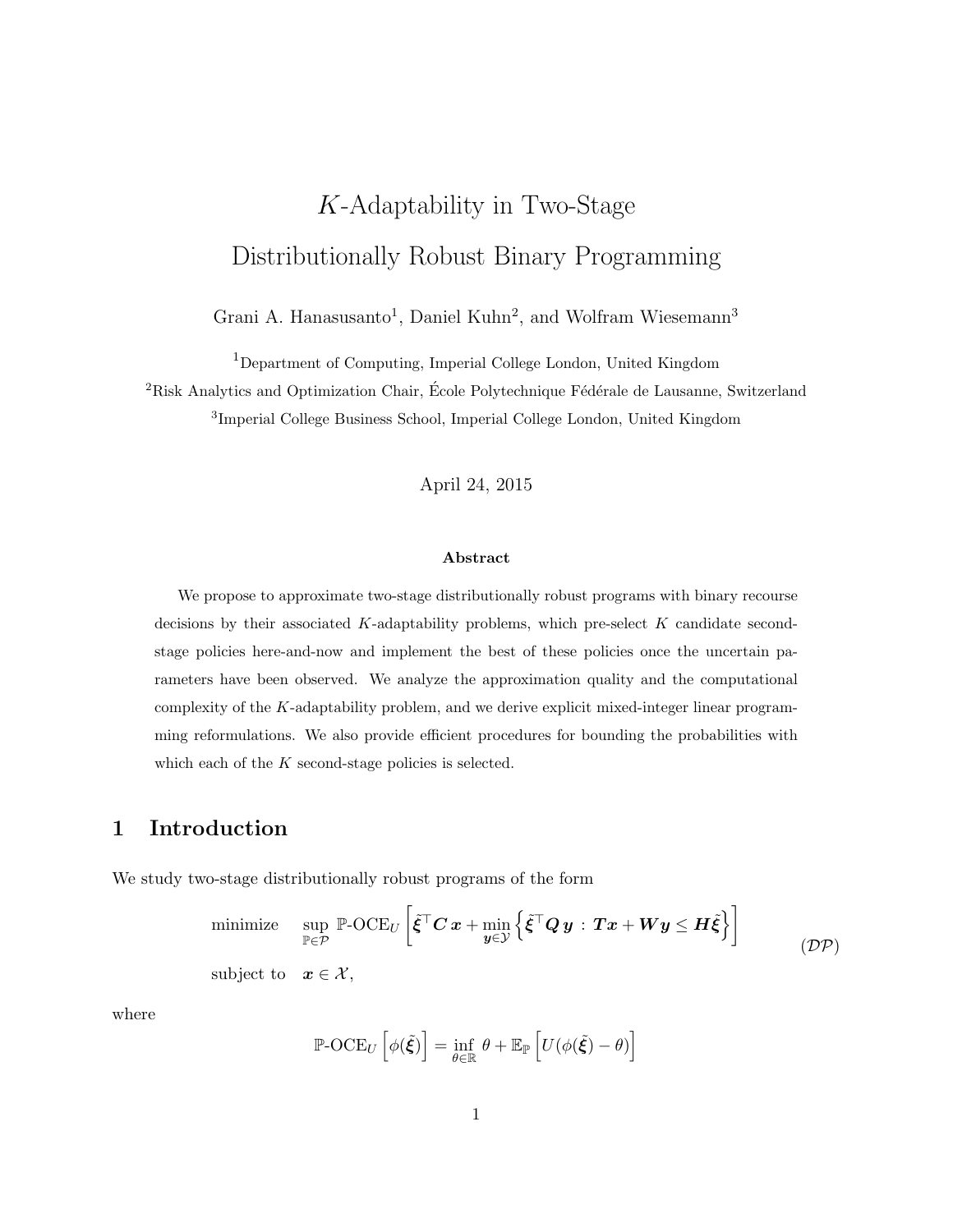# $K$-Adaptability in Two-Stage Distributionally Robust Binary Programming

Grani A. Hanasusanto[1], Daniel Kuhn[2], and Wolfram Wiesemann[3]

[1]Department of Computing, Imperial College London, United Kingdom

[2]Risk Analytics and Optimization Chair, École Polytechnique Fédérale de Lausanne, Switzerland

[3]Imperial College Business School, Imperial College London, United Kingdom

April 24, 2015

**Abstract**

We propose to approximate two-stage distributionally robust programs with binary recourse decisions by their associated $K$-adaptability problems, which pre-select $K$ candidate second-stage policies here-and-now and implement the best of these policies once the uncertain parameters have been observed. We analyze the approximation quality and the computational complexity of the $K$-adaptability problem, and we derive explicit mixed-integer linear programming reformulations. We also provide efficient procedures for bounding the probabilities with which each of the $K$ second-stage policies is selected.

## 1 Introduction

We study two-stage distributionally robust programs of the form

$$
\begin{aligned}
&\text{minimize} && \sup_{\mathbb{P}\in\mathcal{P}} \ \mathbb{P}\text{-OCE}_U \left[ \tilde{\boldsymbol{\xi}}^\top \boldsymbol{C}\, \boldsymbol{x} + \min_{\boldsymbol{y}\in\mathcal{Y}} \left\{ \tilde{\boldsymbol{\xi}}^\top \boldsymbol{Q}\, \boldsymbol{y} \, : \, \boldsymbol{T}\boldsymbol{x} + \boldsymbol{W}\boldsymbol{y} \leq \boldsymbol{H}\tilde{\boldsymbol{\xi}} \right\} \right] \\
&\text{subject to} && \boldsymbol{x} \in \mathcal{X},
\end{aligned}
\qquad (\mathcal{DP})
$$

where

$$
\mathbb{P}\text{-OCE}_U \left[ \phi(\tilde{\boldsymbol{\xi}}) \right] = \inf_{\theta\in\mathbb{R}} \ \theta + \mathbb{E}_{\mathbb{P}} \left[ U(\phi(\tilde{\boldsymbol{\xi}}) - \theta) \right]
$$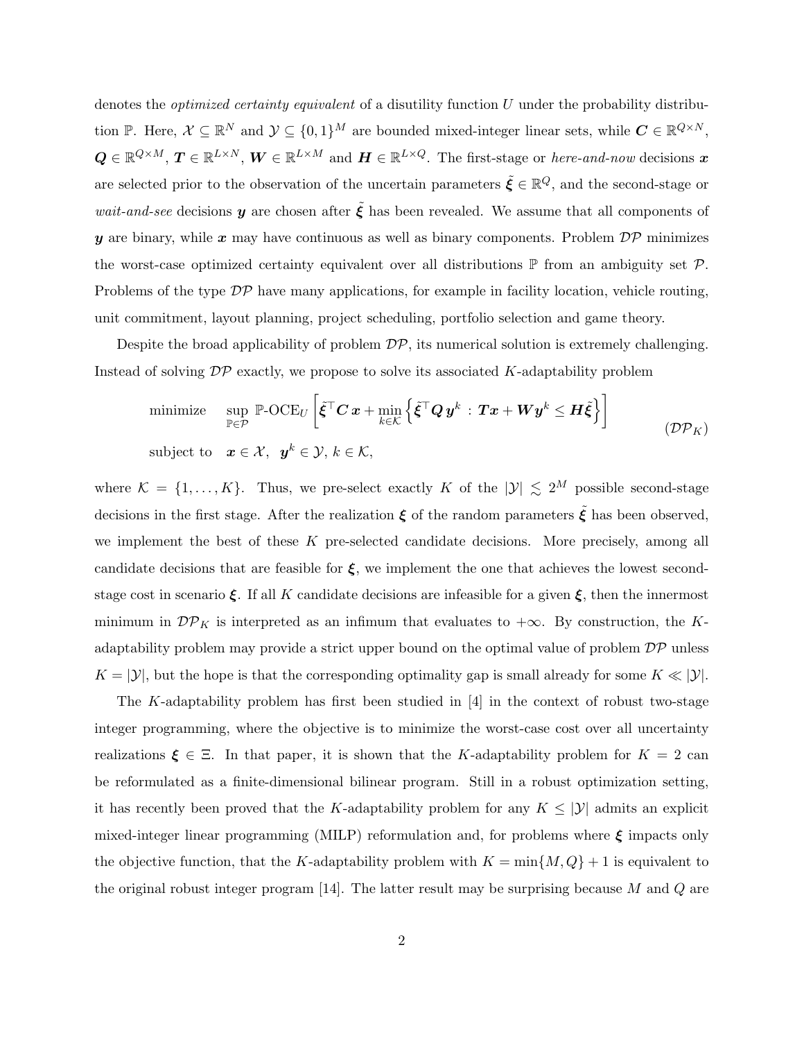denotes the *optimized certainty equivalent* of a disutility function $U$ under the probability distribution $\mathbb{P}$. Here, $\mathcal{X} \subseteq \mathbb{R}^N$ and $\mathcal{Y} \subseteq \{0,1\}^M$ are bounded mixed-integer linear sets, while $\boldsymbol{C} \in \mathbb{R}^{Q \times N}$, $\boldsymbol{Q} \in \mathbb{R}^{Q \times M}$, $\boldsymbol{T} \in \mathbb{R}^{L \times N}$, $\boldsymbol{W} \in \mathbb{R}^{L \times M}$ and $\boldsymbol{H} \in \mathbb{R}^{L \times Q}$. The first-stage or *here-and-now* decisions $\boldsymbol{x}$ are selected prior to the observation of the uncertain parameters $\tilde{\boldsymbol{\xi}} \in \mathbb{R}^Q$, and the second-stage or *wait-and-see* decisions $\boldsymbol{y}$ are chosen after $\tilde{\boldsymbol{\xi}}$ has been revealed. We assume that all components of $\boldsymbol{y}$ are binary, while $\boldsymbol{x}$ may have continuous as well as binary components. Problem $\mathcal{DP}$ minimizes the worst-case optimized certainty equivalent over all distributions $\mathbb{P}$ from an ambiguity set $\mathcal{P}$. Problems of the type $\mathcal{DP}$ have many applications, for example in facility location, vehicle routing, unit commitment, layout planning, project scheduling, portfolio selection and game theory.

Despite the broad applicability of problem $\mathcal{DP}$, its numerical solution is extremely challenging. Instead of solving $\mathcal{DP}$ exactly, we propose to solve its associated $K$-adaptability problem

$$
\begin{aligned}
&\text{minimize} \quad \sup_{\mathbb{P} \in \mathcal{P}} \mathbb{P}\text{-OCE}_U \left[ \tilde{\boldsymbol{\xi}}^\top \boldsymbol{C}\, \boldsymbol{x} + \min_{k \in \mathcal{K}} \left\{ \tilde{\boldsymbol{\xi}}^\top \boldsymbol{Q}\, \boldsymbol{y}^k \ : \ \boldsymbol{T}\boldsymbol{x} + \boldsymbol{W}\boldsymbol{y}^k \leq \boldsymbol{H}\tilde{\boldsymbol{\xi}} \right\} \right] \\
&\text{subject to} \quad \boldsymbol{x} \in \mathcal{X}, \ \ \boldsymbol{y}^k \in \mathcal{Y}, \, k \in \mathcal{K},
\end{aligned}
\qquad (\mathcal{DP}_K)
$$

where $\mathcal{K} = \{1, \ldots, K\}$. Thus, we pre-select exactly $K$ of the $|\mathcal{Y}| \lesssim 2^M$ possible second-stage decisions in the first stage. After the realization $\boldsymbol{\xi}$ of the random parameters $\tilde{\boldsymbol{\xi}}$ has been observed, we implement the best of these $K$ pre-selected candidate decisions. More precisely, among all candidate decisions that are feasible for $\boldsymbol{\xi}$, we implement the one that achieves the lowest second-stage cost in scenario $\boldsymbol{\xi}$. If all $K$ candidate decisions are infeasible for a given $\boldsymbol{\xi}$, then the innermost minimum in $\mathcal{DP}_K$ is interpreted as an infimum that evaluates to $+\infty$. By construction, the $K$-adaptability problem may provide a strict upper bound on the optimal value of problem $\mathcal{DP}$ unless $K = |\mathcal{Y}|$, but the hope is that the corresponding optimality gap is small already for some $K \ll |\mathcal{Y}|$.

The $K$-adaptability problem has first been studied in [4] in the context of robust two-stage integer programming, where the objective is to minimize the worst-case cost over all uncertainty realizations $\boldsymbol{\xi} \in \Xi$. In that paper, it is shown that the $K$-adaptability problem for $K = 2$ can be reformulated as a finite-dimensional bilinear program. Still in a robust optimization setting, it has recently been proved that the $K$-adaptability problem for any $K \leq |\mathcal{Y}|$ admits an explicit mixed-integer linear programming (MILP) reformulation and, for problems where $\boldsymbol{\xi}$ impacts only the objective function, that the $K$-adaptability problem with $K = \min\{M, Q\} + 1$ is equivalent to the original robust integer program [14]. The latter result may be surprising because $M$ and $Q$ are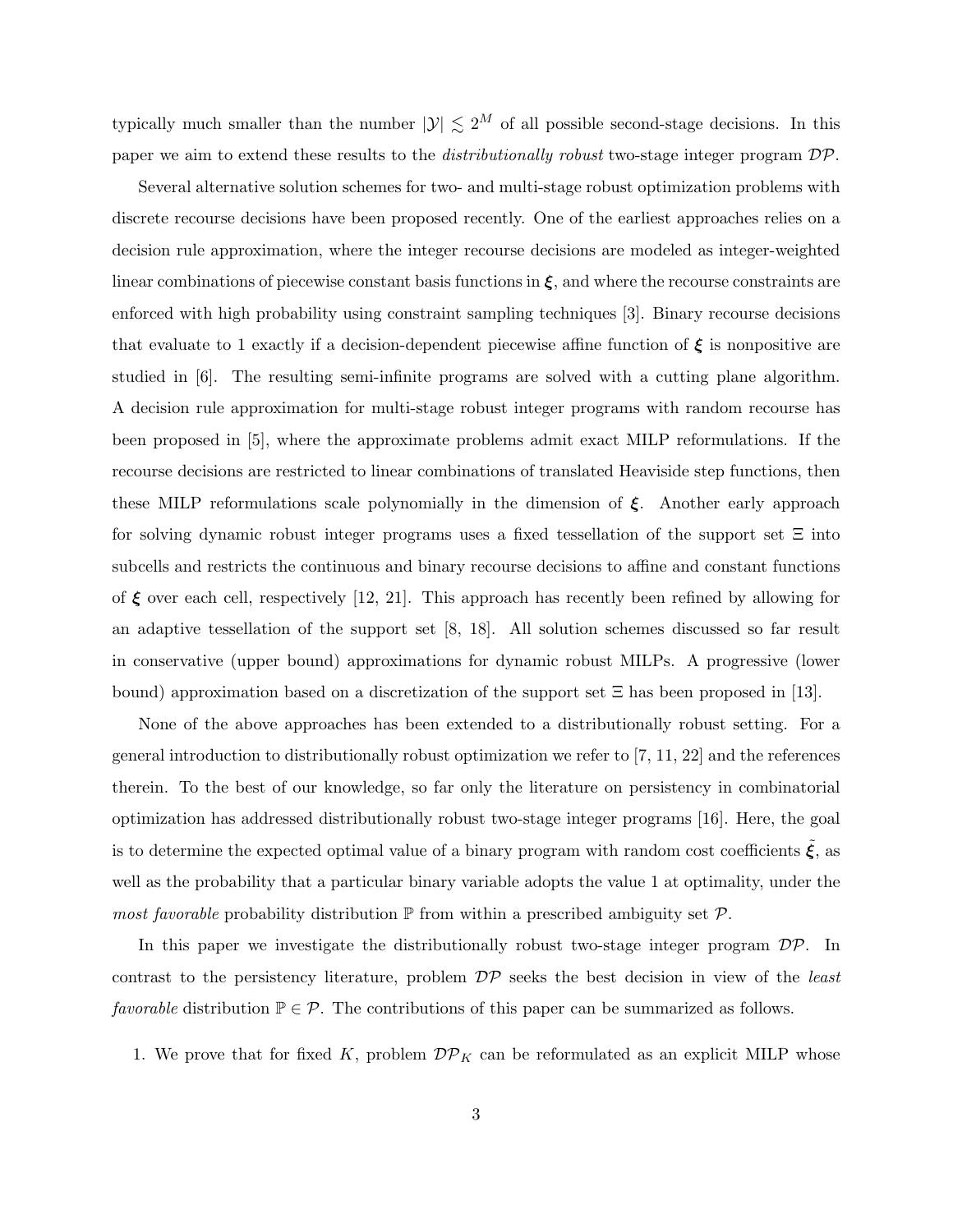typically much smaller than the number $|\mathcal{Y}| \lesssim 2^M$ of all possible second-stage decisions. In this paper we aim to extend these results to the *distributionally robust* two-stage integer program $\mathcal{DP}$.

Several alternative solution schemes for two- and multi-stage robust optimization problems with discrete recourse decisions have been proposed recently. One of the earliest approaches relies on a decision rule approximation, where the integer recourse decisions are modeled as integer-weighted linear combinations of piecewise constant basis functions in $\boldsymbol{\xi}$, and where the recourse constraints are enforced with high probability using constraint sampling techniques [3]. Binary recourse decisions that evaluate to 1 exactly if a decision-dependent piecewise affine function of $\boldsymbol{\xi}$ is nonpositive are studied in [6]. The resulting semi-infinite programs are solved with a cutting plane algorithm. A decision rule approximation for multi-stage robust integer programs with random recourse has been proposed in [5], where the approximate problems admit exact MILP reformulations. If the recourse decisions are restricted to linear combinations of translated Heaviside step functions, then these MILP reformulations scale polynomially in the dimension of $\boldsymbol{\xi}$. Another early approach for solving dynamic robust integer programs uses a fixed tessellation of the support set $\Xi$ into subcells and restricts the continuous and binary recourse decisions to affine and constant functions of $\boldsymbol{\xi}$ over each cell, respectively [12, 21]. This approach has recently been refined by allowing for an adaptive tessellation of the support set [8, 18]. All solution schemes discussed so far result in conservative (upper bound) approximations for dynamic robust MILPs. A progressive (lower bound) approximation based on a discretization of the support set $\Xi$ has been proposed in [13].

None of the above approaches has been extended to a distributionally robust setting. For a general introduction to distributionally robust optimization we refer to [7, 11, 22] and the references therein. To the best of our knowledge, so far only the literature on persistency in combinatorial optimization has addressed distributionally robust two-stage integer programs [16]. Here, the goal is to determine the expected optimal value of a binary program with random cost coefficients $\tilde{\boldsymbol{\xi}}$, as well as the probability that a particular binary variable adopts the value 1 at optimality, under the *most favorable* probability distribution $\mathbb{P}$ from within a prescribed ambiguity set $\mathcal{P}$.

In this paper we investigate the distributionally robust two-stage integer program $\mathcal{DP}$. In contrast to the persistency literature, problem $\mathcal{DP}$ seeks the best decision in view of the *least favorable* distribution $\mathbb{P} \in \mathcal{P}$. The contributions of this paper can be summarized as follows.

1. We prove that for fixed $K$, problem $\mathcal{DP}_K$ can be reformulated as an explicit MILP whose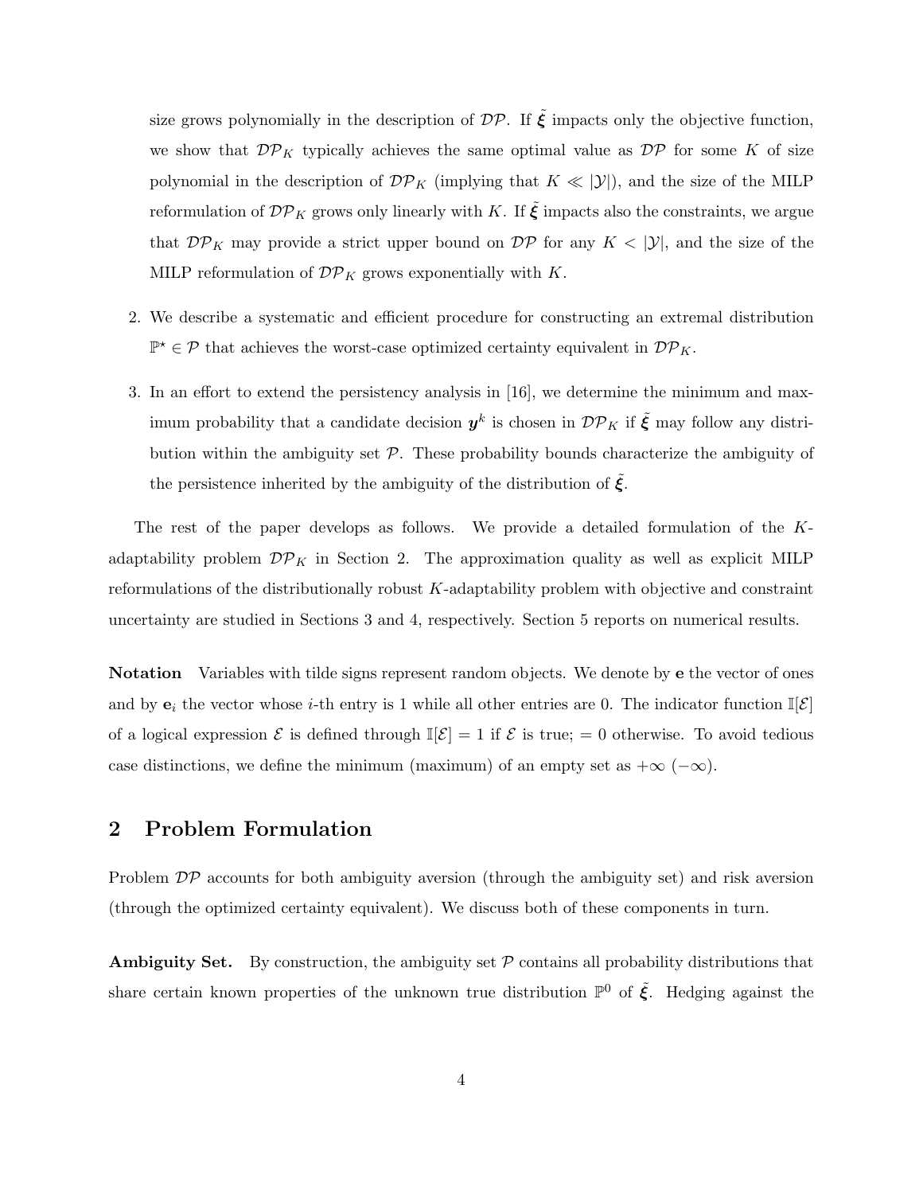size grows polynomially in the description of $\mathcal{DP}$. If $\tilde{\boldsymbol{\xi}}$ impacts only the objective function, we show that $\mathcal{DP}_K$ typically achieves the same optimal value as $\mathcal{DP}$ for some $K$ of size polynomial in the description of $\mathcal{DP}_K$ (implying that $K \ll |\mathcal{Y}|$), and the size of the MILP reformulation of $\mathcal{DP}_K$ grows only linearly with $K$. If $\tilde{\boldsymbol{\xi}}$ impacts also the constraints, we argue that $\mathcal{DP}_K$ may provide a strict upper bound on $\mathcal{DP}$ for any $K < |\mathcal{Y}|$, and the size of the MILP reformulation of $\mathcal{DP}_K$ grows exponentially with $K$.

2. We describe a systematic and efficient procedure for constructing an extremal distribution $\mathbb{P}^\star \in \mathcal{P}$ that achieves the worst-case optimized certainty equivalent in $\mathcal{DP}_K$.

3. In an effort to extend the persistency analysis in [16], we determine the minimum and maximum probability that a candidate decision $\boldsymbol{y}^k$ is chosen in $\mathcal{DP}_K$ if $\tilde{\boldsymbol{\xi}}$ may follow any distribution within the ambiguity set $\mathcal{P}$. These probability bounds characterize the ambiguity of the persistence inherited by the ambiguity of the distribution of $\tilde{\boldsymbol{\xi}}$.

The rest of the paper develops as follows. We provide a detailed formulation of the $K$-adaptability problem $\mathcal{DP}_K$ in Section 2. The approximation quality as well as explicit MILP reformulations of the distributionally robust $K$-adaptability problem with objective and constraint uncertainty are studied in Sections 3 and 4, respectively. Section 5 reports on numerical results.

**Notation** Variables with tilde signs represent random objects. We denote by $\mathbf{e}$ the vector of ones and by $\mathbf{e}_i$ the vector whose $i$-th entry is 1 while all other entries are 0. The indicator function $\mathbb{I}[\mathcal{E}]$ of a logical expression $\mathcal{E}$ is defined through $\mathbb{I}[\mathcal{E}] = 1$ if $\mathcal{E}$ is true; $= 0$ otherwise. To avoid tedious case distinctions, we define the minimum (maximum) of an empty set as $+\infty$ ($-\infty$).

## 2 Problem Formulation

Problem $\mathcal{DP}$ accounts for both ambiguity aversion (through the ambiguity set) and risk aversion (through the optimized certainty equivalent). We discuss both of these components in turn.

**Ambiguity Set.** By construction, the ambiguity set $\mathcal{P}$ contains all probability distributions that share certain known properties of the unknown true distribution $\mathbb{P}^0$ of $\tilde{\boldsymbol{\xi}}$. Hedging against the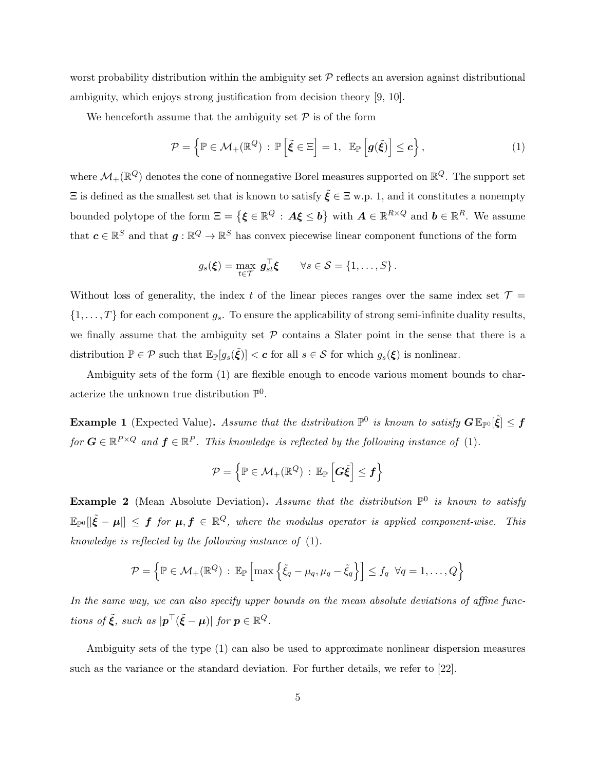worst probability distribution within the ambiguity set $\mathcal{P}$ reflects an aversion against distributional ambiguity, which enjoys strong justification from decision theory [9, 10].

We henceforth assume that the ambiguity set $\mathcal{P}$ is of the form

$$\mathcal{P} = \left\{ \mathbb{P} \in \mathcal{M}_+(\mathbb{R}^Q) \,:\, \mathbb{P}\left[\tilde{\boldsymbol{\xi}} \in \Xi\right] = 1,\ \ \mathbb{E}_{\mathbb{P}}\left[\boldsymbol{g}(\tilde{\boldsymbol{\xi}})\right] \leq \boldsymbol{c} \right\}, \tag{1}$$

where $\mathcal{M}_+(\mathbb{R}^Q)$ denotes the cone of nonnegative Borel measures supported on $\mathbb{R}^Q$. The support set $\Xi$ is defined as the smallest set that is known to satisfy $\tilde{\boldsymbol{\xi}} \in \Xi$ w.p. 1, and it constitutes a nonempty bounded polytope of the form $\Xi = \left\{ \boldsymbol{\xi} \in \mathbb{R}^Q \,:\, \boldsymbol{A}\boldsymbol{\xi} \leq \boldsymbol{b} \right\}$ with $\boldsymbol{A} \in \mathbb{R}^{R \times Q}$ and $\boldsymbol{b} \in \mathbb{R}^R$. We assume that $\boldsymbol{c} \in \mathbb{R}^S$ and that $\boldsymbol{g} : \mathbb{R}^Q \to \mathbb{R}^S$ has convex piecewise linear component functions of the form

$$g_s(\boldsymbol{\xi}) = \max_{t \in \mathcal{T}} \ \boldsymbol{g}_{st}^\top \boldsymbol{\xi} \qquad \forall s \in \mathcal{S} = \{1, \ldots, S\}.$$

Without loss of generality, the index $t$ of the linear pieces ranges over the same index set $\mathcal{T} = \{1, \ldots, T\}$ for each component $g_s$. To ensure the applicability of strong semi-infinite duality results, we finally assume that the ambiguity set $\mathcal{P}$ contains a Slater point in the sense that there is a distribution $\mathbb{P} \in \mathcal{P}$ such that $\mathbb{E}_{\mathbb{P}}[g_s(\tilde{\boldsymbol{\xi}})] < \boldsymbol{c}$ for all $s \in \mathcal{S}$ for which $g_s(\boldsymbol{\xi})$ is nonlinear.

Ambiguity sets of the form (1) are flexible enough to encode various moment bounds to characterize the unknown true distribution $\mathbb{P}^0$.

**Example 1** (Expected Value)**.** *Assume that the distribution $\mathbb{P}^0$ is known to satisfy $\boldsymbol{G}\,\mathbb{E}_{\mathbb{P}^0}[\tilde{\boldsymbol{\xi}}] \leq \boldsymbol{f}$ for $\boldsymbol{G} \in \mathbb{R}^{P \times Q}$ and $\boldsymbol{f} \in \mathbb{R}^P$. This knowledge is reflected by the following instance of* (1)*.*

$$\mathcal{P} = \left\{ \mathbb{P} \in \mathcal{M}_+(\mathbb{R}^Q) \,:\, \mathbb{E}_{\mathbb{P}}\left[\boldsymbol{G}\tilde{\boldsymbol{\xi}}\right] \leq \boldsymbol{f} \right\}$$

**Example 2** (Mean Absolute Deviation)**.** *Assume that the distribution $\mathbb{P}^0$ is known to satisfy $\mathbb{E}_{\mathbb{P}^0}[|\tilde{\boldsymbol{\xi}} - \boldsymbol{\mu}|] \leq \boldsymbol{f}$ for $\boldsymbol{\mu}, \boldsymbol{f} \in \mathbb{R}^Q$, where the modulus operator is applied component-wise. This knowledge is reflected by the following instance of* (1)*.*

$$\mathcal{P} = \left\{ \mathbb{P} \in \mathcal{M}_+(\mathbb{R}^Q) \,:\, \mathbb{E}_{\mathbb{P}}\left[\max\left\{\tilde{\xi}_q - \mu_q, \mu_q - \tilde{\xi}_q\right\}\right] \leq f_q \ \ \forall q = 1, \ldots, Q \right\}$$

*In the same way, we can also specify upper bounds on the mean absolute deviations of affine functions of $\tilde{\boldsymbol{\xi}}$, such as $|\boldsymbol{p}^\top(\tilde{\boldsymbol{\xi}} - \boldsymbol{\mu})|$ for $\boldsymbol{p} \in \mathbb{R}^Q$.*

Ambiguity sets of the type (1) can also be used to approximate nonlinear dispersion measures such as the variance or the standard deviation. For further details, we refer to [22].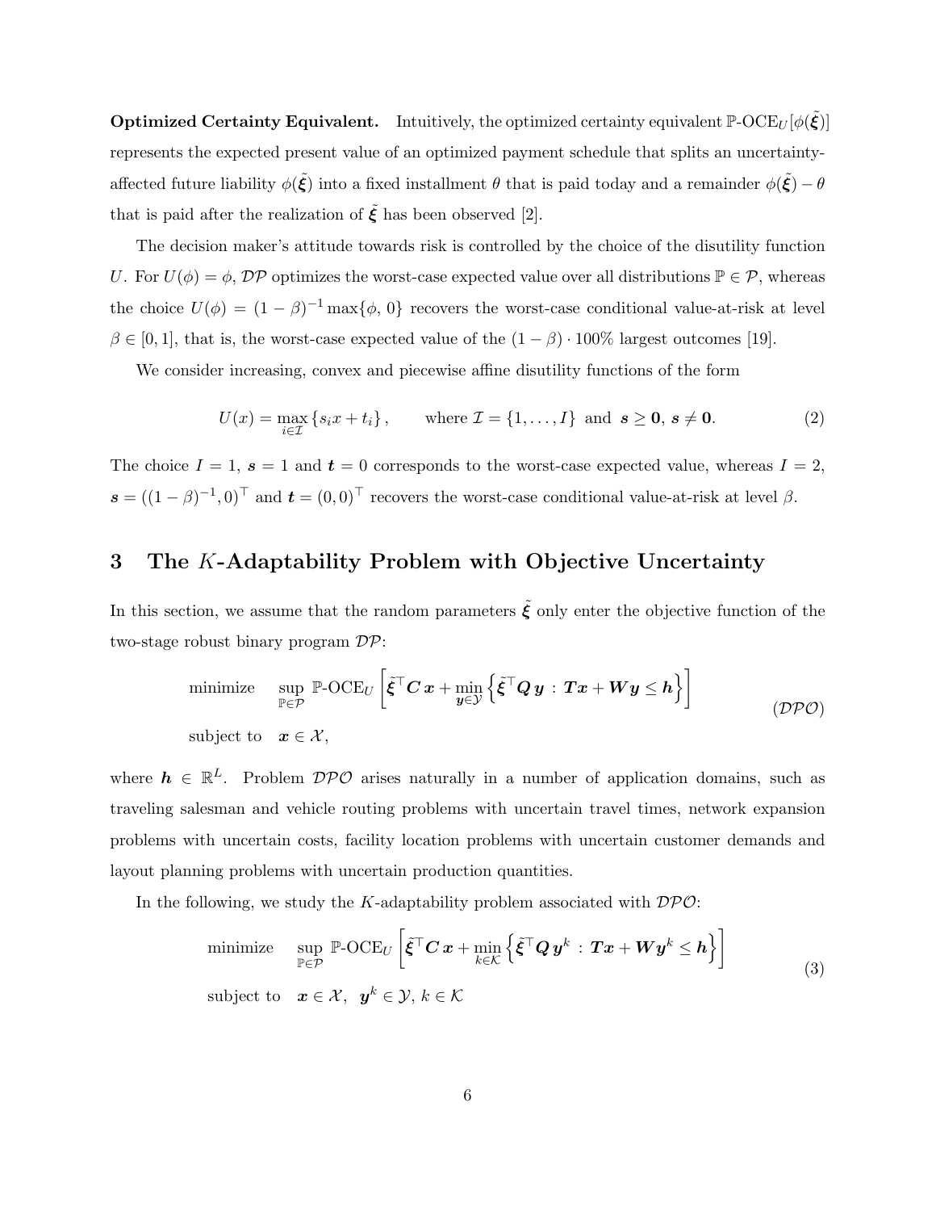**Optimized Certainty Equivalent.** Intuitively, the optimized certainty equivalent $\mathbb{P}\text{-OCE}_U[\phi(\tilde{\boldsymbol{\xi}})]$ represents the expected present value of an optimized payment schedule that splits an uncertainty-affected future liability $\phi(\tilde{\boldsymbol{\xi}})$ into a fixed installment $\theta$ that is paid today and a remainder $\phi(\tilde{\boldsymbol{\xi}}) - \theta$ that is paid after the realization of $\tilde{\boldsymbol{\xi}}$ has been observed [2].

The decision maker's attitude towards risk is controlled by the choice of the disutility function $U$. For $U(\phi) = \phi$, $\mathcal{DP}$ optimizes the worst-case expected value over all distributions $\mathbb{P} \in \mathcal{P}$, whereas the choice $U(\phi) = (1 - \beta)^{-1} \max\{\phi, 0\}$ recovers the worst-case conditional value-at-risk at level $\beta \in [0, 1]$, that is, the worst-case expected value of the $(1 - \beta) \cdot 100\%$ largest outcomes [19].

We consider increasing, convex and piecewise affine disutility functions of the form

$$U(x) = \max_{i \in \mathcal{I}} \{s_i x + t_i\}, \qquad \text{where } \mathcal{I} = \{1, \ldots, I\} \text{ and } \boldsymbol{s} \geq \boldsymbol{0},\, \boldsymbol{s} \neq \boldsymbol{0}. \tag{2}$$

The choice $I = 1$, $\boldsymbol{s} = 1$ and $\boldsymbol{t} = 0$ corresponds to the worst-case expected value, whereas $I = 2$, $\boldsymbol{s} = ((1 - \beta)^{-1}, 0)^\top$ and $\boldsymbol{t} = (0, 0)^\top$ recovers the worst-case conditional value-at-risk at level $\beta$.

## 3 The $K$-Adaptability Problem with Objective Uncertainty

In this section, we assume that the random parameters $\tilde{\boldsymbol{\xi}}$ only enter the objective function of the two-stage robust binary program $\mathcal{DP}$:

$$\begin{array}{ll} \text{minimize} & \displaystyle\sup_{\mathbb{P} \in \mathcal{P}} \mathbb{P}\text{-OCE}_U \left[ \tilde{\boldsymbol{\xi}}^\top \boldsymbol{C}\, \boldsymbol{x} + \min_{\boldsymbol{y} \in \mathcal{Y}} \left\{ \tilde{\boldsymbol{\xi}}^\top \boldsymbol{Q}\, \boldsymbol{y} \,:\, \boldsymbol{T}\boldsymbol{x} + \boldsymbol{W}\boldsymbol{y} \leq \boldsymbol{h} \right\} \right] \\ \text{subject to} & \boldsymbol{x} \in \mathcal{X}, \end{array} \tag{$\mathcal{DPO}$}$$

where $\boldsymbol{h} \in \mathbb{R}^L$. Problem $\mathcal{DPO}$ arises naturally in a number of application domains, such as traveling salesman and vehicle routing problems with uncertain travel times, network expansion problems with uncertain costs, facility location problems with uncertain customer demands and layout planning problems with uncertain production quantities.

In the following, we study the $K$-adaptability problem associated with $\mathcal{DPO}$:

$$\begin{array}{ll} \text{minimize} & \displaystyle\sup_{\mathbb{P} \in \mathcal{P}} \mathbb{P}\text{-OCE}_U \left[ \tilde{\boldsymbol{\xi}}^\top \boldsymbol{C}\, \boldsymbol{x} + \min_{k \in \mathcal{K}} \left\{ \tilde{\boldsymbol{\xi}}^\top \boldsymbol{Q}\, \boldsymbol{y}^k \,:\, \boldsymbol{T}\boldsymbol{x} + \boldsymbol{W}\boldsymbol{y}^k \leq \boldsymbol{h} \right\} \right] \\ \text{subject to} & \boldsymbol{x} \in \mathcal{X}, \;\; \boldsymbol{y}^k \in \mathcal{Y},\, k \in \mathcal{K} \end{array} \tag{3}$$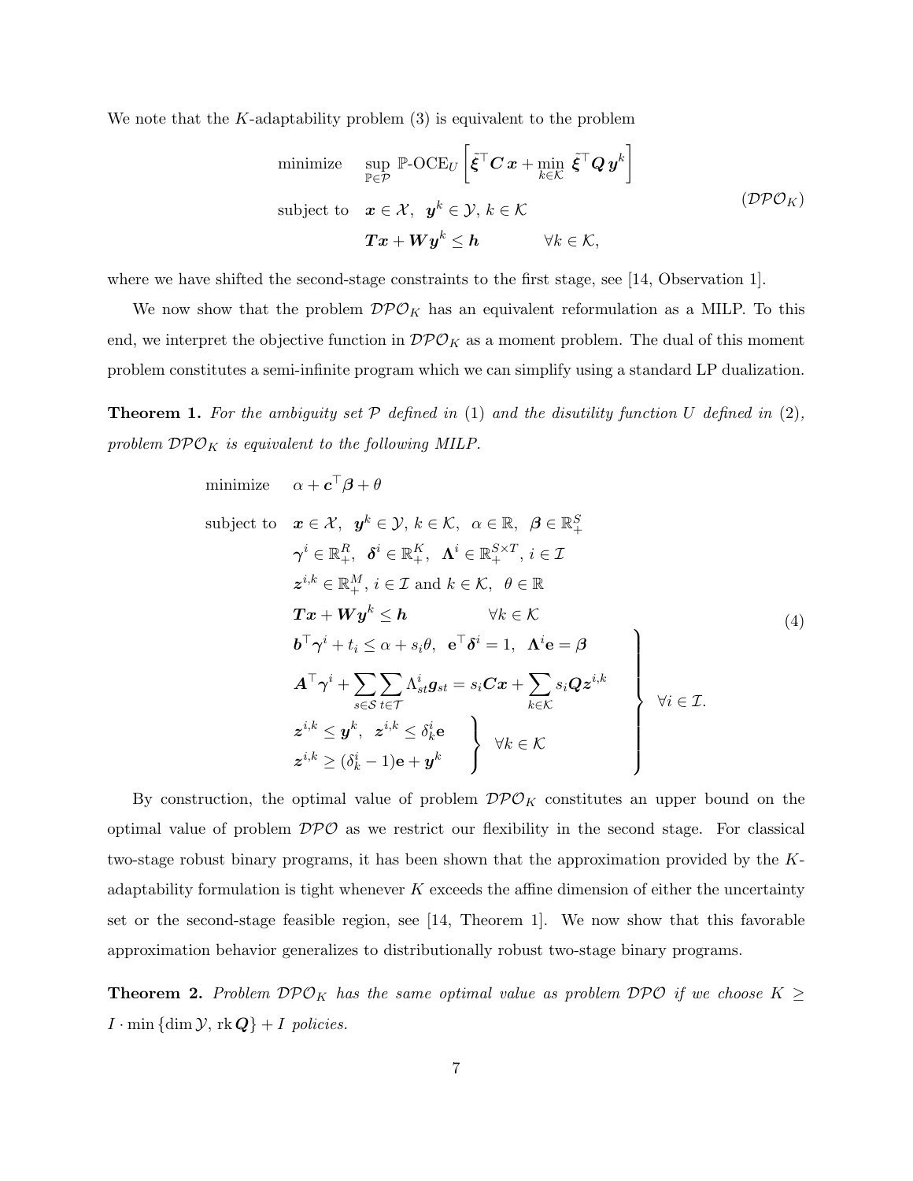We note that the $K$-adaptability problem (3) is equivalent to the problem

$$
\begin{array}{lll}
\text{minimize} & \displaystyle\sup_{\mathbb{P}\in\mathcal{P}} \mathbb{P}\text{-OCE}_U\left[\tilde{\boldsymbol{\xi}}^\top \boldsymbol{C}\,\boldsymbol{x} + \min_{k\in\mathcal{K}}\ \tilde{\boldsymbol{\xi}}^\top \boldsymbol{Q}\,\boldsymbol{y}^k\right] & \\
\text{subject to} & \boldsymbol{x}\in\mathcal{X},\ \ \boldsymbol{y}^k\in\mathcal{Y},\ k\in\mathcal{K} & \qquad (\mathcal{DPO}_K)\\
& \boldsymbol{T}\boldsymbol{x}+\boldsymbol{W}\boldsymbol{y}^k\leq \boldsymbol{h} \qquad\qquad \forall k\in\mathcal{K}, &
\end{array}
$$

where we have shifted the second-stage constraints to the first stage, see [14, Observation 1].

We now show that the problem $\mathcal{DPO}_K$ has an equivalent reformulation as a MILP. To this end, we interpret the objective function in $\mathcal{DPO}_K$ as a moment problem. The dual of this moment problem constitutes a semi-infinite program which we can simplify using a standard LP dualization.

**Theorem 1.** *For the ambiguity set $\mathcal{P}$ defined in* (1) *and the disutility function $U$ defined in* (2)*, problem $\mathcal{DPO}_K$ is equivalent to the following MILP.*

$$
\begin{array}{ll}
\text{minimize} & \alpha + \boldsymbol{c}^\top\boldsymbol{\beta} + \theta \\
\text{subject to} & \boldsymbol{x}\in\mathcal{X},\ \ \boldsymbol{y}^k\in\mathcal{Y},\ k\in\mathcal{K},\ \ \alpha\in\mathbb{R},\ \ \boldsymbol{\beta}\in\mathbb{R}^S_+ \\
& \boldsymbol{\gamma}^i\in\mathbb{R}^R_+,\ \ \boldsymbol{\delta}^i\in\mathbb{R}^K_+,\ \ \boldsymbol{\Lambda}^i\in\mathbb{R}^{S\times T}_+,\ i\in\mathcal{I} \\
& \boldsymbol{z}^{i,k}\in\mathbb{R}^M_+,\ i\in\mathcal{I}\text{ and }k\in\mathcal{K},\ \ \theta\in\mathbb{R} \\
& \boldsymbol{T}\boldsymbol{x}+\boldsymbol{W}\boldsymbol{y}^k\leq\boldsymbol{h} \qquad\qquad \forall k\in\mathcal{K} \\
& \left.\begin{array}{l}
\boldsymbol{b}^\top\boldsymbol{\gamma}^i + t_i \leq \alpha + s_i\theta,\ \ \mathbf{e}^\top\boldsymbol{\delta}^i = 1,\ \ \boldsymbol{\Lambda}^i\mathbf{e}=\boldsymbol{\beta} \\
\boldsymbol{A}^\top\boldsymbol{\gamma}^i + \displaystyle\sum_{s\in\mathcal{S}}\sum_{t\in\mathcal{T}}\Lambda^i_{st}\boldsymbol{g}_{st} = s_i\boldsymbol{C}\boldsymbol{x} + \sum_{k\in\mathcal{K}} s_i\boldsymbol{Q}\boldsymbol{z}^{i,k} \\
\left.\begin{array}{l}
\boldsymbol{z}^{i,k}\leq\boldsymbol{y}^k,\ \ \boldsymbol{z}^{i,k}\leq\delta^i_k\mathbf{e} \\
\boldsymbol{z}^{i,k}\geq(\delta^i_k-1)\mathbf{e}+\boldsymbol{y}^k
\end{array}\right\}\ \ \forall k\in\mathcal{K}
\end{array}\right\}\ \ \forall i\in\mathcal{I}.
\end{array}
\tag{4}
$$

By construction, the optimal value of problem $\mathcal{DPO}_K$ constitutes an upper bound on the optimal value of problem $\mathcal{DPO}$ as we restrict our flexibility in the second stage. For classical two-stage robust binary programs, it has been shown that the approximation provided by the $K$-adaptability formulation is tight whenever $K$ exceeds the affine dimension of either the uncertainty set or the second-stage feasible region, see [14, Theorem 1]. We now show that this favorable approximation behavior generalizes to distributionally robust two-stage binary programs.

**Theorem 2.** *Problem $\mathcal{DPO}_K$ has the same optimal value as problem $\mathcal{DPO}$ if we choose $K \geq I\cdot\min\{\dim\mathcal{Y},\,\mathrm{rk}\,\boldsymbol{Q}\} + I$ policies.*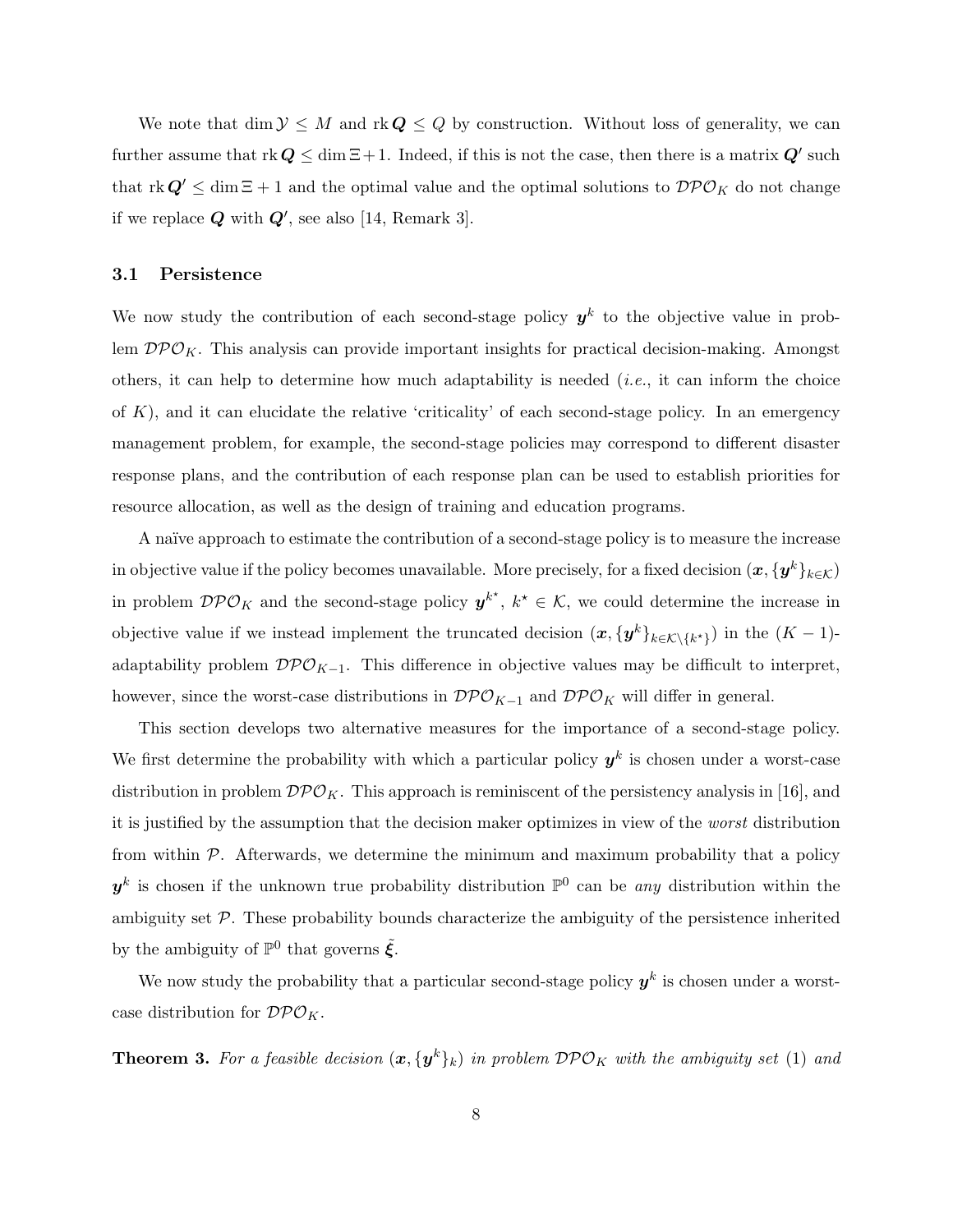We note that $\dim \mathcal{Y} \leq M$ and $\operatorname{rk} \boldsymbol{Q} \leq Q$ by construction. Without loss of generality, we can further assume that $\operatorname{rk} \boldsymbol{Q} \leq \dim \Xi + 1$. Indeed, if this is not the case, then there is a matrix $\boldsymbol{Q}'$ such that $\operatorname{rk} \boldsymbol{Q}' \leq \dim \Xi + 1$ and the optimal value and the optimal solutions to $\mathcal{DPO}_K$ do not change if we replace $\boldsymbol{Q}$ with $\boldsymbol{Q}'$, see also [14, Remark 3].

### 3.1 Persistence

We now study the contribution of each second-stage policy $\boldsymbol{y}^k$ to the objective value in problem $\mathcal{DPO}_K$. This analysis can provide important insights for practical decision-making. Amongst others, it can help to determine how much adaptability is needed (*i.e.*, it can inform the choice of $K$), and it can elucidate the relative 'criticality' of each second-stage policy. In an emergency management problem, for example, the second-stage policies may correspond to different disaster response plans, and the contribution of each response plan can be used to establish priorities for resource allocation, as well as the design of training and education programs.

A naïve approach to estimate the contribution of a second-stage policy is to measure the increase in objective value if the policy becomes unavailable. More precisely, for a fixed decision $(\boldsymbol{x}, \{\boldsymbol{y}^k\}_{k \in \mathcal{K}})$ in problem $\mathcal{DPO}_K$ and the second-stage policy $\boldsymbol{y}^{k^\star}$, $k^\star \in \mathcal{K}$, we could determine the increase in objective value if we instead implement the truncated decision $(\boldsymbol{x}, \{\boldsymbol{y}^k\}_{k \in \mathcal{K} \setminus \{k^\star\}})$ in the $(K-1)$-adaptability problem $\mathcal{DPO}_{K-1}$. This difference in objective values may be difficult to interpret, however, since the worst-case distributions in $\mathcal{DPO}_{K-1}$ and $\mathcal{DPO}_K$ will differ in general.

This section develops two alternative measures for the importance of a second-stage policy. We first determine the probability with which a particular policy $\boldsymbol{y}^k$ is chosen under a worst-case distribution in problem $\mathcal{DPO}_K$. This approach is reminiscent of the persistency analysis in [16], and it is justified by the assumption that the decision maker optimizes in view of the *worst* distribution from within $\mathcal{P}$. Afterwards, we determine the minimum and maximum probability that a policy $\boldsymbol{y}^k$ is chosen if the unknown true probability distribution $\mathbb{P}^0$ can be *any* distribution within the ambiguity set $\mathcal{P}$. These probability bounds characterize the ambiguity of the persistence inherited by the ambiguity of $\mathbb{P}^0$ that governs $\tilde{\boldsymbol{\xi}}$.

We now study the probability that a particular second-stage policy $\boldsymbol{y}^k$ is chosen under a worst-case distribution for $\mathcal{DPO}_K$.

**Theorem 3.** *For a feasible decision $(\boldsymbol{x}, \{\boldsymbol{y}^k\}_k)$ in problem $\mathcal{DPO}_K$ with the ambiguity set (1) and*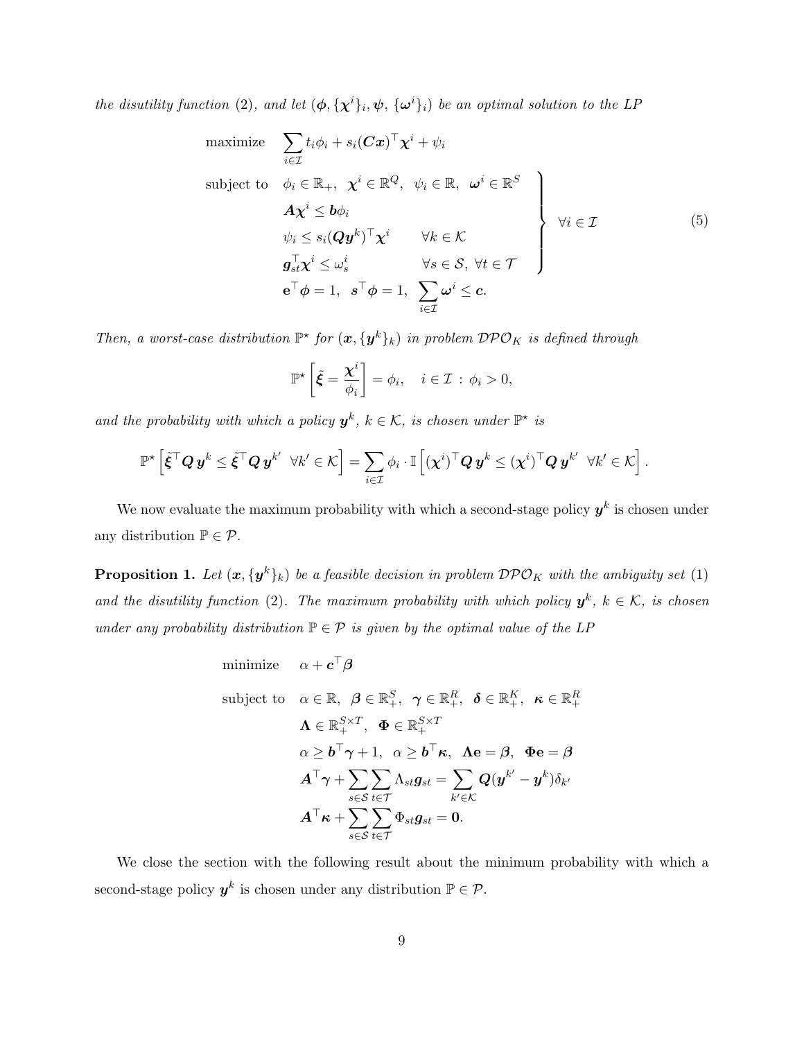*the disutility function* (2)*, and let* $(\boldsymbol{\phi}, \{\boldsymbol{\chi}^i\}_i, \boldsymbol{\psi}, \{\boldsymbol{\omega}^i\}_i)$ *be an optimal solution to the LP*

$$
\begin{array}{ll}
\text{maximize} & \displaystyle\sum_{i \in \mathcal{I}} t_i \phi_i + s_i (\boldsymbol{C}\boldsymbol{x})^\top \boldsymbol{\chi}^i + \psi_i \\
\text{subject to} & \left.\begin{array}{ll}
\phi_i \in \mathbb{R}_+, \;\; \boldsymbol{\chi}^i \in \mathbb{R}^Q, \;\; \psi_i \in \mathbb{R}, \;\; \boldsymbol{\omega}^i \in \mathbb{R}^S & \\
\boldsymbol{A}\boldsymbol{\chi}^i \leq \boldsymbol{b}\phi_i & \\
\psi_i \leq s_i (\boldsymbol{Q}\boldsymbol{y}^k)^\top \boldsymbol{\chi}^i & \forall k \in \mathcal{K} \\
\boldsymbol{g}_{st}^\top \boldsymbol{\chi}^i \leq \omega_s^i & \forall s \in \mathcal{S}, \; \forall t \in \mathcal{T}
\end{array}\right\} \;\; \forall i \in \mathcal{I} \\
& \mathbf{e}^\top \boldsymbol{\phi} = 1, \;\; \boldsymbol{s}^\top \boldsymbol{\phi} = 1, \;\; \displaystyle\sum_{i \in \mathcal{I}} \boldsymbol{\omega}^i \leq \boldsymbol{c}.
\end{array} \tag{5}
$$

*Then, a worst-case distribution* $\mathbb{P}^\star$ *for* $(\boldsymbol{x}, \{\boldsymbol{y}^k\}_k)$ *in problem* $\mathcal{DPO}_K$ *is defined through*

$$
\mathbb{P}^\star \left[ \tilde{\boldsymbol{\xi}} = \frac{\boldsymbol{\chi}^i}{\phi_i} \right] = \phi_i, \quad i \in \mathcal{I} \, : \, \phi_i > 0,
$$

*and the probability with which a policy* $\boldsymbol{y}^k$*,* $k \in \mathcal{K}$*, is chosen under* $\mathbb{P}^\star$ *is*

$$
\mathbb{P}^\star \left[ \tilde{\boldsymbol{\xi}}^\top \boldsymbol{Q}\, \boldsymbol{y}^k \leq \tilde{\boldsymbol{\xi}}^\top \boldsymbol{Q}\, \boldsymbol{y}^{k'} \;\; \forall k' \in \mathcal{K} \right] = \sum_{i \in \mathcal{I}} \phi_i \cdot \mathbb{I} \left[ (\boldsymbol{\chi}^i)^\top \boldsymbol{Q}\, \boldsymbol{y}^k \leq (\boldsymbol{\chi}^i)^\top \boldsymbol{Q}\, \boldsymbol{y}^{k'} \;\; \forall k' \in \mathcal{K} \right].
$$

We now evaluate the maximum probability with which a second-stage policy $\boldsymbol{y}^k$ is chosen under any distribution $\mathbb{P} \in \mathcal{P}$.

**Proposition 1.** *Let* $(\boldsymbol{x}, \{\boldsymbol{y}^k\}_k)$ *be a feasible decision in problem* $\mathcal{DPO}_K$ *with the ambiguity set* (1) *and the disutility function* (2)*. The maximum probability with which policy* $\boldsymbol{y}^k$*,* $k \in \mathcal{K}$*, is chosen under any probability distribution* $\mathbb{P} \in \mathcal{P}$ *is given by the optimal value of the LP*

$$
\begin{array}{ll}
\text{minimize} & \alpha + \boldsymbol{c}^\top \boldsymbol{\beta} \\
\text{subject to} & \alpha \in \mathbb{R}, \;\; \boldsymbol{\beta} \in \mathbb{R}_+^S, \;\; \boldsymbol{\gamma} \in \mathbb{R}_+^R, \;\; \boldsymbol{\delta} \in \mathbb{R}_+^K, \;\; \boldsymbol{\kappa} \in \mathbb{R}_+^R \\
& \boldsymbol{\Lambda} \in \mathbb{R}_+^{S \times T}, \;\; \boldsymbol{\Phi} \in \mathbb{R}_+^{S \times T} \\
& \alpha \geq \boldsymbol{b}^\top \boldsymbol{\gamma} + 1, \;\; \alpha \geq \boldsymbol{b}^\top \boldsymbol{\kappa}, \;\; \boldsymbol{\Lambda}\mathbf{e} = \boldsymbol{\beta}, \;\; \boldsymbol{\Phi}\mathbf{e} = \boldsymbol{\beta} \\
& \boldsymbol{A}^\top \boldsymbol{\gamma} + \displaystyle\sum_{s \in \mathcal{S}} \sum_{t \in \mathcal{T}} \Lambda_{st} \boldsymbol{g}_{st} = \sum_{k' \in \mathcal{K}} \boldsymbol{Q}(\boldsymbol{y}^{k'} - \boldsymbol{y}^k) \delta_{k'} \\
& \boldsymbol{A}^\top \boldsymbol{\kappa} + \displaystyle\sum_{s \in \mathcal{S}} \sum_{t \in \mathcal{T}} \Phi_{st} \boldsymbol{g}_{st} = \mathbf{0}.
\end{array}
$$

We close the section with the following result about the minimum probability with which a second-stage policy $\boldsymbol{y}^k$ is chosen under any distribution $\mathbb{P} \in \mathcal{P}$.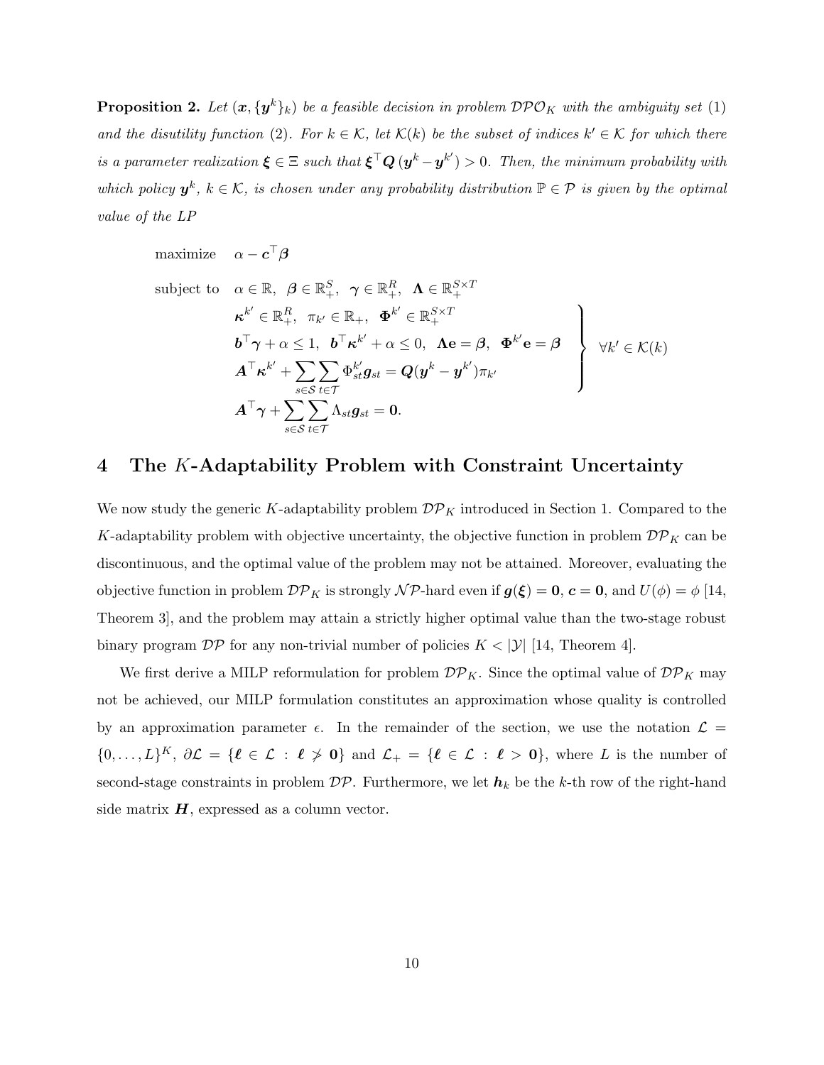**Proposition 2.** *Let $(\boldsymbol{x}, \{\boldsymbol{y}^k\}_k)$ be a feasible decision in problem $\mathcal{DPO}_K$ with the ambiguity set (1) and the disutility function (2). For $k \in \mathcal{K}$, let $\mathcal{K}(k)$ be the subset of indices $k' \in \mathcal{K}$ for which there is a parameter realization $\boldsymbol{\xi} \in \Xi$ such that $\boldsymbol{\xi}^\top \boldsymbol{Q}\,(\boldsymbol{y}^k - \boldsymbol{y}^{k'}) > 0$. Then, the minimum probability with which policy $\boldsymbol{y}^k$, $k \in \mathcal{K}$, is chosen under any probability distribution $\mathbb{P} \in \mathcal{P}$ is given by the optimal value of the LP*

$$
\begin{array}{ll}
\text{maximize} & \alpha - \boldsymbol{c}^\top \boldsymbol{\beta} \\
\text{subject to} & \alpha \in \mathbb{R},\ \ \boldsymbol{\beta} \in \mathbb{R}^S_+,\ \ \boldsymbol{\gamma} \in \mathbb{R}^R_+,\ \ \boldsymbol{\Lambda} \in \mathbb{R}^{S \times T}_+ \\
& \left.\begin{array}{l}
\boldsymbol{\kappa}^{k'} \in \mathbb{R}^R_+,\ \ \pi_{k'} \in \mathbb{R}_+,\ \ \boldsymbol{\Phi}^{k'} \in \mathbb{R}^{S \times T}_+ \\
\boldsymbol{b}^\top \boldsymbol{\gamma} + \alpha \leq 1,\ \ \boldsymbol{b}^\top \boldsymbol{\kappa}^{k'} + \alpha \leq 0,\ \ \boldsymbol{\Lambda}\mathbf{e} = \boldsymbol{\beta},\ \ \boldsymbol{\Phi}^{k'}\mathbf{e} = \boldsymbol{\beta} \\
\boldsymbol{A}^\top \boldsymbol{\kappa}^{k'} + \displaystyle\sum_{s \in \mathcal{S}} \sum_{t \in \mathcal{T}} \Phi^{k'}_{st} \boldsymbol{g}_{st} = \boldsymbol{Q}(\boldsymbol{y}^k - \boldsymbol{y}^{k'})\pi_{k'}
\end{array}\right\} \ \forall k' \in \mathcal{K}(k) \\
& \boldsymbol{A}^\top \boldsymbol{\gamma} + \displaystyle\sum_{s \in \mathcal{S}} \sum_{t \in \mathcal{T}} \Lambda_{st} \boldsymbol{g}_{st} = \mathbf{0}.
\end{array}
$$

## 4 The $K$-Adaptability Problem with Constraint Uncertainty

We now study the generic $K$-adaptability problem $\mathcal{DP}_K$ introduced in Section 1. Compared to the $K$-adaptability problem with objective uncertainty, the objective function in problem $\mathcal{DP}_K$ can be discontinuous, and the optimal value of the problem may not be attained. Moreover, evaluating the objective function in problem $\mathcal{DP}_K$ is strongly $\mathcal{NP}$-hard even if $\boldsymbol{g}(\boldsymbol{\xi}) = \mathbf{0}$, $\boldsymbol{c} = \mathbf{0}$, and $U(\phi) = \phi$ [14, Theorem 3], and the problem may attain a strictly higher optimal value than the two-stage robust binary program $\mathcal{DP}$ for any non-trivial number of policies $K < |\mathcal{Y}|$ [14, Theorem 4].

We first derive a MILP reformulation for problem $\mathcal{DP}_K$. Since the optimal value of $\mathcal{DP}_K$ may not be achieved, our MILP formulation constitutes an approximation whose quality is controlled by an approximation parameter $\epsilon$. In the remainder of the section, we use the notation $\mathcal{L} = \{0, \ldots, L\}^K$, $\partial\mathcal{L} = \{\boldsymbol{\ell} \in \mathcal{L} : \boldsymbol{\ell} \ngtr \mathbf{0}\}$ and $\mathcal{L}_+ = \{\boldsymbol{\ell} \in \mathcal{L} : \boldsymbol{\ell} > \mathbf{0}\}$, where $L$ is the number of second-stage constraints in problem $\mathcal{DP}$. Furthermore, we let $\boldsymbol{h}_k$ be the $k$-th row of the right-hand side matrix $\boldsymbol{H}$, expressed as a column vector.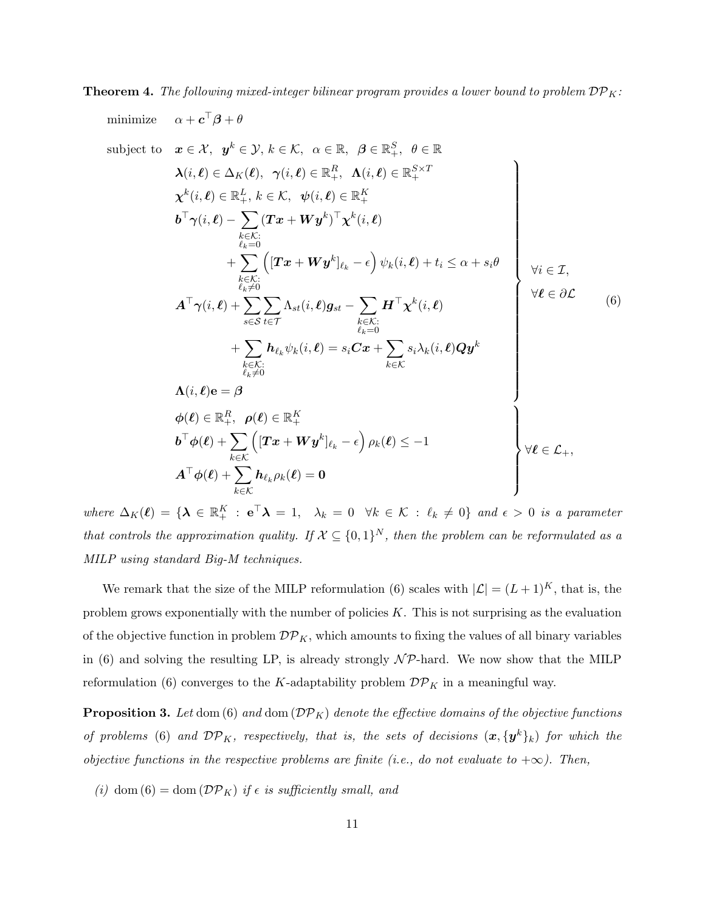**Theorem 4.** *The following mixed-integer bilinear program provides a lower bound to problem $\mathcal{DP}_K$:*

$$
\begin{array}{ll}
\text{minimize} & \alpha + \boldsymbol{c}^\top \boldsymbol{\beta} + \theta \\[6pt]
\text{subject to} & \boldsymbol{x} \in \mathcal{X}, \;\; \boldsymbol{y}^k \in \mathcal{Y}, \, k \in \mathcal{K}, \;\; \alpha \in \mathbb{R}, \;\; \boldsymbol{\beta} \in \mathbb{R}^S_+, \;\; \theta \in \mathbb{R} \\[6pt]
& \left. \begin{array}{l}
\boldsymbol{\lambda}(i,\boldsymbol{\ell}) \in \Delta_K(\boldsymbol{\ell}), \;\; \boldsymbol{\gamma}(i,\boldsymbol{\ell}) \in \mathbb{R}^R_+, \;\; \boldsymbol{\Lambda}(i,\boldsymbol{\ell}) \in \mathbb{R}^{S \times T}_+ \\
\boldsymbol{\chi}^k(i,\boldsymbol{\ell}) \in \mathbb{R}^L_+, \, k \in \mathcal{K}, \;\; \boldsymbol{\psi}(i,\boldsymbol{\ell}) \in \mathbb{R}^K_+ \\
\boldsymbol{b}^\top \boldsymbol{\gamma}(i,\boldsymbol{\ell}) - \displaystyle\sum_{\substack{k \in \mathcal{K}: \\ \ell_k = 0}} (\boldsymbol{T}\boldsymbol{x} + \boldsymbol{W}\boldsymbol{y}^k)^\top \boldsymbol{\chi}^k(i,\boldsymbol{\ell}) \\
\qquad + \displaystyle\sum_{\substack{k \in \mathcal{K}: \\ \ell_k \neq 0}} \left( [\boldsymbol{T}\boldsymbol{x} + \boldsymbol{W}\boldsymbol{y}^k]_{\ell_k} - \epsilon \right) \psi_k(i,\boldsymbol{\ell}) + t_i \leq \alpha + s_i \theta \\
\boldsymbol{A}^\top \boldsymbol{\gamma}(i,\boldsymbol{\ell}) + \displaystyle\sum_{s \in \mathcal{S}} \sum_{t \in \mathcal{T}} \Lambda_{st}(i,\boldsymbol{\ell}) \boldsymbol{g}_{st} - \sum_{\substack{k \in \mathcal{K}: \\ \ell_k = 0}} \boldsymbol{H}^\top \boldsymbol{\chi}^k(i,\boldsymbol{\ell}) \\
\qquad + \displaystyle\sum_{\substack{k \in \mathcal{K}: \\ \ell_k \neq 0}} \boldsymbol{h}_{\ell_k} \psi_k(i,\boldsymbol{\ell}) = s_i \boldsymbol{C}\boldsymbol{x} + \sum_{k \in \mathcal{K}} s_i \lambda_k(i,\boldsymbol{\ell}) \boldsymbol{Q}\boldsymbol{y}^k \\
\boldsymbol{\Lambda}(i,\boldsymbol{\ell}) \mathbf{e} = \boldsymbol{\beta}
\end{array} \right\} \begin{array}{l} \forall i \in \mathcal{I}, \\ \forall \boldsymbol{\ell} \in \partial \mathcal{L} \end{array} \\[6pt]
& \left. \begin{array}{l}
\boldsymbol{\phi}(\boldsymbol{\ell}) \in \mathbb{R}^R_+, \;\; \boldsymbol{\rho}(\boldsymbol{\ell}) \in \mathbb{R}^K_+ \\
\boldsymbol{b}^\top \boldsymbol{\phi}(\boldsymbol{\ell}) + \displaystyle\sum_{k \in \mathcal{K}} \left( [\boldsymbol{T}\boldsymbol{x} + \boldsymbol{W}\boldsymbol{y}^k]_{\ell_k} - \epsilon \right) \rho_k(\boldsymbol{\ell}) \leq -1 \\
\boldsymbol{A}^\top \boldsymbol{\phi}(\boldsymbol{\ell}) + \displaystyle\sum_{k \in \mathcal{K}} \boldsymbol{h}_{\ell_k} \rho_k(\boldsymbol{\ell}) = \mathbf{0}
\end{array} \right\} \forall \boldsymbol{\ell} \in \mathcal{L}_+,
\end{array}
\tag{6}
$$

*where $\Delta_K(\boldsymbol{\ell}) = \{\boldsymbol{\lambda} \in \mathbb{R}^K_+ \; : \; \mathbf{e}^\top \boldsymbol{\lambda} = 1, \;\; \lambda_k = 0 \;\; \forall k \in \mathcal{K} \; : \; \ell_k \neq 0\}$ and $\epsilon > 0$ is a parameter that controls the approximation quality. If $\mathcal{X} \subseteq \{0,1\}^N$, then the problem can be reformulated as a MILP using standard Big-M techniques.*

We remark that the size of the MILP reformulation (6) scales with $|\mathcal{L}| = (L+1)^K$, that is, the problem grows exponentially with the number of policies $K$. This is not surprising as the evaluation of the objective function in problem $\mathcal{DP}_K$, which amounts to fixing the values of all binary variables in (6) and solving the resulting LP, is already strongly $\mathcal{NP}$-hard. We now show that the MILP reformulation (6) converges to the $K$-adaptability problem $\mathcal{DP}_K$ in a meaningful way.

**Proposition 3.** *Let $\operatorname{dom}(6)$ and $\operatorname{dom}(\mathcal{DP}_K)$ denote the effective domains of the objective functions of problems (6) and $\mathcal{DP}_K$, respectively, that is, the sets of decisions $(\boldsymbol{x}, \{\boldsymbol{y}^k\}_k)$ for which the objective functions in the respective problems are finite (i.e., do not evaluate to $+\infty$). Then,*

*(i) $\operatorname{dom}(6) = \operatorname{dom}(\mathcal{DP}_K)$ if $\epsilon$ is sufficiently small, and*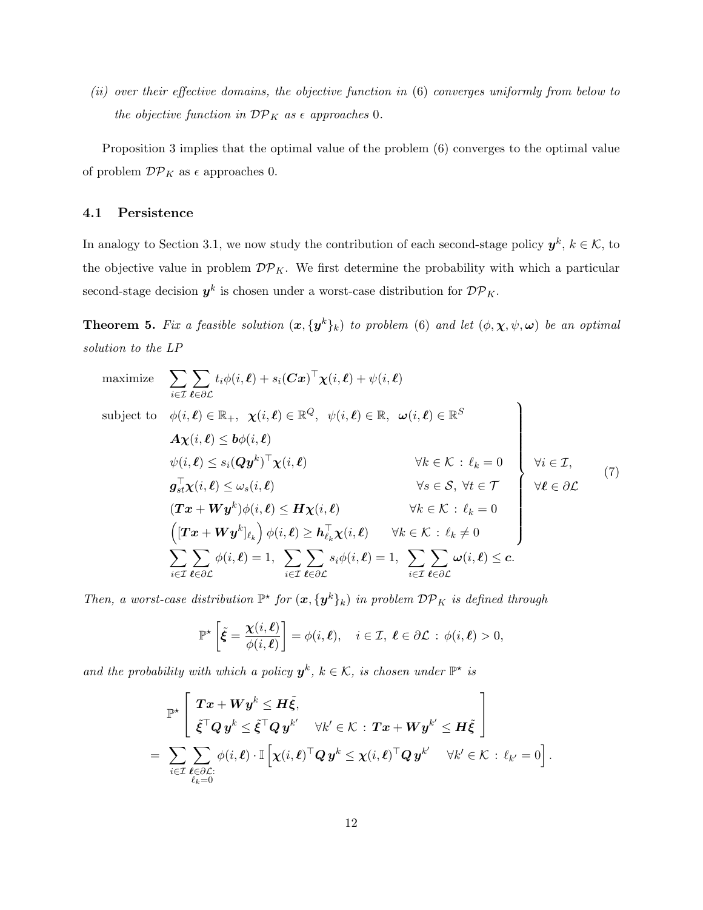*(ii) over their effective domains, the objective function in* (6) *converges uniformly from below to the objective function in $\mathcal{DP}_K$ as $\epsilon$ approaches* 0.

Proposition 3 implies that the optimal value of the problem (6) converges to the optimal value of problem $\mathcal{DP}_K$ as $\epsilon$ approaches 0.

### 4.1 Persistence

In analogy to Section 3.1, we now study the contribution of each second-stage policy $\boldsymbol{y}^k$, $k \in \mathcal{K}$, to the objective value in problem $\mathcal{DP}_K$. We first determine the probability with which a particular second-stage decision $\boldsymbol{y}^k$ is chosen under a worst-case distribution for $\mathcal{DP}_K$.

**Theorem 5.** *Fix a feasible solution $(\boldsymbol{x}, \{\boldsymbol{y}^k\}_k)$ to problem* (6) *and let $(\phi, \boldsymbol{\chi}, \psi, \boldsymbol{\omega})$ be an optimal solution to the LP*

$$
\begin{array}{ll}
\text{maximize} & \displaystyle\sum_{i \in \mathcal{I}} \sum_{\boldsymbol{\ell} \in \partial\mathcal{L}} t_i \phi(i, \boldsymbol{\ell}) + s_i (\boldsymbol{C}\boldsymbol{x})^\top \boldsymbol{\chi}(i, \boldsymbol{\ell}) + \psi(i, \boldsymbol{\ell}) \\
\text{subject to} & \left.\begin{array}{ll}
\phi(i, \boldsymbol{\ell}) \in \mathbb{R}_+, \;\; \boldsymbol{\chi}(i, \boldsymbol{\ell}) \in \mathbb{R}^Q, \;\; \psi(i, \boldsymbol{\ell}) \in \mathbb{R}, \;\; \boldsymbol{\omega}(i, \boldsymbol{\ell}) \in \mathbb{R}^S & \\
\boldsymbol{A}\boldsymbol{\chi}(i, \boldsymbol{\ell}) \leq \boldsymbol{b}\phi(i, \boldsymbol{\ell}) & \\
\psi(i, \boldsymbol{\ell}) \leq s_i (\boldsymbol{Q}\boldsymbol{y}^k)^\top \boldsymbol{\chi}(i, \boldsymbol{\ell}) & \forall k \in \mathcal{K} : \ell_k = 0 \\
\boldsymbol{g}_{st}^\top \boldsymbol{\chi}(i, \boldsymbol{\ell}) \leq \omega_s(i, \boldsymbol{\ell}) & \forall s \in \mathcal{S}, \; \forall t \in \mathcal{T} \\
(\boldsymbol{T}\boldsymbol{x} + \boldsymbol{W}\boldsymbol{y}^k)\phi(i, \boldsymbol{\ell}) \leq \boldsymbol{H}\boldsymbol{\chi}(i, \boldsymbol{\ell}) & \forall k \in \mathcal{K} : \ell_k = 0 \\
\left([\boldsymbol{T}\boldsymbol{x} + \boldsymbol{W}\boldsymbol{y}^k]_{\ell_k}\right)\phi(i, \boldsymbol{\ell}) \geq \boldsymbol{h}_{\ell_k}^\top \boldsymbol{\chi}(i, \boldsymbol{\ell}) & \forall k \in \mathcal{K} : \ell_k \neq 0
\end{array}\right\} \begin{array}{l} \forall i \in \mathcal{I}, \\ \forall \boldsymbol{\ell} \in \partial\mathcal{L} \end{array} \\
& \displaystyle\sum_{i \in \mathcal{I}} \sum_{\boldsymbol{\ell} \in \partial\mathcal{L}} \phi(i, \boldsymbol{\ell}) = 1, \;\; \sum_{i \in \mathcal{I}} \sum_{\boldsymbol{\ell} \in \partial\mathcal{L}} s_i \phi(i, \boldsymbol{\ell}) = 1, \;\; \sum_{i \in \mathcal{I}} \sum_{\boldsymbol{\ell} \in \partial\mathcal{L}} \boldsymbol{\omega}(i, \boldsymbol{\ell}) \leq \boldsymbol{c}.
\end{array}
\tag{7}
$$

*Then, a worst-case distribution $\mathbb{P}^\star$ for $(\boldsymbol{x}, \{\boldsymbol{y}^k\}_k)$ in problem $\mathcal{DP}_K$ is defined through*

$$
\mathbb{P}^\star \left[ \tilde{\boldsymbol{\xi}} = \frac{\boldsymbol{\chi}(i, \boldsymbol{\ell})}{\phi(i, \boldsymbol{\ell})} \right] = \phi(i, \boldsymbol{\ell}), \quad i \in \mathcal{I}, \; \boldsymbol{\ell} \in \partial\mathcal{L} : \phi(i, \boldsymbol{\ell}) > 0,
$$

*and the probability with which a policy $\boldsymbol{y}^k$, $k \in \mathcal{K}$, is chosen under $\mathbb{P}^\star$ is*

$$
\begin{aligned}
& \mathbb{P}^\star \left[ \begin{array}{l} \boldsymbol{T}\boldsymbol{x} + \boldsymbol{W}\boldsymbol{y}^k \leq \boldsymbol{H}\tilde{\boldsymbol{\xi}}, \\ \tilde{\boldsymbol{\xi}}^\top \boldsymbol{Q}\, \boldsymbol{y}^k \leq \tilde{\boldsymbol{\xi}}^\top \boldsymbol{Q}\, \boldsymbol{y}^{k'} \quad \forall k' \in \mathcal{K} : \boldsymbol{T}\boldsymbol{x} + \boldsymbol{W}\boldsymbol{y}^{k'} \leq \boldsymbol{H}\tilde{\boldsymbol{\xi}} \end{array} \right] \\
= \; & \sum_{i \in \mathcal{I}} \sum_{\substack{\boldsymbol{\ell} \in \partial\mathcal{L}: \\ \ell_k = 0}} \phi(i, \boldsymbol{\ell}) \cdot \mathbb{I}\left[ \boldsymbol{\chi}(i, \boldsymbol{\ell})^\top \boldsymbol{Q}\, \boldsymbol{y}^k \leq \boldsymbol{\chi}(i, \boldsymbol{\ell})^\top \boldsymbol{Q}\, \boldsymbol{y}^{k'} \quad \forall k' \in \mathcal{K} : \ell_{k'} = 0 \right].
\end{aligned}
$$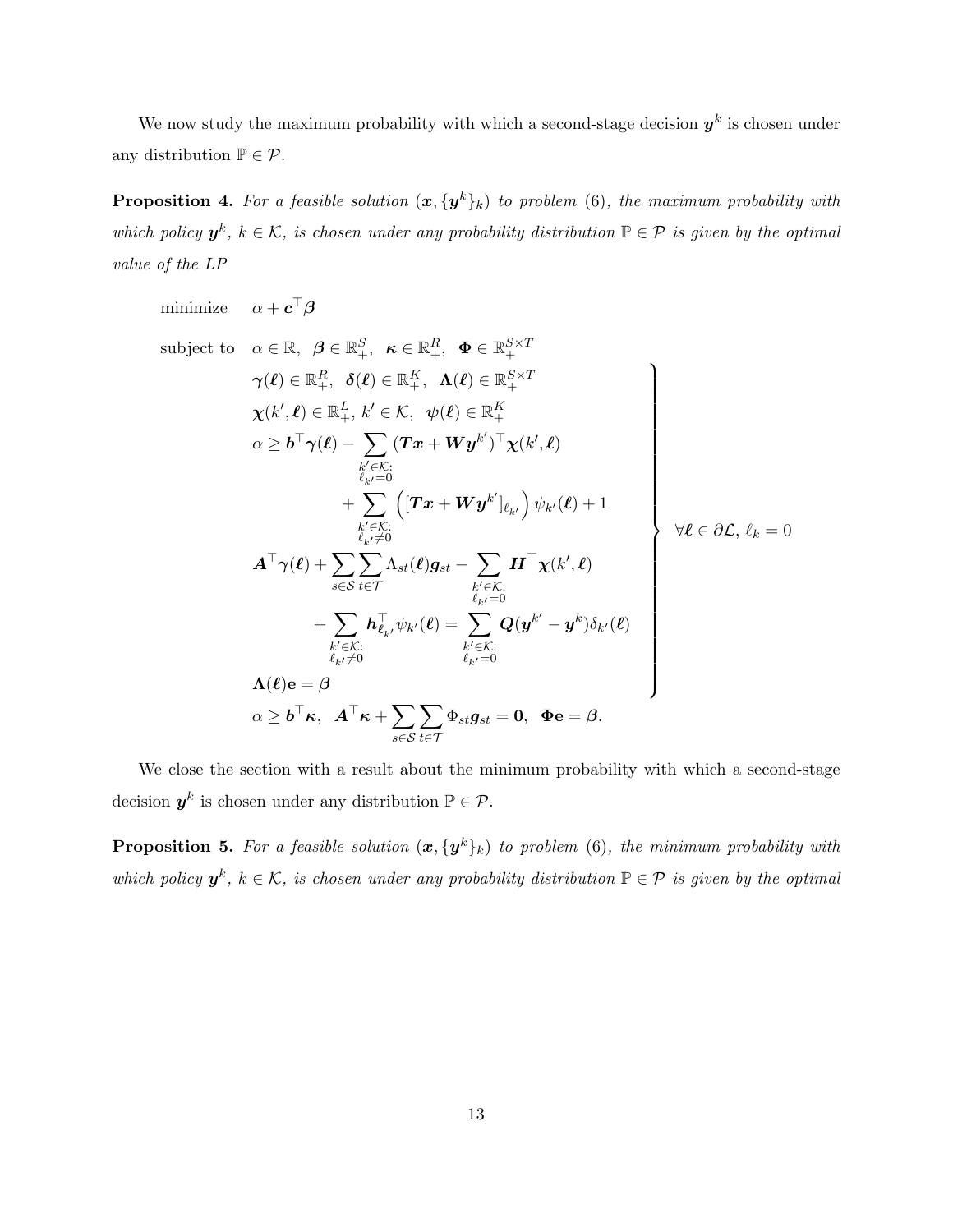We now study the maximum probability with which a second-stage decision $\boldsymbol{y}^k$ is chosen under any distribution $\mathbb{P} \in \mathcal{P}$.

**Proposition 4.** *For a feasible solution $(\boldsymbol{x}, \{\boldsymbol{y}^k\}_k)$ to problem (6), the maximum probability with which policy $\boldsymbol{y}^k$, $k \in \mathcal{K}$, is chosen under any probability distribution $\mathbb{P} \in \mathcal{P}$ is given by the optimal value of the LP*

$$
\begin{array}{ll}
\text{minimize} & \alpha + \boldsymbol{c}^\top \boldsymbol{\beta} \\
\text{subject to} & \alpha \in \mathbb{R}, \;\; \boldsymbol{\beta} \in \mathbb{R}^S_+, \;\; \boldsymbol{\kappa} \in \mathbb{R}^R_+, \;\; \boldsymbol{\Phi} \in \mathbb{R}^{S \times T}_+ \\
& \left.
\begin{array}{l}
\boldsymbol{\gamma}(\boldsymbol{\ell}) \in \mathbb{R}^R_+, \;\; \boldsymbol{\delta}(\boldsymbol{\ell}) \in \mathbb{R}^K_+, \;\; \boldsymbol{\Lambda}(\boldsymbol{\ell}) \in \mathbb{R}^{S \times T}_+ \\
\boldsymbol{\chi}(k', \boldsymbol{\ell}) \in \mathbb{R}^L_+, \; k' \in \mathcal{K}, \;\; \boldsymbol{\psi}(\boldsymbol{\ell}) \in \mathbb{R}^K_+ \\
\alpha \geq \boldsymbol{b}^\top \boldsymbol{\gamma}(\boldsymbol{\ell}) - \displaystyle\sum_{\substack{k' \in \mathcal{K}: \\ \ell_{k'} = 0}} (\boldsymbol{T}\boldsymbol{x} + \boldsymbol{W}\boldsymbol{y}^{k'})^\top \boldsymbol{\chi}(k', \boldsymbol{\ell}) \\
\qquad\qquad + \displaystyle\sum_{\substack{k' \in \mathcal{K}: \\ \ell_{k'} \neq 0}} \left( [\boldsymbol{T}\boldsymbol{x} + \boldsymbol{W}\boldsymbol{y}^{k'}]_{\ell_{k'}} \right) \psi_{k'}(\boldsymbol{\ell}) + 1 \\
\boldsymbol{A}^\top \boldsymbol{\gamma}(\boldsymbol{\ell}) + \displaystyle\sum_{s \in \mathcal{S}} \sum_{t \in \mathcal{T}} \Lambda_{st}(\boldsymbol{\ell}) \boldsymbol{g}_{st} - \sum_{\substack{k' \in \mathcal{K}: \\ \ell_{k'} = 0}} \boldsymbol{H}^\top \boldsymbol{\chi}(k', \boldsymbol{\ell}) \\
\qquad + \displaystyle\sum_{\substack{k' \in \mathcal{K}: \\ \ell_{k'} \neq 0}} \boldsymbol{h}^\top_{\ell_{k'}} \psi_{k'}(\boldsymbol{\ell}) = \sum_{\substack{k' \in \mathcal{K}: \\ \ell_{k'} = 0}} \boldsymbol{Q}(\boldsymbol{y}^{k'} - \boldsymbol{y}^k) \delta_{k'}(\boldsymbol{\ell}) \\
\boldsymbol{\Lambda}(\boldsymbol{\ell}) \mathbf{e} = \boldsymbol{\beta}
\end{array}
\right\} \;\; \forall \boldsymbol{\ell} \in \partial \mathcal{L}, \; \ell_k = 0 \\
& \alpha \geq \boldsymbol{b}^\top \boldsymbol{\kappa}, \;\; \boldsymbol{A}^\top \boldsymbol{\kappa} + \displaystyle\sum_{s \in \mathcal{S}} \sum_{t \in \mathcal{T}} \Phi_{st} \boldsymbol{g}_{st} = \boldsymbol{0}, \;\; \boldsymbol{\Phi}\mathbf{e} = \boldsymbol{\beta}.
\end{array}
$$

We close the section with a result about the minimum probability with which a second-stage decision $\boldsymbol{y}^k$ is chosen under any distribution $\mathbb{P} \in \mathcal{P}$.

**Proposition 5.** *For a feasible solution $(\boldsymbol{x}, \{\boldsymbol{y}^k\}_k)$ to problem (6), the minimum probability with which policy $\boldsymbol{y}^k$, $k \in \mathcal{K}$, is chosen under any probability distribution $\mathbb{P} \in \mathcal{P}$ is given by the optimal*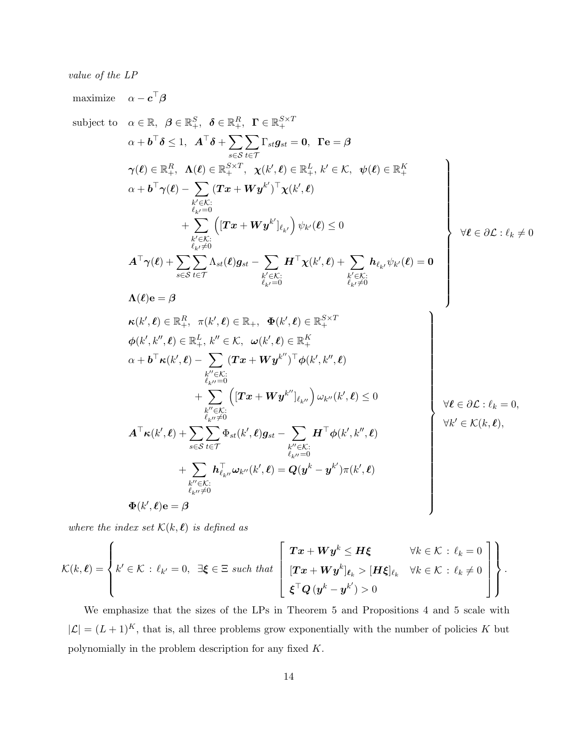*value of the LP*

$$
\begin{array}{ll}
\text{maximize} & \alpha - \boldsymbol{c}^\top \boldsymbol{\beta} \\
\text{subject to} & \alpha \in \mathbb{R},\;\; \boldsymbol{\beta} \in \mathbb{R}^S_+,\;\; \boldsymbol{\delta} \in \mathbb{R}^R_+,\;\; \boldsymbol{\Gamma} \in \mathbb{R}^{S \times T}_+ \\
& \alpha + \boldsymbol{b}^\top \boldsymbol{\delta} \leq 1,\;\; \boldsymbol{A}^\top \boldsymbol{\delta} + \displaystyle\sum_{s \in \mathcal{S}} \sum_{t \in \mathcal{T}} \Gamma_{st} \boldsymbol{g}_{st} = \boldsymbol{0},\;\; \boldsymbol{\Gamma}\mathbf{e} = \boldsymbol{\beta} \\
& \left.\begin{array}{l}
\boldsymbol{\gamma}(\boldsymbol{\ell}) \in \mathbb{R}^R_+,\;\; \boldsymbol{\Lambda}(\boldsymbol{\ell}) \in \mathbb{R}^{S \times T}_+,\;\; \boldsymbol{\chi}(k', \boldsymbol{\ell}) \in \mathbb{R}^L_+,\; k' \in \mathcal{K},\;\; \boldsymbol{\psi}(\boldsymbol{\ell}) \in \mathbb{R}^K_+ \\
\alpha + \boldsymbol{b}^\top \boldsymbol{\gamma}(\boldsymbol{\ell}) - \displaystyle\sum_{\substack{k' \in \mathcal{K}: \\ \ell_{k'} = 0}} (\boldsymbol{T}\boldsymbol{x} + \boldsymbol{W}\boldsymbol{y}^{k'})^\top \boldsymbol{\chi}(k', \boldsymbol{\ell}) \\
\qquad\qquad + \displaystyle\sum_{\substack{k' \in \mathcal{K}: \\ \ell_{k'} \neq 0}} \left( [\boldsymbol{T}\boldsymbol{x} + \boldsymbol{W}\boldsymbol{y}^{k'}]_{\ell_{k'}} \right) \psi_{k'}(\boldsymbol{\ell}) \leq 0 \\
\boldsymbol{A}^\top \boldsymbol{\gamma}(\boldsymbol{\ell}) + \displaystyle\sum_{s \in \mathcal{S}} \sum_{t \in \mathcal{T}} \Lambda_{st}(\boldsymbol{\ell}) \boldsymbol{g}_{st} - \displaystyle\sum_{\substack{k' \in \mathcal{K}: \\ \ell_{k'} = 0}} \boldsymbol{H}^\top \boldsymbol{\chi}(k', \boldsymbol{\ell}) + \displaystyle\sum_{\substack{k' \in \mathcal{K}: \\ \ell_{k'} \neq 0}} \boldsymbol{h}_{\ell_{k'}} \psi_{k'}(\boldsymbol{\ell}) = \boldsymbol{0} \\
\boldsymbol{\Lambda}(\boldsymbol{\ell})\mathbf{e} = \boldsymbol{\beta}
\end{array}\right\} \;\; \forall \boldsymbol{\ell} \in \partial\mathcal{L} : \ell_k \neq 0 \\
& \left.\begin{array}{l}
\boldsymbol{\kappa}(k', \boldsymbol{\ell}) \in \mathbb{R}^R_+,\;\; \pi(k', \boldsymbol{\ell}) \in \mathbb{R}_+,\;\; \boldsymbol{\Phi}(k', \boldsymbol{\ell}) \in \mathbb{R}^{S \times T}_+ \\
\boldsymbol{\phi}(k', k'', \boldsymbol{\ell}) \in \mathbb{R}^L_+,\; k'' \in \mathcal{K},\;\; \boldsymbol{\omega}(k', \boldsymbol{\ell}) \in \mathbb{R}^K_+ \\
\alpha + \boldsymbol{b}^\top \boldsymbol{\kappa}(k', \boldsymbol{\ell}) - \displaystyle\sum_{\substack{k'' \in \mathcal{K}: \\ \ell_{k''} = 0}} (\boldsymbol{T}\boldsymbol{x} + \boldsymbol{W}\boldsymbol{y}^{k''})^\top \boldsymbol{\phi}(k', k'', \boldsymbol{\ell}) \\
\qquad\qquad + \displaystyle\sum_{\substack{k'' \in \mathcal{K}: \\ \ell_{k''} \neq 0}} \left( [\boldsymbol{T}\boldsymbol{x} + \boldsymbol{W}\boldsymbol{y}^{k''}]_{\ell_{k''}} \right) \omega_{k''}(k', \boldsymbol{\ell}) \leq 0 \\
\boldsymbol{A}^\top \boldsymbol{\kappa}(k', \boldsymbol{\ell}) + \displaystyle\sum_{s \in \mathcal{S}} \sum_{t \in \mathcal{T}} \Phi_{st}(k', \boldsymbol{\ell}) \boldsymbol{g}_{st} - \displaystyle\sum_{\substack{k'' \in \mathcal{K}: \\ \ell_{k''} = 0}} \boldsymbol{H}^\top \boldsymbol{\phi}(k', k'', \boldsymbol{\ell}) \\
\qquad\qquad + \displaystyle\sum_{\substack{k'' \in \mathcal{K}: \\ \ell_{k''} \neq 0}} \boldsymbol{h}^\top_{\ell_{k''}} \boldsymbol{\omega}_{k''}(k', \boldsymbol{\ell}) = \boldsymbol{Q}(\boldsymbol{y}^k - \boldsymbol{y}^{k'}) \pi(k', \boldsymbol{\ell}) \\
\boldsymbol{\Phi}(k', \boldsymbol{\ell})\mathbf{e} = \boldsymbol{\beta}
\end{array}\right\} \;\; \begin{array}{l} \forall \boldsymbol{\ell} \in \partial\mathcal{L} : \ell_k = 0, \\ \forall k' \in \mathcal{K}(k, \boldsymbol{\ell}), \end{array}
\end{array}
$$

*where the index set $\mathcal{K}(k, \boldsymbol{\ell})$ is defined as*

$$
\mathcal{K}(k, \boldsymbol{\ell}) = \left\{ k' \in \mathcal{K} \,:\, \ell_{k'} = 0,\;\; \exists \boldsymbol{\xi} \in \Xi \text{ such that } \left[ \begin{array}{ll} \boldsymbol{T}\boldsymbol{x} + \boldsymbol{W}\boldsymbol{y}^k \leq \boldsymbol{H}\boldsymbol{\xi} & \forall k \in \mathcal{K} \,:\, \ell_k = 0 \\ [\boldsymbol{T}\boldsymbol{x} + \boldsymbol{W}\boldsymbol{y}^k]_{\ell_k} > [\boldsymbol{H}\boldsymbol{\xi}]_{\ell_k} & \forall k \in \mathcal{K} \,:\, \ell_k \neq 0 \\ \boldsymbol{\xi}^\top \boldsymbol{Q} \, (\boldsymbol{y}^k - \boldsymbol{y}^{k'}) > 0 & \end{array} \right] \right\}.
$$

We emphasize that the sizes of the LPs in Theorem 5 and Propositions 4 and 5 scale with $|\mathcal{L}| = (L+1)^K$, that is, all three problems grow exponentially with the number of policies $K$ but polynomially in the problem description for any fixed $K$.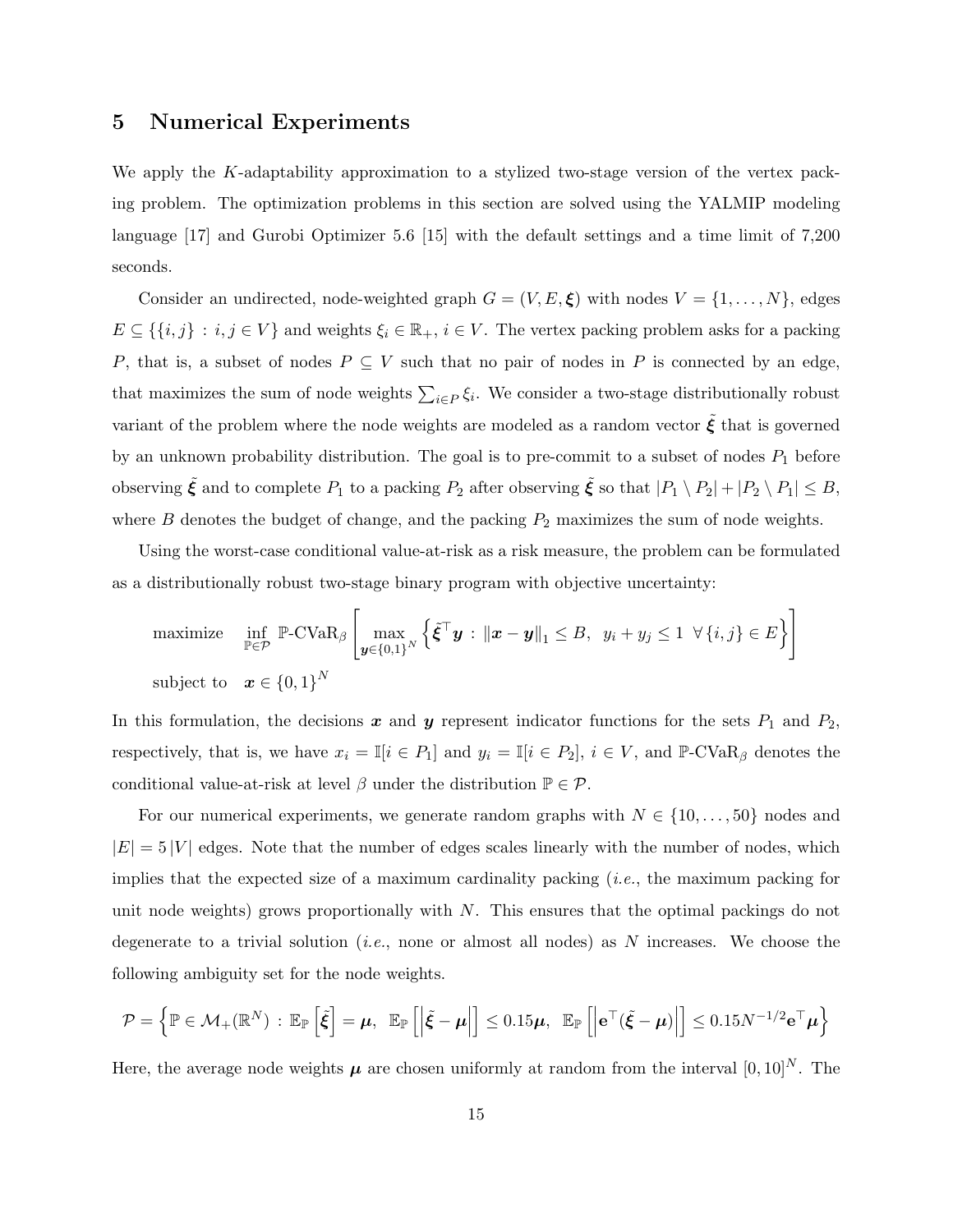## 5 Numerical Experiments

We apply the $K$-adaptability approximation to a stylized two-stage version of the vertex packing problem. The optimization problems in this section are solved using the YALMIP modeling language [17] and Gurobi Optimizer 5.6 [15] with the default settings and a time limit of 7,200 seconds.

Consider an undirected, node-weighted graph $G = (V, E, \boldsymbol{\xi})$ with nodes $V = \{1, \ldots, N\}$, edges $E \subseteq \{\{i, j\} : i, j \in V\}$ and weights $\xi_i \in \mathbb{R}_+$, $i \in V$. The vertex packing problem asks for a packing $P$, that is, a subset of nodes $P \subseteq V$ such that no pair of nodes in $P$ is connected by an edge, that maximizes the sum of node weights $\sum_{i \in P} \xi_i$. We consider a two-stage distributionally robust variant of the problem where the node weights are modeled as a random vector $\tilde{\boldsymbol{\xi}}$ that is governed by an unknown probability distribution. The goal is to pre-commit to a subset of nodes $P_1$ before observing $\tilde{\boldsymbol{\xi}}$ and to complete $P_1$ to a packing $P_2$ after observing $\tilde{\boldsymbol{\xi}}$ so that $|P_1 \setminus P_2| + |P_2 \setminus P_1| \leq B$, where $B$ denotes the budget of change, and the packing $P_2$ maximizes the sum of node weights.

Using the worst-case conditional value-at-risk as a risk measure, the problem can be formulated as a distributionally robust two-stage binary program with objective uncertainty:

$$
\begin{aligned}
&\text{maximize} \quad \inf_{\mathbb{P} \in \mathcal{P}} \mathbb{P}\text{-CVaR}_\beta \left[ \max_{\boldsymbol{y} \in \{0,1\}^N} \left\{ \tilde{\boldsymbol{\xi}}^\top \boldsymbol{y} \, : \, \|\boldsymbol{x} - \boldsymbol{y}\|_1 \leq B, \;\; y_i + y_j \leq 1 \;\; \forall \{i, j\} \in E \right\} \right] \\
&\text{subject to} \quad \boldsymbol{x} \in \{0, 1\}^N
\end{aligned}
$$

In this formulation, the decisions $\boldsymbol{x}$ and $\boldsymbol{y}$ represent indicator functions for the sets $P_1$ and $P_2$, respectively, that is, we have $x_i = \mathbb{I}[i \in P_1]$ and $y_i = \mathbb{I}[i \in P_2]$, $i \in V$, and $\mathbb{P}\text{-CVaR}_\beta$ denotes the conditional value-at-risk at level $\beta$ under the distribution $\mathbb{P} \in \mathcal{P}$.

For our numerical experiments, we generate random graphs with $N \in \{10, \ldots, 50\}$ nodes and $|E| = 5\,|V|$ edges. Note that the number of edges scales linearly with the number of nodes, which implies that the expected size of a maximum cardinality packing (*i.e.*, the maximum packing for unit node weights) grows proportionally with $N$. This ensures that the optimal packings do not degenerate to a trivial solution (*i.e.*, none or almost all nodes) as $N$ increases. We choose the following ambiguity set for the node weights.

$$
\mathcal{P} = \left\{ \mathbb{P} \in \mathcal{M}_+(\mathbb{R}^N) \, : \, \mathbb{E}_\mathbb{P}\left[\tilde{\boldsymbol{\xi}}\right] = \boldsymbol{\mu}, \;\; \mathbb{E}_\mathbb{P}\left[\left|\tilde{\boldsymbol{\xi}} - \boldsymbol{\mu}\right|\right] \leq 0.15\boldsymbol{\mu}, \;\; \mathbb{E}_\mathbb{P}\left[\left|\mathbf{e}^\top(\tilde{\boldsymbol{\xi}} - \boldsymbol{\mu})\right|\right] \leq 0.15 N^{-1/2} \mathbf{e}^\top \boldsymbol{\mu} \right\}
$$

Here, the average node weights $\boldsymbol{\mu}$ are chosen uniformly at random from the interval $[0, 10]^N$. The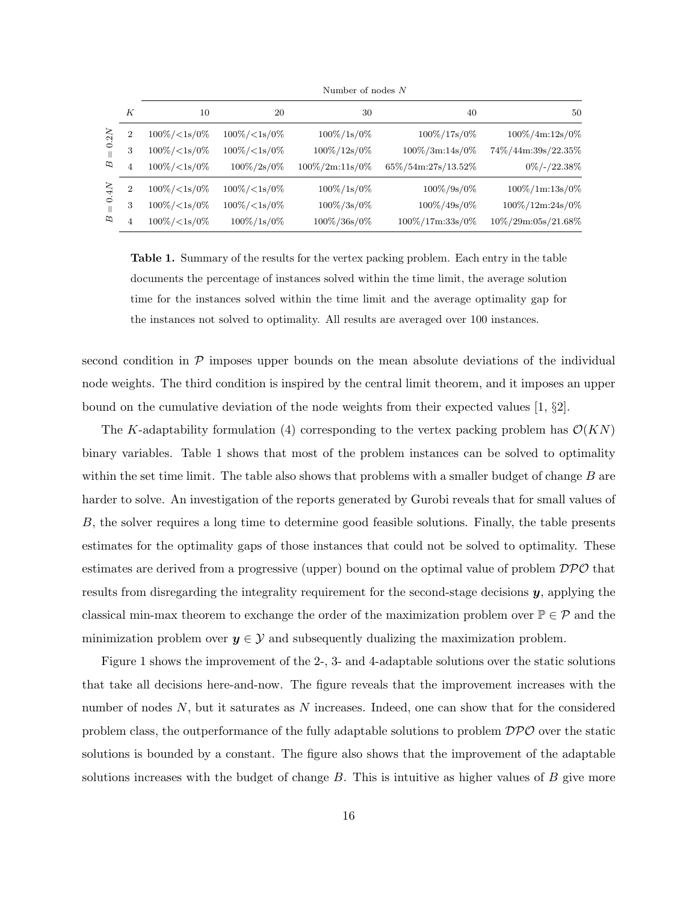| | | Number of nodes $N$ | | | | |
|---|---|---|---|---|---|---|
| | $K$ | 10 | 20 | 30 | 40 | 50 |
| $B = 0.2N$ | 2 | 100%/<1s/0% | 100%/<1s/0% | 100%/1s/0% | 100%/17s/0% | 100%/4m:12s/0% |
| | 3 | 100%/<1s/0% | 100%/<1s/0% | 100%/12s/0% | 100%/3m:14s/0% | 74%/44m:39s/22.35% |
| | 4 | 100%/<1s/0% | 100%/2s/0% | 100%/2m:11s/0% | 65%/54m:27s/13.52% | 0%/-/22.38% |
| $B = 0.4N$ | 2 | 100%/<1s/0% | 100%/<1s/0% | 100%/1s/0% | 100%/9s/0% | 100%/1m:13s/0% |
| | 3 | 100%/<1s/0% | 100%/<1s/0% | 100%/3s/0% | 100%/49s/0% | 100%/12m:24s/0% |
| | 4 | 100%/<1s/0% | 100%/1s/0% | 100%/36s/0% | 100%/17m:33s/0% | 10%/29m:05s/21.68% |

**Table 1.** Summary of the results for the vertex packing problem. Each entry in the table documents the percentage of instances solved within the time limit, the average solution time for the instances solved within the time limit and the average optimality gap for the instances not solved to optimality. All results are averaged over 100 instances.

second condition in $\mathcal{P}$ imposes upper bounds on the mean absolute deviations of the individual node weights. The third condition is inspired by the central limit theorem, and it imposes an upper bound on the cumulative deviation of the node weights from their expected values [1, §2].

The $K$-adaptability formulation (4) corresponding to the vertex packing problem has $\mathcal{O}(KN)$ binary variables. Table 1 shows that most of the problem instances can be solved to optimality within the set time limit. The table also shows that problems with a smaller budget of change $B$ are harder to solve. An investigation of the reports generated by Gurobi reveals that for small values of $B$, the solver requires a long time to determine good feasible solutions. Finally, the table presents estimates for the optimality gaps of those instances that could not be solved to optimality. These estimates are derived from a progressive (upper) bound on the optimal value of problem $\mathcal{DPO}$ that results from disregarding the integrality requirement for the second-stage decisions $\boldsymbol{y}$, applying the classical min-max theorem to exchange the order of the maximization problem over $\mathbb{P} \in \mathcal{P}$ and the minimization problem over $\boldsymbol{y} \in \mathcal{Y}$ and subsequently dualizing the maximization problem.

Figure 1 shows the improvement of the 2-, 3- and 4-adaptable solutions over the static solutions that take all decisions here-and-now. The figure reveals that the improvement increases with the number of nodes $N$, but it saturates as $N$ increases. Indeed, one can show that for the considered problem class, the outperformance of the fully adaptable solutions to problem $\mathcal{DPO}$ over the static solutions is bounded by a constant. The figure also shows that the improvement of the adaptable solutions increases with the budget of change $B$. This is intuitive as higher values of $B$ give more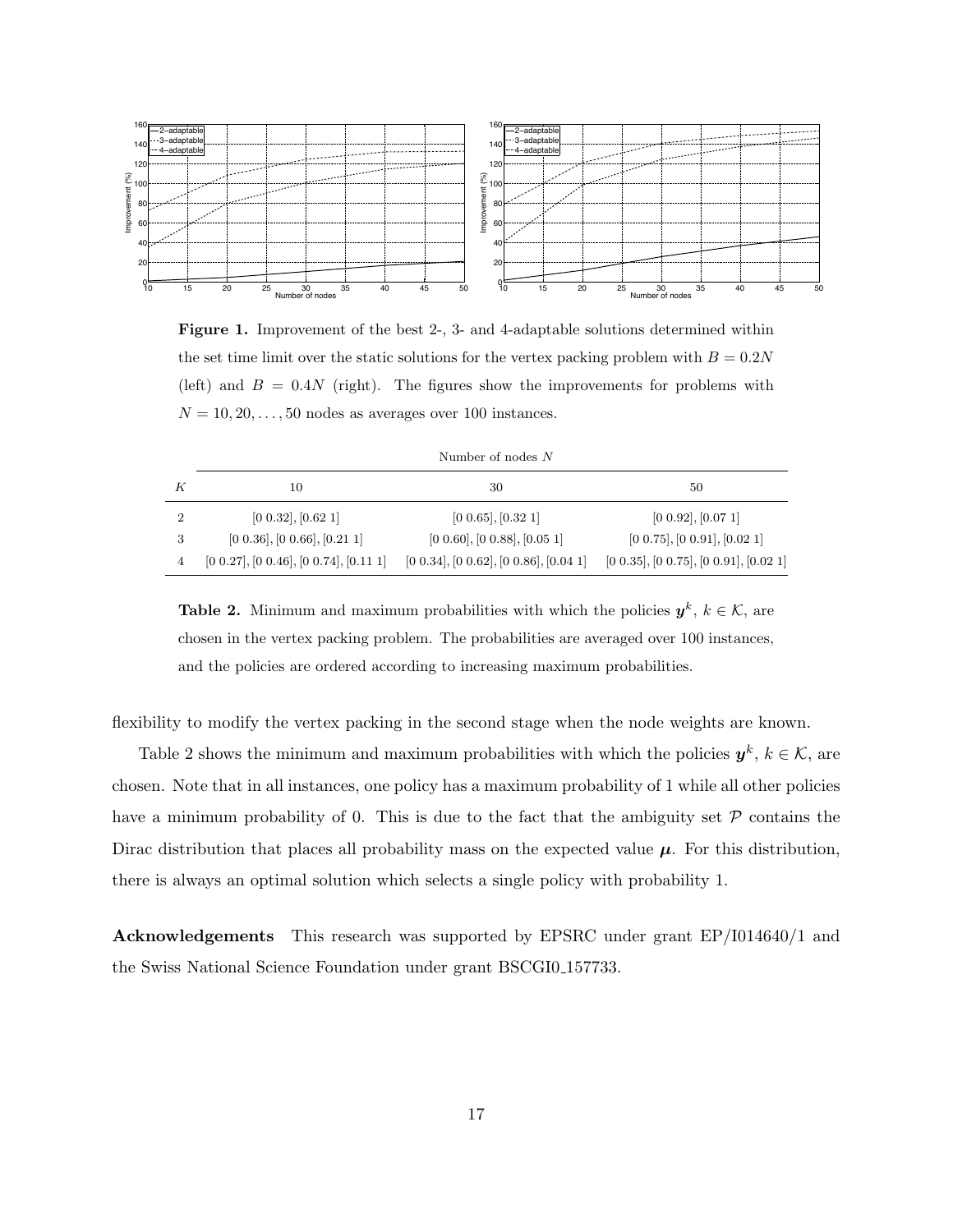**Figure 1.** Improvement of the best 2-, 3- and 4-adaptable solutions determined within the set time limit over the static solutions for the vertex packing problem with $B = 0.2N$ (left) and $B = 0.4N$ (right). The figures show the improvements for problems with $N = 10, 20, \ldots, 50$ nodes as averages over 100 instances.

| $K$ | Number of nodes $N$ | | |
|---|---|---|---|
| | 10 | 30 | 50 |
| 2 | [0 0.32], [0.62 1] | [0 0.65], [0.32 1] | [0 0.92], [0.07 1] |
| 3 | [0 0.36], [0 0.66], [0.21 1] | [0 0.60], [0 0.88], [0.05 1] | [0 0.75], [0 0.91], [0.02 1] |
| 4 | [0 0.27], [0 0.46], [0 0.74], [0.11 1] | [0 0.34], [0 0.62], [0 0.86], [0.04 1] | [0 0.35], [0 0.75], [0 0.91], [0.02 1] |

**Table 2.** Minimum and maximum probabilities with which the policies $\boldsymbol{y}^k$, $k \in \mathcal{K}$, are chosen in the vertex packing problem. The probabilities are averaged over 100 instances, and the policies are ordered according to increasing maximum probabilities.

flexibility to modify the vertex packing in the second stage when the node weights are known.

Table 2 shows the minimum and maximum probabilities with which the policies $\boldsymbol{y}^k$, $k \in \mathcal{K}$, are chosen. Note that in all instances, one policy has a maximum probability of 1 while all other policies have a minimum probability of 0. This is due to the fact that the ambiguity set $\mathcal{P}$ contains the Dirac distribution that places all probability mass on the expected value $\boldsymbol{\mu}$. For this distribution, there is always an optimal solution which selects a single policy with probability 1.

**Acknowledgements** This research was supported by EPSRC under grant EP/I014640/1 and the Swiss National Science Foundation under grant BSCGI0_157733.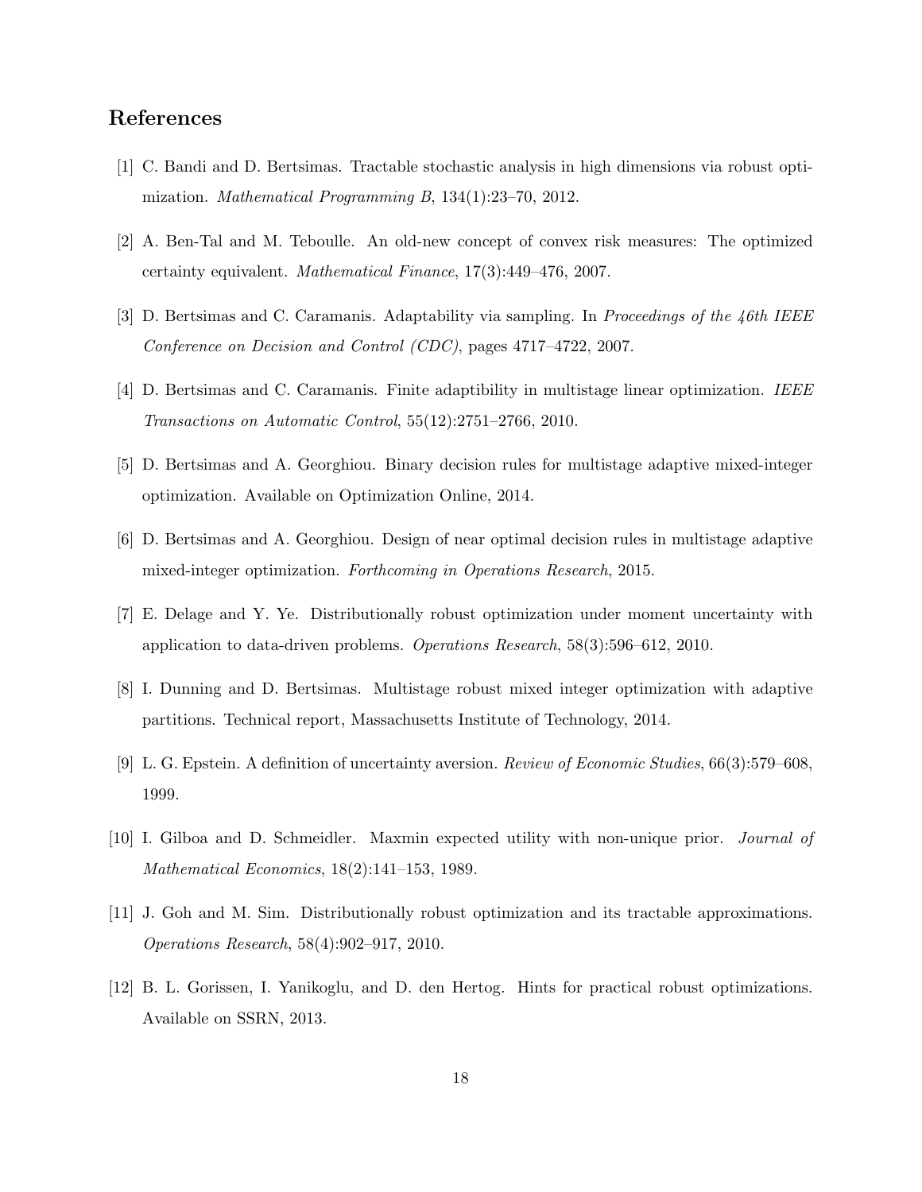## References

[1] C. Bandi and D. Bertsimas. Tractable stochastic analysis in high dimensions via robust optimization. *Mathematical Programming B*, 134(1):23–70, 2012.

[2] A. Ben-Tal and M. Teboulle. An old-new concept of convex risk measures: The optimized certainty equivalent. *Mathematical Finance*, 17(3):449–476, 2007.

[3] D. Bertsimas and C. Caramanis. Adaptability via sampling. In *Proceedings of the 46th IEEE Conference on Decision and Control (CDC)*, pages 4717–4722, 2007.

[4] D. Bertsimas and C. Caramanis. Finite adaptibility in multistage linear optimization. *IEEE Transactions on Automatic Control*, 55(12):2751–2766, 2010.

[5] D. Bertsimas and A. Georghiou. Binary decision rules for multistage adaptive mixed-integer optimization. Available on Optimization Online, 2014.

[6] D. Bertsimas and A. Georghiou. Design of near optimal decision rules in multistage adaptive mixed-integer optimization. *Forthcoming in Operations Research*, 2015.

[7] E. Delage and Y. Ye. Distributionally robust optimization under moment uncertainty with application to data-driven problems. *Operations Research*, 58(3):596–612, 2010.

[8] I. Dunning and D. Bertsimas. Multistage robust mixed integer optimization with adaptive partitions. Technical report, Massachusetts Institute of Technology, 2014.

[9] L. G. Epstein. A definition of uncertainty aversion. *Review of Economic Studies*, 66(3):579–608, 1999.

[10] I. Gilboa and D. Schmeidler. Maxmin expected utility with non-unique prior. *Journal of Mathematical Economics*, 18(2):141–153, 1989.

[11] J. Goh and M. Sim. Distributionally robust optimization and its tractable approximations. *Operations Research*, 58(4):902–917, 2010.

[12] B. L. Gorissen, I. Yanikoglu, and D. den Hertog. Hints for practical robust optimizations. Available on SSRN, 2013.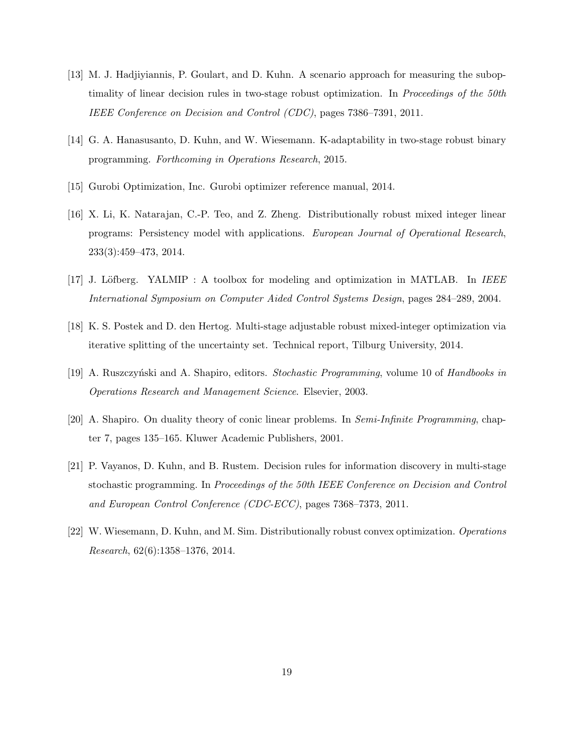[13] M. J. Hadjiyiannis, P. Goulart, and D. Kuhn. A scenario approach for measuring the suboptimality of linear decision rules in two-stage robust optimization. In *Proceedings of the 50th IEEE Conference on Decision and Control (CDC)*, pages 7386–7391, 2011.

[14] G. A. Hanasusanto, D. Kuhn, and W. Wiesemann. K-adaptability in two-stage robust binary programming. *Forthcoming in Operations Research*, 2015.

[15] Gurobi Optimization, Inc. Gurobi optimizer reference manual, 2014.

[16] X. Li, K. Natarajan, C.-P. Teo, and Z. Zheng. Distributionally robust mixed integer linear programs: Persistency model with applications. *European Journal of Operational Research*, 233(3):459–473, 2014.

[17] J. Löfberg. YALMIP : A toolbox for modeling and optimization in MATLAB. In *IEEE International Symposium on Computer Aided Control Systems Design*, pages 284–289, 2004.

[18] K. S. Postek and D. den Hertog. Multi-stage adjustable robust mixed-integer optimization via iterative splitting of the uncertainty set. Technical report, Tilburg University, 2014.

[19] A. Ruszczyński and A. Shapiro, editors. *Stochastic Programming*, volume 10 of *Handbooks in Operations Research and Management Science*. Elsevier, 2003.

[20] A. Shapiro. On duality theory of conic linear problems. In *Semi-Infinite Programming*, chapter 7, pages 135–165. Kluwer Academic Publishers, 2001.

[21] P. Vayanos, D. Kuhn, and B. Rustem. Decision rules for information discovery in multi-stage stochastic programming. In *Proceedings of the 50th IEEE Conference on Decision and Control and European Control Conference (CDC-ECC)*, pages 7368–7373, 2011.

[22] W. Wiesemann, D. Kuhn, and M. Sim. Distributionally robust convex optimization. *Operations Research*, 62(6):1358–1376, 2014.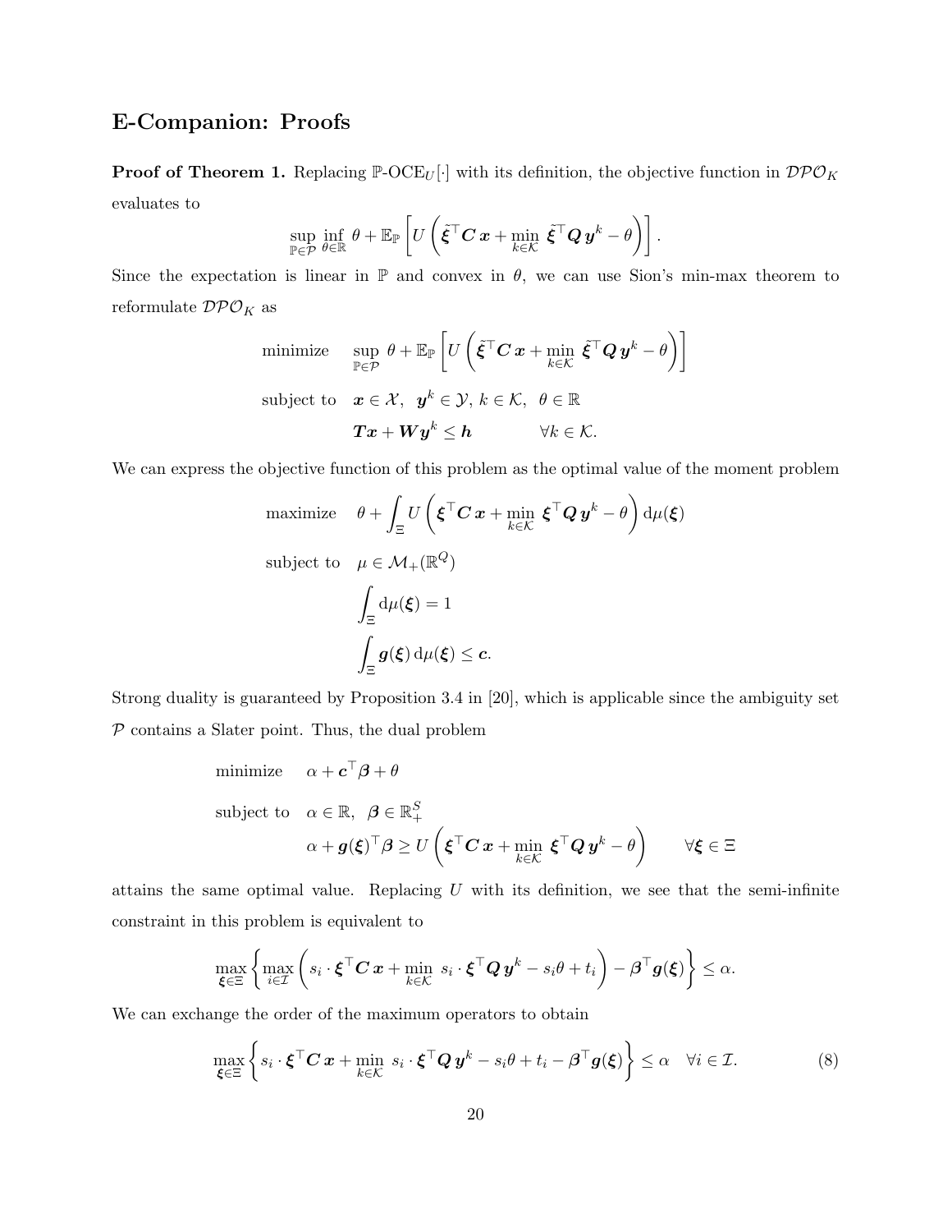## E-Companion: Proofs

**Proof of Theorem 1.** Replacing $\mathbb{P}\text{-OCE}_U[\cdot]$ with its definition, the objective function in $\mathcal{DPO}_K$ evaluates to

$$\sup_{\mathbb{P}\in\mathcal{P}} \inf_{\theta\in\mathbb{R}} \theta + \mathbb{E}_{\mathbb{P}}\left[ U\left( \tilde{\boldsymbol{\xi}}^\top \boldsymbol{C}\,\boldsymbol{x} + \min_{k\in\mathcal{K}} \tilde{\boldsymbol{\xi}}^\top \boldsymbol{Q}\,\boldsymbol{y}^k - \theta \right)\right].$$

Since the expectation is linear in $\mathbb{P}$ and convex in $\theta$, we can use Sion's min-max theorem to reformulate $\mathcal{DPO}_K$ as

$$\begin{array}{ll}
\text{minimize} & \displaystyle\sup_{\mathbb{P}\in\mathcal{P}} \theta + \mathbb{E}_{\mathbb{P}}\left[ U\left( \tilde{\boldsymbol{\xi}}^\top \boldsymbol{C}\,\boldsymbol{x} + \min_{k\in\mathcal{K}} \tilde{\boldsymbol{\xi}}^\top \boldsymbol{Q}\,\boldsymbol{y}^k - \theta \right)\right] \\
\text{subject to} & \boldsymbol{x}\in\mathcal{X},\;\; \boldsymbol{y}^k\in\mathcal{Y},\, k\in\mathcal{K},\;\; \theta\in\mathbb{R} \\
& \boldsymbol{T}\boldsymbol{x} + \boldsymbol{W}\boldsymbol{y}^k \leq \boldsymbol{h} \qquad\qquad \forall k\in\mathcal{K}.
\end{array}$$

We can express the objective function of this problem as the optimal value of the moment problem

$$\begin{array}{ll}
\text{maximize} & \displaystyle\theta + \int_{\Xi} U\left( \boldsymbol{\xi}^\top \boldsymbol{C}\,\boldsymbol{x} + \min_{k\in\mathcal{K}} \boldsymbol{\xi}^\top \boldsymbol{Q}\,\boldsymbol{y}^k - \theta \right) \mathrm{d}\mu(\boldsymbol{\xi}) \\
\text{subject to} & \mu\in\mathcal{M}_+(\mathbb{R}^Q) \\
& \displaystyle\int_{\Xi} \mathrm{d}\mu(\boldsymbol{\xi}) = 1 \\
& \displaystyle\int_{\Xi} \boldsymbol{g}(\boldsymbol{\xi})\,\mathrm{d}\mu(\boldsymbol{\xi}) \leq \boldsymbol{c}.
\end{array}$$

Strong duality is guaranteed by Proposition 3.4 in [20], which is applicable since the ambiguity set $\mathcal{P}$ contains a Slater point. Thus, the dual problem

$$\begin{array}{ll}
\text{minimize} & \alpha + \boldsymbol{c}^\top\boldsymbol{\beta} + \theta \\
\text{subject to} & \alpha\in\mathbb{R},\;\; \boldsymbol{\beta}\in\mathbb{R}^S_+ \\
& \displaystyle\alpha + \boldsymbol{g}(\boldsymbol{\xi})^\top\boldsymbol{\beta} \geq U\left( \boldsymbol{\xi}^\top \boldsymbol{C}\,\boldsymbol{x} + \min_{k\in\mathcal{K}} \boldsymbol{\xi}^\top \boldsymbol{Q}\,\boldsymbol{y}^k - \theta \right) \qquad \forall\boldsymbol{\xi}\in\Xi
\end{array}$$

attains the same optimal value. Replacing $U$ with its definition, we see that the semi-infinite constraint in this problem is equivalent to

$$\max_{\boldsymbol{\xi}\in\Xi}\left\{ \max_{i\in\mathcal{I}}\left( s_i\cdot\boldsymbol{\xi}^\top\boldsymbol{C}\,\boldsymbol{x} + \min_{k\in\mathcal{K}}\, s_i\cdot\boldsymbol{\xi}^\top\boldsymbol{Q}\,\boldsymbol{y}^k - s_i\theta + t_i \right) - \boldsymbol{\beta}^\top\boldsymbol{g}(\boldsymbol{\xi}) \right\} \leq \alpha.$$

We can exchange the order of the maximum operators to obtain

$$\max_{\boldsymbol{\xi}\in\Xi}\left\{ s_i\cdot\boldsymbol{\xi}^\top\boldsymbol{C}\,\boldsymbol{x} + \min_{k\in\mathcal{K}}\, s_i\cdot\boldsymbol{\xi}^\top\boldsymbol{Q}\,\boldsymbol{y}^k - s_i\theta + t_i - \boldsymbol{\beta}^\top\boldsymbol{g}(\boldsymbol{\xi}) \right\} \leq \alpha \quad \forall i\in\mathcal{I}. \tag{8}$$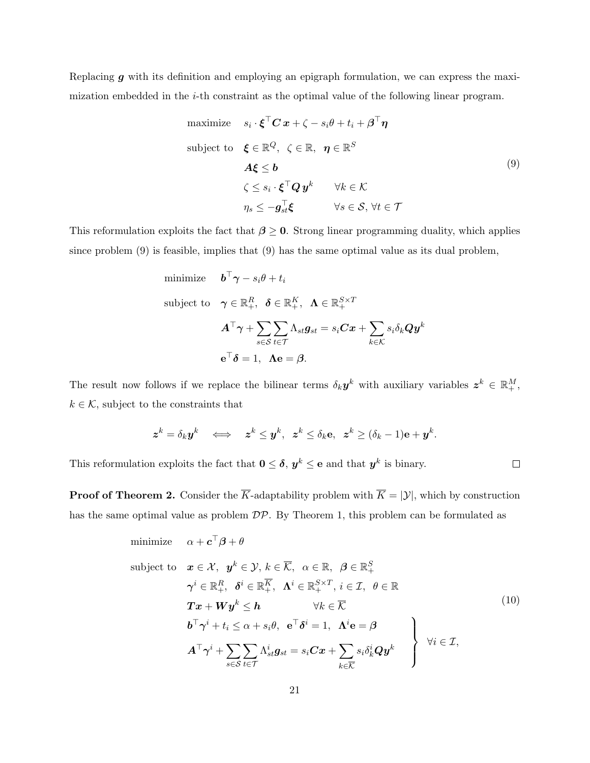Replacing $\boldsymbol{g}$ with its definition and employing an epigraph formulation, we can express the maximization embedded in the $i$-th constraint as the optimal value of the following linear program.

$$
\begin{array}{ll}
\text{maximize} & s_i \cdot \boldsymbol{\xi}^\top \boldsymbol{C}\, \boldsymbol{x} + \zeta - s_i \theta + t_i + \boldsymbol{\beta}^\top \boldsymbol{\eta} \\
\text{subject to} & \boldsymbol{\xi} \in \mathbb{R}^Q, \;\; \zeta \in \mathbb{R}, \;\; \boldsymbol{\eta} \in \mathbb{R}^S \\
& \boldsymbol{A}\boldsymbol{\xi} \leq \boldsymbol{b} \\
& \zeta \leq s_i \cdot \boldsymbol{\xi}^\top \boldsymbol{Q}\, \boldsymbol{y}^k \qquad \forall k \in \mathcal{K} \\
& \eta_s \leq -\boldsymbol{g}_{st}^\top \boldsymbol{\xi} \qquad \forall s \in \mathcal{S}, \, \forall t \in \mathcal{T}
\end{array} \tag{9}
$$

This reformulation exploits the fact that $\boldsymbol{\beta} \geq \mathbf{0}$. Strong linear programming duality, which applies since problem (9) is feasible, implies that (9) has the same optimal value as its dual problem,

$$
\begin{array}{ll}
\text{minimize} & \boldsymbol{b}^\top \boldsymbol{\gamma} - s_i \theta + t_i \\
\text{subject to} & \boldsymbol{\gamma} \in \mathbb{R}^R_+, \;\; \boldsymbol{\delta} \in \mathbb{R}^K_+, \;\; \boldsymbol{\Lambda} \in \mathbb{R}^{S \times T}_+ \\
& \boldsymbol{A}^\top \boldsymbol{\gamma} + \displaystyle\sum_{s \in \mathcal{S}} \sum_{t \in \mathcal{T}} \Lambda_{st} \boldsymbol{g}_{st} = s_i \boldsymbol{C}\boldsymbol{x} + \sum_{k \in \mathcal{K}} s_i \delta_k \boldsymbol{Q} \boldsymbol{y}^k \\
& \mathbf{e}^\top \boldsymbol{\delta} = 1, \;\; \boldsymbol{\Lambda}\mathbf{e} = \boldsymbol{\beta}.
\end{array}
$$

The result now follows if we replace the bilinear terms $\delta_k \boldsymbol{y}^k$ with auxiliary variables $\boldsymbol{z}^k \in \mathbb{R}^M_+$, $k \in \mathcal{K}$, subject to the constraints that

$$
\boldsymbol{z}^k = \delta_k \boldsymbol{y}^k \quad \Longleftrightarrow \quad \boldsymbol{z}^k \leq \boldsymbol{y}^k, \;\; \boldsymbol{z}^k \leq \delta_k \mathbf{e}, \;\; \boldsymbol{z}^k \geq (\delta_k - 1)\mathbf{e} + \boldsymbol{y}^k.
$$

This reformulation exploits the fact that $\mathbf{0} \leq \boldsymbol{\delta}$, $\boldsymbol{y}^k \leq \mathbf{e}$ and that $\boldsymbol{y}^k$ is binary. $\square$

**Proof of Theorem 2.** Consider the $\overline{K}$-adaptability problem with $\overline{K} = |\mathcal{Y}|$, which by construction has the same optimal value as problem $\mathcal{DP}$. By Theorem 1, this problem can be formulated as

$$
\begin{array}{lll}
\text{minimize} & \alpha + \boldsymbol{c}^\top \boldsymbol{\beta} + \theta & \\
\text{subject to} & \boldsymbol{x} \in \mathcal{X}, \;\; \boldsymbol{y}^k \in \mathcal{Y}, \, k \in \overline{\mathcal{K}}, \;\; \alpha \in \mathbb{R}, \;\; \boldsymbol{\beta} \in \mathbb{R}^S_+ & \\
& \boldsymbol{\gamma}^i \in \mathbb{R}^R_+, \;\; \boldsymbol{\delta}^i \in \mathbb{R}^{\overline{K}}_+, \;\; \boldsymbol{\Lambda}^i \in \mathbb{R}^{S \times T}_+, \, i \in \mathcal{I}, \;\; \theta \in \mathbb{R} & \\
& \boldsymbol{T}\boldsymbol{x} + \boldsymbol{W}\boldsymbol{y}^k \leq \boldsymbol{h} \qquad \forall k \in \overline{\mathcal{K}} & \\
& \left.\begin{array}{l} \boldsymbol{b}^\top \boldsymbol{\gamma}^i + t_i \leq \alpha + s_i \theta, \;\; \mathbf{e}^\top \boldsymbol{\delta}^i = 1, \;\; \boldsymbol{\Lambda}^i \mathbf{e} = \boldsymbol{\beta} \\ \boldsymbol{A}^\top \boldsymbol{\gamma}^i + \displaystyle\sum_{s \in \mathcal{S}} \sum_{t \in \mathcal{T}} \Lambda^i_{st} \boldsymbol{g}_{st} = s_i \boldsymbol{C}\boldsymbol{x} + \sum_{k \in \overline{\mathcal{K}}} s_i \delta^i_k \boldsymbol{Q}\boldsymbol{y}^k \end{array} \right\} & \forall i \in \mathcal{I},
\end{array} \tag{10}
$$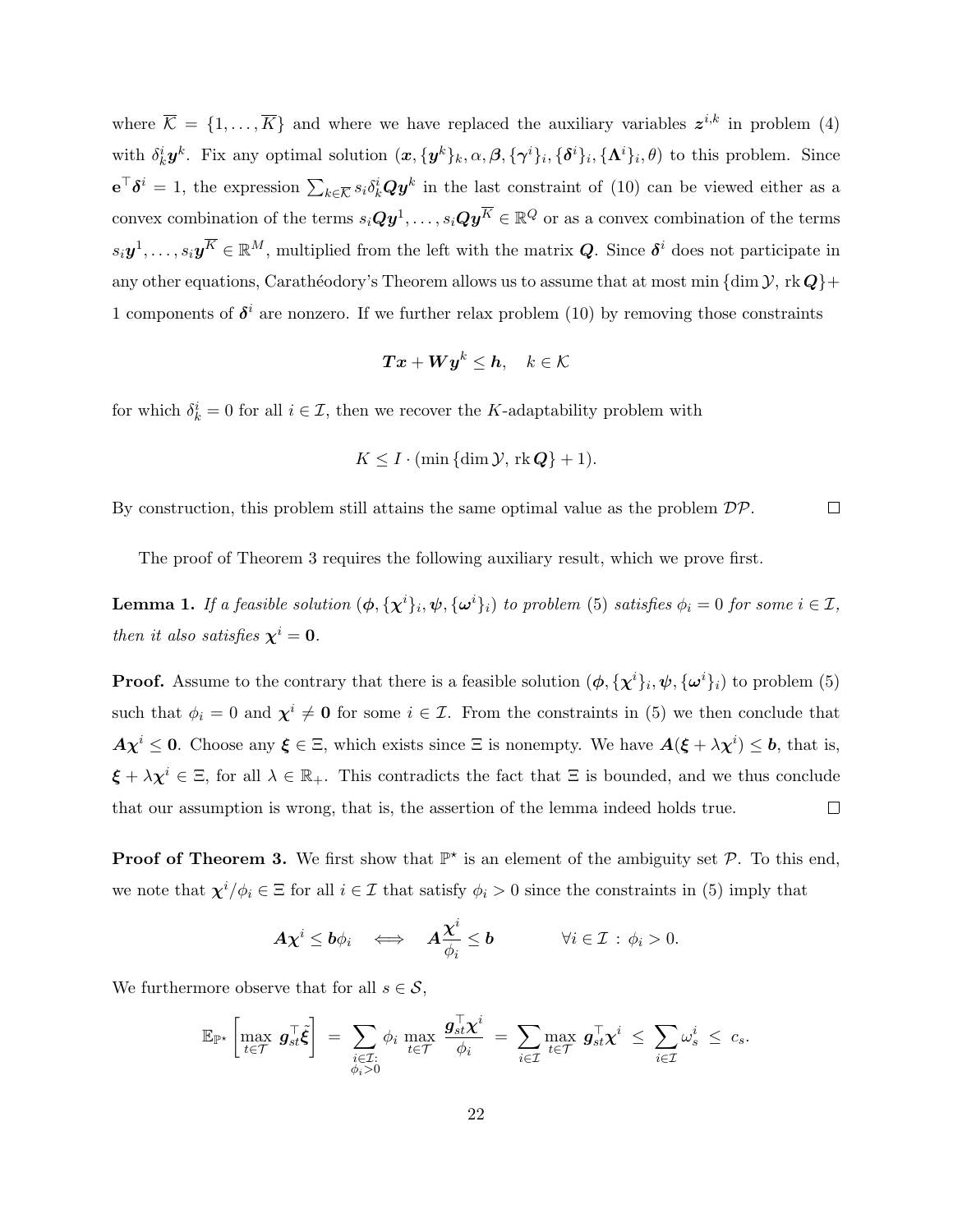where $\overline{\mathcal{K}} = \{1, \ldots, \overline{K}\}$ and where we have replaced the auxiliary variables $\boldsymbol{z}^{i,k}$ in problem (4) with $\delta_k^i \boldsymbol{y}^k$. Fix any optimal solution $(\boldsymbol{x}, \{\boldsymbol{y}^k\}_k, \alpha, \boldsymbol{\beta}, \{\boldsymbol{\gamma}^i\}_i, \{\boldsymbol{\delta}^i\}_i, \{\boldsymbol{\Lambda}^i\}_i, \theta)$ to this problem. Since $\mathbf{e}^\top \boldsymbol{\delta}^i = 1$, the expression $\sum_{k \in \overline{\mathcal{K}}} s_i \delta_k^i \boldsymbol{Q} \boldsymbol{y}^k$ in the last constraint of (10) can be viewed either as a convex combination of the terms $s_i \boldsymbol{Q} \boldsymbol{y}^1, \ldots, s_i \boldsymbol{Q} \boldsymbol{y}^{\overline{K}} \in \mathbb{R}^Q$ or as a convex combination of the terms $s_i \boldsymbol{y}^1, \ldots, s_i \boldsymbol{y}^{\overline{K}} \in \mathbb{R}^M$, multiplied from the left with the matrix $\boldsymbol{Q}$. Since $\boldsymbol{\delta}^i$ does not participate in any other equations, Carathéodory's Theorem allows us to assume that at most $\min\{\dim \mathcal{Y}, \operatorname{rk} \boldsymbol{Q}\} + 1$ components of $\boldsymbol{\delta}^i$ are nonzero. If we further relax problem (10) by removing those constraints

$$\boldsymbol{T}\boldsymbol{x} + \boldsymbol{W}\boldsymbol{y}^k \leq \boldsymbol{h}, \quad k \in \mathcal{K}$$

for which $\delta_k^i = 0$ for all $i \in \mathcal{I}$, then we recover the $K$-adaptability problem with

$$K \leq I \cdot (\min\{\dim \mathcal{Y}, \operatorname{rk} \boldsymbol{Q}\} + 1).$$

By construction, this problem still attains the same optimal value as the problem $\mathcal{DP}$. □

The proof of Theorem 3 requires the following auxiliary result, which we prove first.

**Lemma 1.** *If a feasible solution $(\boldsymbol{\phi}, \{\boldsymbol{\chi}^i\}_i, \boldsymbol{\psi}, \{\boldsymbol{\omega}^i\}_i)$ to problem (5) satisfies $\phi_i = 0$ for some $i \in \mathcal{I}$, then it also satisfies $\boldsymbol{\chi}^i = \mathbf{0}$.*

**Proof.** Assume to the contrary that there is a feasible solution $(\boldsymbol{\phi}, \{\boldsymbol{\chi}^i\}_i, \boldsymbol{\psi}, \{\boldsymbol{\omega}^i\}_i)$ to problem (5) such that $\phi_i = 0$ and $\boldsymbol{\chi}^i \neq \mathbf{0}$ for some $i \in \mathcal{I}$. From the constraints in (5) we then conclude that $\boldsymbol{A}\boldsymbol{\chi}^i \leq \mathbf{0}$. Choose any $\boldsymbol{\xi} \in \Xi$, which exists since $\Xi$ is nonempty. We have $\boldsymbol{A}(\boldsymbol{\xi} + \lambda \boldsymbol{\chi}^i) \leq \boldsymbol{b}$, that is, $\boldsymbol{\xi} + \lambda \boldsymbol{\chi}^i \in \Xi$, for all $\lambda \in \mathbb{R}_+$. This contradicts the fact that $\Xi$ is bounded, and we thus conclude that our assumption is wrong, that is, the assertion of the lemma indeed holds true. □

**Proof of Theorem 3.** We first show that $\mathbb{P}^\star$ is an element of the ambiguity set $\mathcal{P}$. To this end, we note that $\boldsymbol{\chi}^i / \phi_i \in \Xi$ for all $i \in \mathcal{I}$ that satisfy $\phi_i > 0$ since the constraints in (5) imply that

$$\boldsymbol{A}\boldsymbol{\chi}^i \leq \boldsymbol{b}\phi_i \quad \Longleftrightarrow \quad \boldsymbol{A}\frac{\boldsymbol{\chi}^i}{\phi_i} \leq \boldsymbol{b} \qquad \forall i \in \mathcal{I} : \phi_i > 0.$$

We furthermore observe that for all $s \in \mathcal{S}$,

$$\mathbb{E}_{\mathbb{P}^\star}\left[\max_{t \in \mathcal{T}} \boldsymbol{g}_{st}^\top \tilde{\boldsymbol{\xi}}\right] = \sum_{\substack{i \in \mathcal{I}: \\ \phi_i > 0}} \phi_i \max_{t \in \mathcal{T}} \frac{\boldsymbol{g}_{st}^\top \boldsymbol{\chi}^i}{\phi_i} = \sum_{i \in \mathcal{I}} \max_{t \in \mathcal{T}} \boldsymbol{g}_{st}^\top \boldsymbol{\chi}^i \leq \sum_{i \in \mathcal{I}} \omega_s^i \leq c_s.$$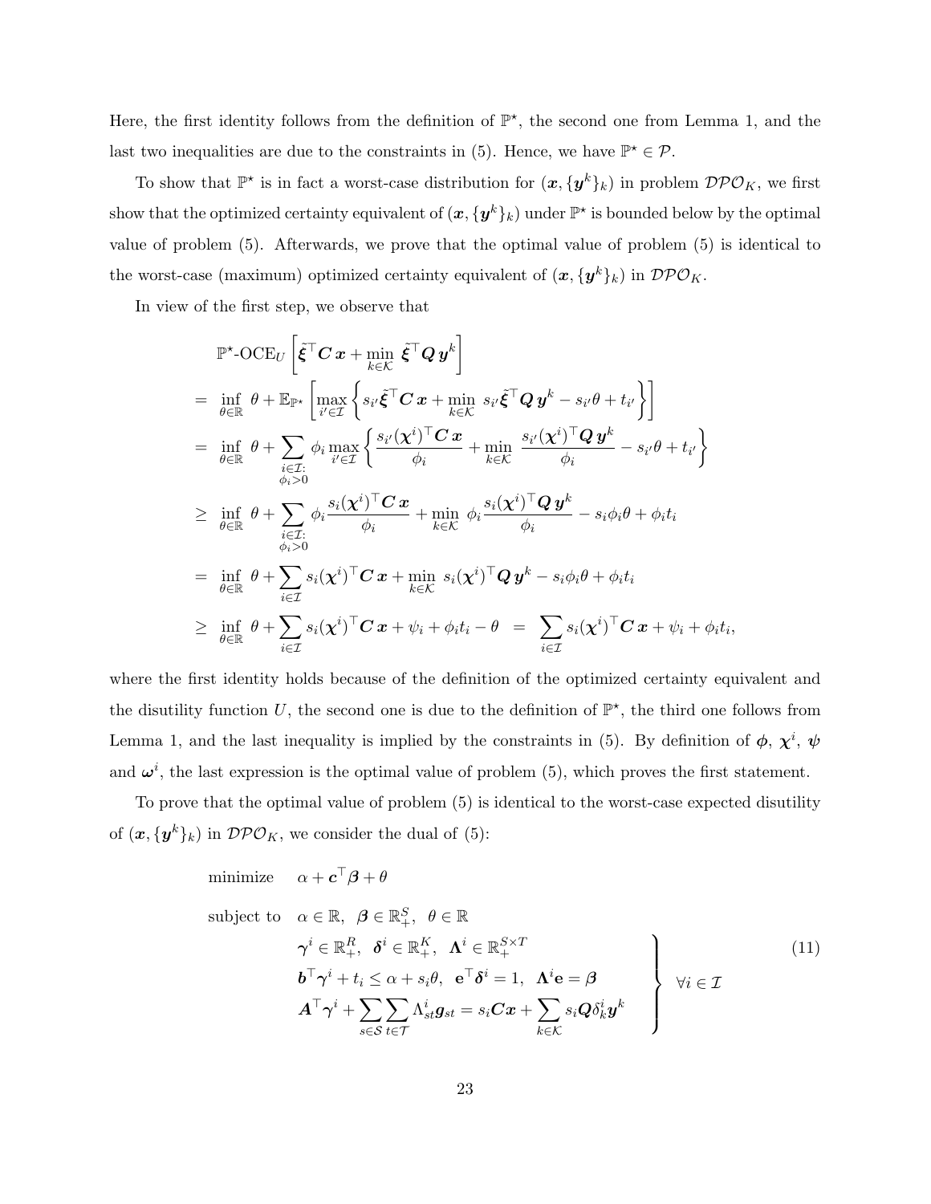Here, the first identity follows from the definition of $\mathbb{P}^\star$, the second one from Lemma 1, and the last two inequalities are due to the constraints in (5). Hence, we have $\mathbb{P}^\star \in \mathcal{P}$.

To show that $\mathbb{P}^\star$ is in fact a worst-case distribution for $(\boldsymbol{x}, \{\boldsymbol{y}^k\}_k)$ in problem $\mathcal{DPO}_K$, we first show that the optimized certainty equivalent of $(\boldsymbol{x}, \{\boldsymbol{y}^k\}_k)$ under $\mathbb{P}^\star$ is bounded below by the optimal value of problem (5). Afterwards, we prove that the optimal value of problem (5) is identical to the worst-case (maximum) optimized certainty equivalent of $(\boldsymbol{x}, \{\boldsymbol{y}^k\}_k)$ in $\mathcal{DPO}_K$.

In view of the first step, we observe that

$$
\begin{aligned}
&\mathbb{P}^\star\text{-OCE}_U\left[\tilde{\boldsymbol{\xi}}^\top \boldsymbol{C}\,\boldsymbol{x} + \min_{k\in\mathcal{K}}\ \tilde{\boldsymbol{\xi}}^\top \boldsymbol{Q}\,\boldsymbol{y}^k\right] \\
=\ & \inf_{\theta\in\mathbb{R}}\ \theta + \mathbb{E}_{\mathbb{P}^\star}\left[\max_{i'\in\mathcal{I}}\left\{s_{i'}\tilde{\boldsymbol{\xi}}^\top \boldsymbol{C}\,\boldsymbol{x} + \min_{k\in\mathcal{K}}\ s_{i'}\tilde{\boldsymbol{\xi}}^\top \boldsymbol{Q}\,\boldsymbol{y}^k - s_{i'}\theta + t_{i'}\right\}\right] \\
=\ & \inf_{\theta\in\mathbb{R}}\ \theta + \sum_{\substack{i\in\mathcal{I}:\\ \phi_i>0}} \phi_i \max_{i'\in\mathcal{I}}\left\{\frac{s_{i'}(\boldsymbol{\chi}^i)^\top \boldsymbol{C}\,\boldsymbol{x}}{\phi_i} + \min_{k\in\mathcal{K}}\ \frac{s_{i'}(\boldsymbol{\chi}^i)^\top \boldsymbol{Q}\,\boldsymbol{y}^k}{\phi_i} - s_{i'}\theta + t_{i'}\right\} \\
\geq\ & \inf_{\theta\in\mathbb{R}}\ \theta + \sum_{\substack{i\in\mathcal{I}:\\ \phi_i>0}} \phi_i\frac{s_i(\boldsymbol{\chi}^i)^\top \boldsymbol{C}\,\boldsymbol{x}}{\phi_i} + \min_{k\in\mathcal{K}}\ \phi_i\frac{s_i(\boldsymbol{\chi}^i)^\top \boldsymbol{Q}\,\boldsymbol{y}^k}{\phi_i} - s_i\phi_i\theta + \phi_i t_i \\
=\ & \inf_{\theta\in\mathbb{R}}\ \theta + \sum_{i\in\mathcal{I}} s_i(\boldsymbol{\chi}^i)^\top \boldsymbol{C}\,\boldsymbol{x} + \min_{k\in\mathcal{K}}\ s_i(\boldsymbol{\chi}^i)^\top \boldsymbol{Q}\,\boldsymbol{y}^k - s_i\phi_i\theta + \phi_i t_i \\
\geq\ & \inf_{\theta\in\mathbb{R}}\ \theta + \sum_{i\in\mathcal{I}} s_i(\boldsymbol{\chi}^i)^\top \boldsymbol{C}\,\boldsymbol{x} + \psi_i + \phi_i t_i - \theta \ =\ \sum_{i\in\mathcal{I}} s_i(\boldsymbol{\chi}^i)^\top \boldsymbol{C}\,\boldsymbol{x} + \psi_i + \phi_i t_i,
\end{aligned}
$$

where the first identity holds because of the definition of the optimized certainty equivalent and the disutility function $U$, the second one is due to the definition of $\mathbb{P}^\star$, the third one follows from Lemma 1, and the last inequality is implied by the constraints in (5). By definition of $\boldsymbol{\phi}$, $\boldsymbol{\chi}^i$, $\boldsymbol{\psi}$ and $\boldsymbol{\omega}^i$, the last expression is the optimal value of problem (5), which proves the first statement.

To prove that the optimal value of problem (5) is identical to the worst-case expected disutility of $(\boldsymbol{x}, \{\boldsymbol{y}^k\}_k)$ in $\mathcal{DPO}_K$, we consider the dual of (5):

$$
\begin{aligned}
\text{minimize}\quad & \alpha + \boldsymbol{c}^\top \boldsymbol{\beta} + \theta \\
\text{subject to}\quad & \alpha \in \mathbb{R},\ \ \boldsymbol{\beta} \in \mathbb{R}^S_+,\ \ \theta \in \mathbb{R} \\
& \left.\begin{array}{l}
\boldsymbol{\gamma}^i \in \mathbb{R}^R_+,\ \ \boldsymbol{\delta}^i \in \mathbb{R}^K_+,\ \ \boldsymbol{\Lambda}^i \in \mathbb{R}^{S\times T}_+ \\
\boldsymbol{b}^\top \boldsymbol{\gamma}^i + t_i \leq \alpha + s_i\theta,\ \ \mathrm{e}^\top \boldsymbol{\delta}^i = 1,\ \ \boldsymbol{\Lambda}^i \mathrm{e} = \boldsymbol{\beta} \\
\boldsymbol{A}^\top \boldsymbol{\gamma}^i + \displaystyle\sum_{s\in\mathcal{S}}\sum_{t\in\mathcal{T}} \Lambda^i_{st}\boldsymbol{g}_{st} = s_i\boldsymbol{C}\boldsymbol{x} + \sum_{k\in\mathcal{K}} s_i\boldsymbol{Q}\delta^i_k\boldsymbol{y}^k
\end{array}\right\}\ \forall i \in \mathcal{I}
\end{aligned}
\tag{11}
$$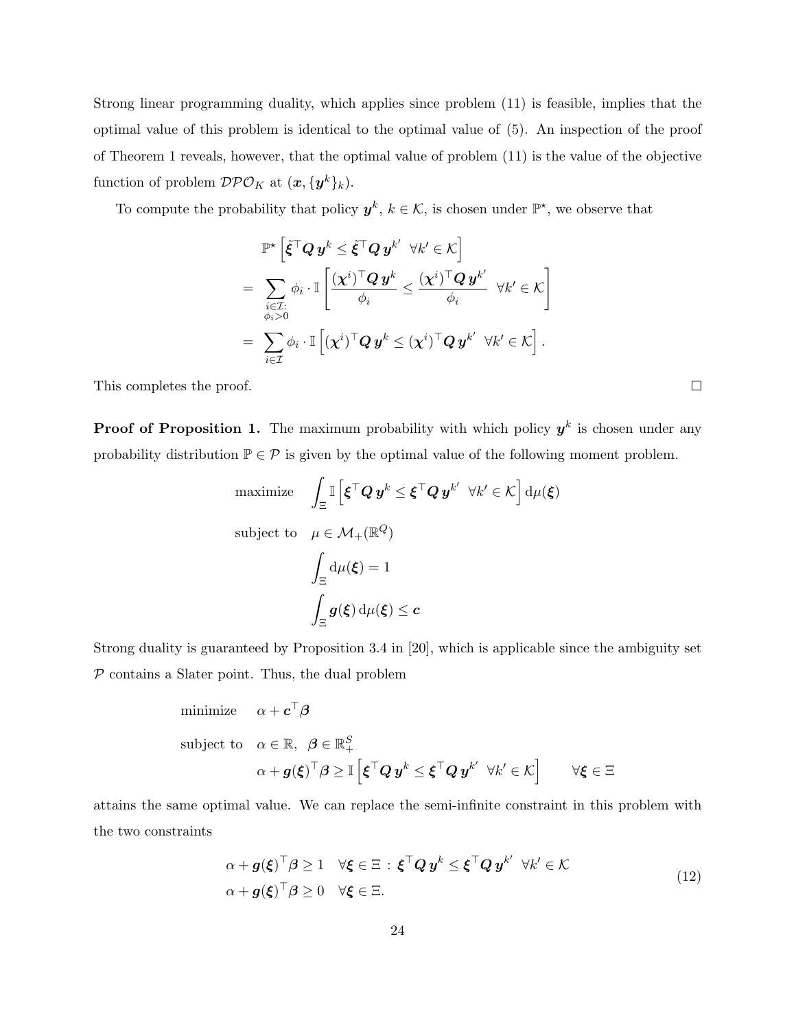Strong linear programming duality, which applies since problem (11) is feasible, implies that the optimal value of this problem is identical to the optimal value of (5). An inspection of the proof of Theorem 1 reveals, however, that the optimal value of problem (11) is the value of the objective function of problem $\mathcal{DPO}_K$ at $(\boldsymbol{x}, \{\boldsymbol{y}^k\}_k)$.

To compute the probability that policy $\boldsymbol{y}^k$, $k \in \mathcal{K}$, is chosen under $\mathbb{P}^\star$, we observe that

$$
\begin{aligned}
& \mathbb{P}^\star \left[ \tilde{\boldsymbol{\xi}}^\top \boldsymbol{Q}\, \boldsymbol{y}^k \leq \tilde{\boldsymbol{\xi}}^\top \boldsymbol{Q}\, \boldsymbol{y}^{k'} \;\; \forall k' \in \mathcal{K} \right] \\
= \; & \sum_{\substack{i \in \mathcal{I}: \\ \phi_i > 0}} \phi_i \cdot \mathbb{I} \left[ \frac{(\boldsymbol{\chi}^i)^\top \boldsymbol{Q}\, \boldsymbol{y}^k}{\phi_i} \leq \frac{(\boldsymbol{\chi}^i)^\top \boldsymbol{Q}\, \boldsymbol{y}^{k'}}{\phi_i} \;\; \forall k' \in \mathcal{K} \right] \\
= \; & \sum_{i \in \mathcal{I}} \phi_i \cdot \mathbb{I} \left[ (\boldsymbol{\chi}^i)^\top \boldsymbol{Q}\, \boldsymbol{y}^k \leq (\boldsymbol{\chi}^i)^\top \boldsymbol{Q}\, \boldsymbol{y}^{k'} \;\; \forall k' \in \mathcal{K} \right].
\end{aligned}
$$

This completes the proof. □

**Proof of Proposition 1.** The maximum probability with which policy $\boldsymbol{y}^k$ is chosen under any probability distribution $\mathbb{P} \in \mathcal{P}$ is given by the optimal value of the following moment problem.

$$
\begin{aligned}
\text{maximize} \quad & \int_\Xi \mathbb{I} \left[ \boldsymbol{\xi}^\top \boldsymbol{Q}\, \boldsymbol{y}^k \leq \boldsymbol{\xi}^\top \boldsymbol{Q}\, \boldsymbol{y}^{k'} \;\; \forall k' \in \mathcal{K} \right] \mathrm{d}\mu(\boldsymbol{\xi}) \\
\text{subject to} \quad & \mu \in \mathcal{M}_+(\mathbb{R}^Q) \\
& \int_\Xi \mathrm{d}\mu(\boldsymbol{\xi}) = 1 \\
& \int_\Xi \boldsymbol{g}(\boldsymbol{\xi}) \, \mathrm{d}\mu(\boldsymbol{\xi}) \leq \boldsymbol{c}
\end{aligned}
$$

Strong duality is guaranteed by Proposition 3.4 in [20], which is applicable since the ambiguity set $\mathcal{P}$ contains a Slater point. Thus, the dual problem

$$
\begin{aligned}
\text{minimize} \quad & \alpha + \boldsymbol{c}^\top \boldsymbol{\beta} \\
\text{subject to} \quad & \alpha \in \mathbb{R}, \;\; \boldsymbol{\beta} \in \mathbb{R}^S_+ \\
& \alpha + \boldsymbol{g}(\boldsymbol{\xi})^\top \boldsymbol{\beta} \geq \mathbb{I} \left[ \boldsymbol{\xi}^\top \boldsymbol{Q}\, \boldsymbol{y}^k \leq \boldsymbol{\xi}^\top \boldsymbol{Q}\, \boldsymbol{y}^{k'} \;\; \forall k' \in \mathcal{K} \right] \qquad \forall \boldsymbol{\xi} \in \Xi
\end{aligned}
$$

attains the same optimal value. We can replace the semi-infinite constraint in this problem with the two constraints

$$
\begin{aligned}
& \alpha + \boldsymbol{g}(\boldsymbol{\xi})^\top \boldsymbol{\beta} \geq 1 \quad \forall \boldsymbol{\xi} \in \Xi : \boldsymbol{\xi}^\top \boldsymbol{Q}\, \boldsymbol{y}^k \leq \boldsymbol{\xi}^\top \boldsymbol{Q}\, \boldsymbol{y}^{k'} \;\; \forall k' \in \mathcal{K} \\
& \alpha + \boldsymbol{g}(\boldsymbol{\xi})^\top \boldsymbol{\beta} \geq 0 \quad \forall \boldsymbol{\xi} \in \Xi.
\end{aligned}
\tag{12}
$$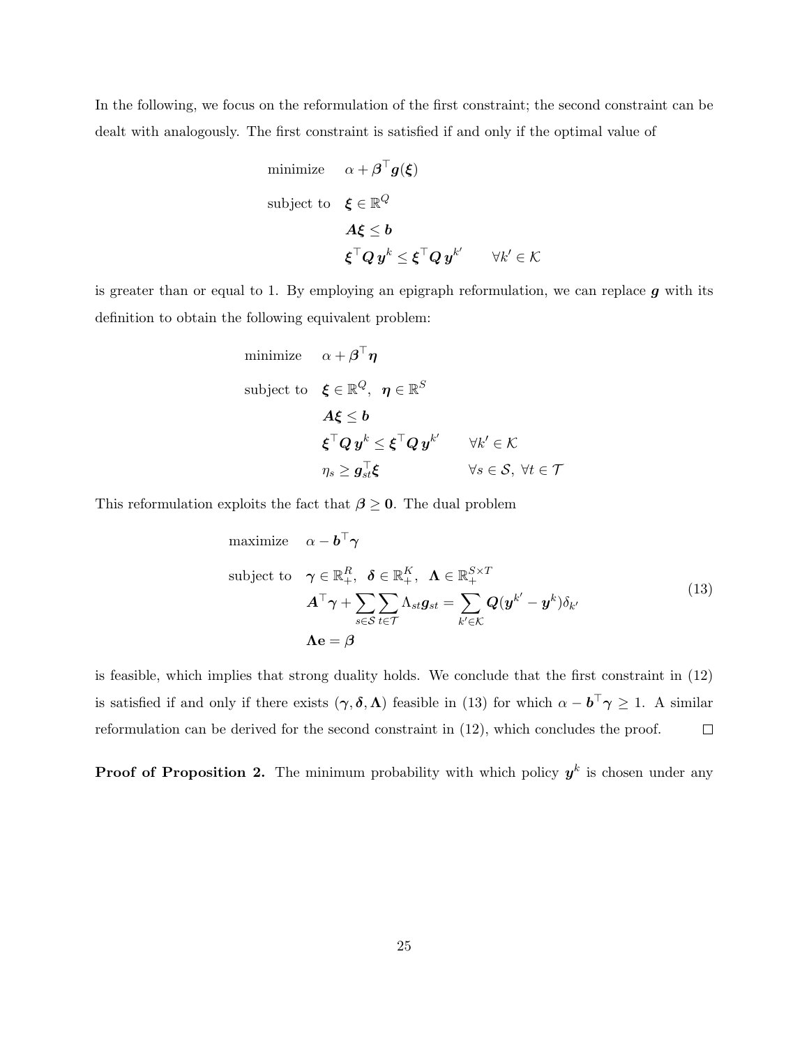In the following, we focus on the reformulation of the first constraint; the second constraint can be dealt with analogously. The first constraint is satisfied if and only if the optimal value of

$$
\begin{array}{ll}
\text{minimize} & \alpha + \boldsymbol{\beta}^\top \boldsymbol{g}(\boldsymbol{\xi}) \\
\text{subject to} & \boldsymbol{\xi} \in \mathbb{R}^Q \\
& \boldsymbol{A}\boldsymbol{\xi} \leq \boldsymbol{b} \\
& \boldsymbol{\xi}^\top \boldsymbol{Q}\, \boldsymbol{y}^k \leq \boldsymbol{\xi}^\top \boldsymbol{Q}\, \boldsymbol{y}^{k'} \qquad \forall k' \in \mathcal{K}
\end{array}
$$

is greater than or equal to 1. By employing an epigraph reformulation, we can replace $\boldsymbol{g}$ with its definition to obtain the following equivalent problem:

$$
\begin{array}{lll}
\text{minimize} & \alpha + \boldsymbol{\beta}^\top \boldsymbol{\eta} & \\
\text{subject to} & \boldsymbol{\xi} \in \mathbb{R}^Q, \;\; \boldsymbol{\eta} \in \mathbb{R}^S & \\
& \boldsymbol{A}\boldsymbol{\xi} \leq \boldsymbol{b} & \\
& \boldsymbol{\xi}^\top \boldsymbol{Q}\, \boldsymbol{y}^k \leq \boldsymbol{\xi}^\top \boldsymbol{Q}\, \boldsymbol{y}^{k'} & \forall k' \in \mathcal{K} \\
& \eta_s \geq \boldsymbol{g}_{st}^\top \boldsymbol{\xi} & \forall s \in \mathcal{S}, \; \forall t \in \mathcal{T}
\end{array}
$$

This reformulation exploits the fact that $\boldsymbol{\beta} \geq \mathbf{0}$. The dual problem

$$
\begin{array}{ll}
\text{maximize} & \alpha - \boldsymbol{b}^\top \boldsymbol{\gamma} \\
\text{subject to} & \boldsymbol{\gamma} \in \mathbb{R}^R_+, \;\; \boldsymbol{\delta} \in \mathbb{R}^K_+, \;\; \boldsymbol{\Lambda} \in \mathbb{R}^{S \times T}_+ \\
& \boldsymbol{A}^\top \boldsymbol{\gamma} + \displaystyle\sum_{s \in \mathcal{S}} \sum_{t \in \mathcal{T}} \Lambda_{st} \boldsymbol{g}_{st} = \sum_{k' \in \mathcal{K}} \boldsymbol{Q}(\boldsymbol{y}^{k'} - \boldsymbol{y}^k) \delta_{k'} \\
& \boldsymbol{\Lambda} \mathbf{e} = \boldsymbol{\beta}
\end{array}
\tag{13}
$$

is feasible, which implies that strong duality holds. We conclude that the first constraint in (12) is satisfied if and only if there exists $(\boldsymbol{\gamma}, \boldsymbol{\delta}, \boldsymbol{\Lambda})$ feasible in (13) for which $\alpha - \boldsymbol{b}^\top \boldsymbol{\gamma} \geq 1$. A similar reformulation can be derived for the second constraint in (12), which concludes the proof. $\square$

**Proof of Proposition 2.** The minimum probability with which policy $\boldsymbol{y}^k$ is chosen under any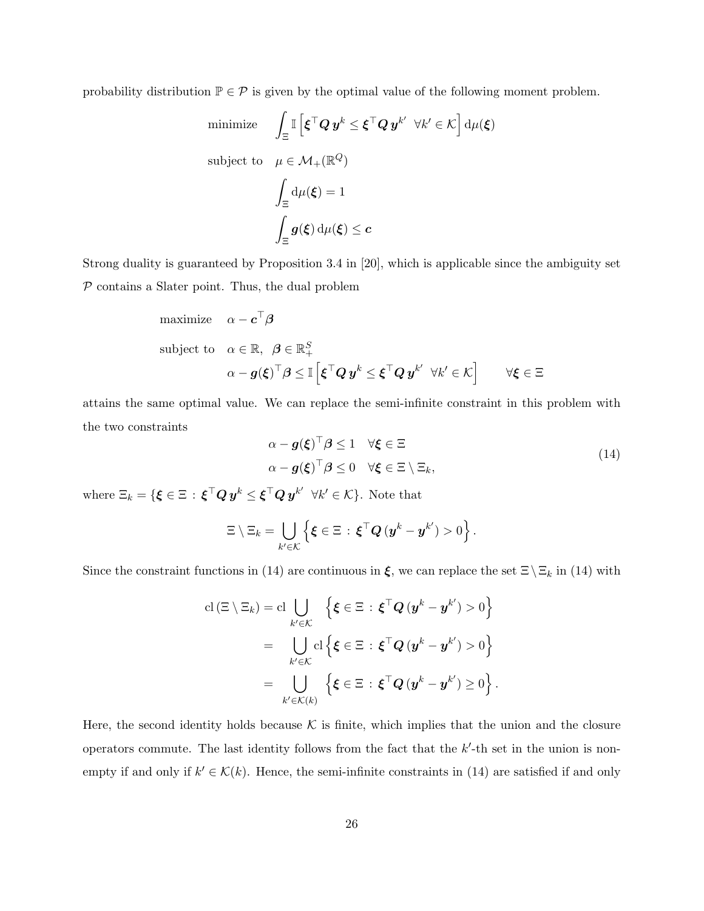probability distribution $\mathbb{P} \in \mathcal{P}$ is given by the optimal value of the following moment problem.

$$
\begin{aligned}
\text{minimize} \quad & \int_{\Xi} \mathbb{I}\left[\boldsymbol{\xi}^\top \boldsymbol{Q}\, \boldsymbol{y}^k \leq \boldsymbol{\xi}^\top \boldsymbol{Q}\, \boldsymbol{y}^{k'} \;\; \forall k' \in \mathcal{K}\right] \mathrm{d}\mu(\boldsymbol{\xi}) \\
\text{subject to} \quad & \mu \in \mathcal{M}_+(\mathbb{R}^Q) \\
& \int_{\Xi} \mathrm{d}\mu(\boldsymbol{\xi}) = 1 \\
& \int_{\Xi} \boldsymbol{g}(\boldsymbol{\xi})\, \mathrm{d}\mu(\boldsymbol{\xi}) \leq \boldsymbol{c}
\end{aligned}
$$

Strong duality is guaranteed by Proposition 3.4 in [20], which is applicable since the ambiguity set $\mathcal{P}$ contains a Slater point. Thus, the dual problem

$$
\begin{aligned}
\text{maximize} \quad & \alpha - \boldsymbol{c}^\top \boldsymbol{\beta} \\
\text{subject to} \quad & \alpha \in \mathbb{R}, \;\; \boldsymbol{\beta} \in \mathbb{R}^S_+ \\
& \alpha - \boldsymbol{g}(\boldsymbol{\xi})^\top \boldsymbol{\beta} \leq \mathbb{I}\left[\boldsymbol{\xi}^\top \boldsymbol{Q}\, \boldsymbol{y}^k \leq \boldsymbol{\xi}^\top \boldsymbol{Q}\, \boldsymbol{y}^{k'} \;\; \forall k' \in \mathcal{K}\right] \qquad \forall \boldsymbol{\xi} \in \Xi
\end{aligned}
$$

attains the same optimal value. We can replace the semi-infinite constraint in this problem with the two constraints

$$
\begin{aligned}
\alpha - \boldsymbol{g}(\boldsymbol{\xi})^\top \boldsymbol{\beta} \leq 1 \quad & \forall \boldsymbol{\xi} \in \Xi \\
\alpha - \boldsymbol{g}(\boldsymbol{\xi})^\top \boldsymbol{\beta} \leq 0 \quad & \forall \boldsymbol{\xi} \in \Xi \setminus \Xi_k,
\end{aligned}
\tag{14}
$$

where $\Xi_k = \{\boldsymbol{\xi} \in \Xi \,:\, \boldsymbol{\xi}^\top \boldsymbol{Q}\, \boldsymbol{y}^k \leq \boldsymbol{\xi}^\top \boldsymbol{Q}\, \boldsymbol{y}^{k'} \;\; \forall k' \in \mathcal{K}\}$. Note that

$$
\Xi \setminus \Xi_k = \bigcup_{k' \in \mathcal{K}} \left\{ \boldsymbol{\xi} \in \Xi \,:\, \boldsymbol{\xi}^\top \boldsymbol{Q}\, (\boldsymbol{y}^k - \boldsymbol{y}^{k'}) > 0 \right\}.
$$

Since the constraint functions in (14) are continuous in $\boldsymbol{\xi}$, we can replace the set $\Xi \setminus \Xi_k$ in (14) with

$$
\begin{aligned}
\mathrm{cl}\,(\Xi \setminus \Xi_k) &= \mathrm{cl} \bigcup_{k' \in \mathcal{K}} \;\; \left\{ \boldsymbol{\xi} \in \Xi \,:\, \boldsymbol{\xi}^\top \boldsymbol{Q}\, (\boldsymbol{y}^k - \boldsymbol{y}^{k'}) > 0 \right\} \\
&= \bigcup_{k' \in \mathcal{K}} \mathrm{cl} \left\{ \boldsymbol{\xi} \in \Xi \,:\, \boldsymbol{\xi}^\top \boldsymbol{Q}\, (\boldsymbol{y}^k - \boldsymbol{y}^{k'}) > 0 \right\} \\
&= \bigcup_{k' \in \mathcal{K}(k)} \left\{ \boldsymbol{\xi} \in \Xi \,:\, \boldsymbol{\xi}^\top \boldsymbol{Q}\, (\boldsymbol{y}^k - \boldsymbol{y}^{k'}) \geq 0 \right\}.
\end{aligned}
$$

Here, the second identity holds because $\mathcal{K}$ is finite, which implies that the union and the closure operators commute. The last identity follows from the fact that the $k'$-th set in the union is non-empty if and only if $k' \in \mathcal{K}(k)$. Hence, the semi-infinite constraints in (14) are satisfied if and only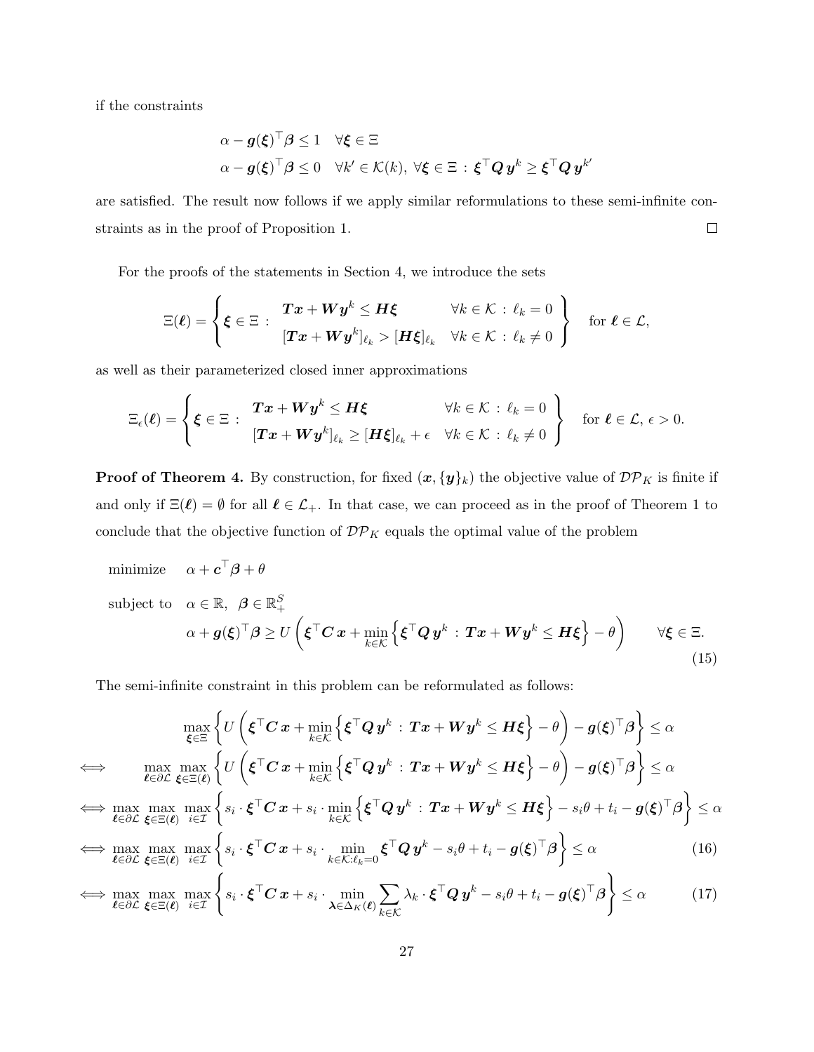if the constraints

$$
\begin{aligned}
&\alpha - \boldsymbol{g}(\boldsymbol{\xi})^\top \boldsymbol{\beta} \leq 1 \quad \forall \boldsymbol{\xi} \in \Xi \\
&\alpha - \boldsymbol{g}(\boldsymbol{\xi})^\top \boldsymbol{\beta} \leq 0 \quad \forall k' \in \mathcal{K}(k),\ \forall \boldsymbol{\xi} \in \Xi \,:\, \boldsymbol{\xi}^\top \boldsymbol{Q}\, \boldsymbol{y}^k \geq \boldsymbol{\xi}^\top \boldsymbol{Q}\, \boldsymbol{y}^{k'}
\end{aligned}
$$

are satisfied. The result now follows if we apply similar reformulations to these semi-infinite constraints as in the proof of Proposition 1. □

For the proofs of the statements in Section 4, we introduce the sets

$$
\Xi(\boldsymbol{\ell}) = \left\{ \boldsymbol{\xi} \in \Xi \,:\, \begin{array}{ll} \boldsymbol{T}\boldsymbol{x} + \boldsymbol{W}\boldsymbol{y}^k \leq \boldsymbol{H}\boldsymbol{\xi} & \forall k \in \mathcal{K} \,:\, \ell_k = 0 \\ [\boldsymbol{T}\boldsymbol{x} + \boldsymbol{W}\boldsymbol{y}^k]_{\ell_k} > [\boldsymbol{H}\boldsymbol{\xi}]_{\ell_k} & \forall k \in \mathcal{K} \,:\, \ell_k \neq 0 \end{array} \right\} \quad \text{for } \boldsymbol{\ell} \in \mathcal{L},
$$

as well as their parameterized closed inner approximations

$$
\Xi_\epsilon(\boldsymbol{\ell}) = \left\{ \boldsymbol{\xi} \in \Xi \,:\, \begin{array}{ll} \boldsymbol{T}\boldsymbol{x} + \boldsymbol{W}\boldsymbol{y}^k \leq \boldsymbol{H}\boldsymbol{\xi} & \forall k \in \mathcal{K} \,:\, \ell_k = 0 \\ [\boldsymbol{T}\boldsymbol{x} + \boldsymbol{W}\boldsymbol{y}^k]_{\ell_k} \geq [\boldsymbol{H}\boldsymbol{\xi}]_{\ell_k} + \epsilon & \forall k \in \mathcal{K} \,:\, \ell_k \neq 0 \end{array} \right\} \quad \text{for } \boldsymbol{\ell} \in \mathcal{L},\ \epsilon > 0.
$$

**Proof of Theorem 4.** By construction, for fixed $(\boldsymbol{x}, \{\boldsymbol{y}\}_k)$ the objective value of $\mathcal{DP}_K$ is finite if and only if $\Xi(\boldsymbol{\ell}) = \emptyset$ for all $\boldsymbol{\ell} \in \mathcal{L}_+$. In that case, we can proceed as in the proof of Theorem 1 to conclude that the objective function of $\mathcal{DP}_K$ equals the optimal value of the problem

$$
\begin{aligned}
\text{minimize} \quad & \alpha + \boldsymbol{c}^\top \boldsymbol{\beta} + \theta \\
\text{subject to} \quad & \alpha \in \mathbb{R},\ \boldsymbol{\beta} \in \mathbb{R}^S_+ \\
& \alpha + \boldsymbol{g}(\boldsymbol{\xi})^\top \boldsymbol{\beta} \geq U\left( \boldsymbol{\xi}^\top \boldsymbol{C}\, \boldsymbol{x} + \min_{k \in \mathcal{K}} \left\{ \boldsymbol{\xi}^\top \boldsymbol{Q}\, \boldsymbol{y}^k \,:\, \boldsymbol{T}\boldsymbol{x} + \boldsymbol{W}\boldsymbol{y}^k \leq \boldsymbol{H}\boldsymbol{\xi} \right\} - \theta \right) \qquad \forall \boldsymbol{\xi} \in \Xi.
\end{aligned}
\tag{15}
$$

The semi-infinite constraint in this problem can be reformulated as follows:

$$
\begin{aligned}
& \max_{\boldsymbol{\xi} \in \Xi} \left\{ U\left( \boldsymbol{\xi}^\top \boldsymbol{C}\, \boldsymbol{x} + \min_{k \in \mathcal{K}} \left\{ \boldsymbol{\xi}^\top \boldsymbol{Q}\, \boldsymbol{y}^k \,:\, \boldsymbol{T}\boldsymbol{x} + \boldsymbol{W}\boldsymbol{y}^k \leq \boldsymbol{H}\boldsymbol{\xi} \right\} - \theta \right) - \boldsymbol{g}(\boldsymbol{\xi})^\top \boldsymbol{\beta} \right\} \leq \alpha \\
\iff \quad & \max_{\boldsymbol{\ell} \in \partial \mathcal{L}} \max_{\boldsymbol{\xi} \in \Xi(\boldsymbol{\ell})} \left\{ U\left( \boldsymbol{\xi}^\top \boldsymbol{C}\, \boldsymbol{x} + \min_{k \in \mathcal{K}} \left\{ \boldsymbol{\xi}^\top \boldsymbol{Q}\, \boldsymbol{y}^k \,:\, \boldsymbol{T}\boldsymbol{x} + \boldsymbol{W}\boldsymbol{y}^k \leq \boldsymbol{H}\boldsymbol{\xi} \right\} - \theta \right) - \boldsymbol{g}(\boldsymbol{\xi})^\top \boldsymbol{\beta} \right\} \leq \alpha \\
\iff \quad & \max_{\boldsymbol{\ell} \in \partial \mathcal{L}} \max_{\boldsymbol{\xi} \in \Xi(\boldsymbol{\ell})} \max_{i \in \mathcal{I}} \left\{ s_i \cdot \boldsymbol{\xi}^\top \boldsymbol{C}\, \boldsymbol{x} + s_i \cdot \min_{k \in \mathcal{K}} \left\{ \boldsymbol{\xi}^\top \boldsymbol{Q}\, \boldsymbol{y}^k \,:\, \boldsymbol{T}\boldsymbol{x} + \boldsymbol{W}\boldsymbol{y}^k \leq \boldsymbol{H}\boldsymbol{\xi} \right\} - s_i \theta + t_i - \boldsymbol{g}(\boldsymbol{\xi})^\top \boldsymbol{\beta} \right\} \leq \alpha \\
\iff \quad & \max_{\boldsymbol{\ell} \in \partial \mathcal{L}} \max_{\boldsymbol{\xi} \in \Xi(\boldsymbol{\ell})} \max_{i \in \mathcal{I}} \left\{ s_i \cdot \boldsymbol{\xi}^\top \boldsymbol{C}\, \boldsymbol{x} + s_i \cdot \min_{k \in \mathcal{K} : \ell_k = 0} \boldsymbol{\xi}^\top \boldsymbol{Q}\, \boldsymbol{y}^k - s_i \theta + t_i - \boldsymbol{g}(\boldsymbol{\xi})^\top \boldsymbol{\beta} \right\} \leq \alpha \qquad (16) \\
\iff \quad & \max_{\boldsymbol{\ell} \in \partial \mathcal{L}} \max_{\boldsymbol{\xi} \in \Xi(\boldsymbol{\ell})} \max_{i \in \mathcal{I}} \left\{ s_i \cdot \boldsymbol{\xi}^\top \boldsymbol{C}\, \boldsymbol{x} + s_i \cdot \min_{\boldsymbol{\lambda} \in \Delta_K(\boldsymbol{\ell})} \sum_{k \in \mathcal{K}} \lambda_k \cdot \boldsymbol{\xi}^\top \boldsymbol{Q}\, \boldsymbol{y}^k - s_i \theta + t_i - \boldsymbol{g}(\boldsymbol{\xi})^\top \boldsymbol{\beta} \right\} \leq \alpha \qquad (17)
\end{aligned}
$$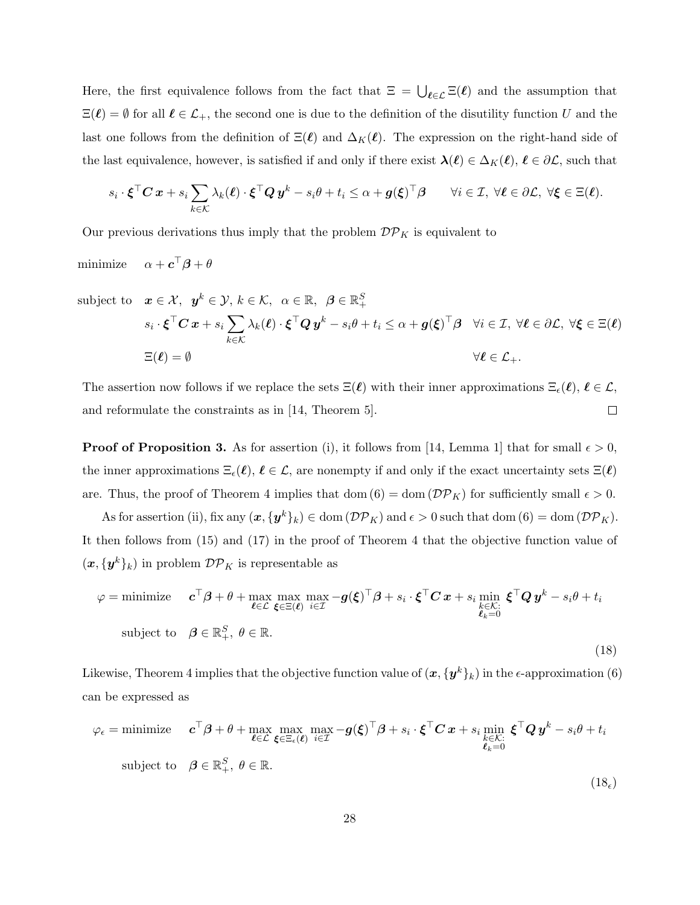Here, the first equivalence follows from the fact that $\Xi = \bigcup_{\boldsymbol{\ell} \in \mathcal{L}} \Xi(\boldsymbol{\ell})$ and the assumption that $\Xi(\boldsymbol{\ell}) = \emptyset$ for all $\boldsymbol{\ell} \in \mathcal{L}_+$, the second one is due to the definition of the disutility function $U$ and the last one follows from the definition of $\Xi(\boldsymbol{\ell})$ and $\Delta_K(\boldsymbol{\ell})$. The expression on the right-hand side of the last equivalence, however, is satisfied if and only if there exist $\boldsymbol{\lambda}(\boldsymbol{\ell}) \in \Delta_K(\boldsymbol{\ell})$, $\boldsymbol{\ell} \in \partial\mathcal{L}$, such that

$$
s_i \cdot \boldsymbol{\xi}^\top \boldsymbol{C}\,\boldsymbol{x} + s_i \sum_{k \in \mathcal{K}} \lambda_k(\boldsymbol{\ell}) \cdot \boldsymbol{\xi}^\top \boldsymbol{Q}\,\boldsymbol{y}^k - s_i\theta + t_i \leq \alpha + \boldsymbol{g}(\boldsymbol{\xi})^\top \boldsymbol{\beta} \qquad \forall i \in \mathcal{I},\ \forall \boldsymbol{\ell} \in \partial\mathcal{L},\ \forall \boldsymbol{\xi} \in \Xi(\boldsymbol{\ell}).
$$

Our previous derivations thus imply that the problem $\mathcal{DP}_K$ is equivalent to

$$
\begin{array}{ll}
\text{minimize} & \alpha + \boldsymbol{c}^\top \boldsymbol{\beta} + \theta \\[2ex]
\text{subject to} & \boldsymbol{x} \in \mathcal{X},\ \ \boldsymbol{y}^k \in \mathcal{Y},\ k \in \mathcal{K},\ \ \alpha \in \mathbb{R},\ \ \boldsymbol{\beta} \in \mathbb{R}^S_+ \\[1ex]
& s_i \cdot \boldsymbol{\xi}^\top \boldsymbol{C}\,\boldsymbol{x} + s_i \displaystyle\sum_{k \in \mathcal{K}} \lambda_k(\boldsymbol{\ell}) \cdot \boldsymbol{\xi}^\top \boldsymbol{Q}\,\boldsymbol{y}^k - s_i\theta + t_i \leq \alpha + \boldsymbol{g}(\boldsymbol{\xi})^\top \boldsymbol{\beta} \quad \forall i \in \mathcal{I},\ \forall \boldsymbol{\ell} \in \partial\mathcal{L},\ \forall \boldsymbol{\xi} \in \Xi(\boldsymbol{\ell}) \\[1ex]
& \Xi(\boldsymbol{\ell}) = \emptyset \qquad\qquad\qquad\qquad\qquad\qquad\qquad\qquad\qquad\qquad\quad \forall \boldsymbol{\ell} \in \mathcal{L}_+.
\end{array}
$$

The assertion now follows if we replace the sets $\Xi(\boldsymbol{\ell})$ with their inner approximations $\Xi_\epsilon(\boldsymbol{\ell})$, $\boldsymbol{\ell} \in \mathcal{L}$, and reformulate the constraints as in [14, Theorem 5]. $\square$

**Proof of Proposition 3.** As for assertion (i), it follows from [14, Lemma 1] that for small $\epsilon > 0$, the inner approximations $\Xi_\epsilon(\boldsymbol{\ell})$, $\boldsymbol{\ell} \in \mathcal{L}$, are nonempty if and only if the exact uncertainty sets $\Xi(\boldsymbol{\ell})$ are. Thus, the proof of Theorem 4 implies that $\operatorname{dom}(6) = \operatorname{dom}(\mathcal{DP}_K)$ for sufficiently small $\epsilon > 0$.

As for assertion (ii), fix any $(\boldsymbol{x}, \{\boldsymbol{y}^k\}_k) \in \operatorname{dom}(\mathcal{DP}_K)$ and $\epsilon > 0$ such that $\operatorname{dom}(6) = \operatorname{dom}(\mathcal{DP}_K)$. It then follows from (15) and (17) in the proof of Theorem 4 that the objective function value of $(\boldsymbol{x}, \{\boldsymbol{y}^k\}_k)$ in problem $\mathcal{DP}_K$ is representable as

$$
\begin{array}{ll}
\varphi = \text{minimize} & \boldsymbol{c}^\top \boldsymbol{\beta} + \theta + \displaystyle\max_{\boldsymbol{\ell} \in \mathcal{L}} \max_{\boldsymbol{\xi} \in \Xi(\boldsymbol{\ell})} \max_{i \in \mathcal{I}} -\boldsymbol{g}(\boldsymbol{\xi})^\top \boldsymbol{\beta} + s_i \cdot \boldsymbol{\xi}^\top \boldsymbol{C}\,\boldsymbol{x} + s_i \min_{\substack{k \in \mathcal{K}: \\ \boldsymbol{\ell}_k = 0}} \boldsymbol{\xi}^\top \boldsymbol{Q}\,\boldsymbol{y}^k - s_i\theta + t_i \\[2ex]
\text{subject to} & \boldsymbol{\beta} \in \mathbb{R}^S_+,\ \theta \in \mathbb{R}.
\end{array}
\tag{18}
$$

Likewise, Theorem 4 implies that the objective function value of $(\boldsymbol{x}, \{\boldsymbol{y}^k\}_k)$ in the $\epsilon$-approximation (6) can be expressed as

$$
\begin{array}{ll}
\varphi_\epsilon = \text{minimize} & \boldsymbol{c}^\top \boldsymbol{\beta} + \theta + \displaystyle\max_{\boldsymbol{\ell} \in \mathcal{L}} \max_{\boldsymbol{\xi} \in \Xi_\epsilon(\boldsymbol{\ell})} \max_{i \in \mathcal{I}} -\boldsymbol{g}(\boldsymbol{\xi})^\top \boldsymbol{\beta} + s_i \cdot \boldsymbol{\xi}^\top \boldsymbol{C}\,\boldsymbol{x} + s_i \min_{\substack{k \in \mathcal{K}: \\ \boldsymbol{\ell}_k = 0}} \boldsymbol{\xi}^\top \boldsymbol{Q}\,\boldsymbol{y}^k - s_i\theta + t_i \\[2ex]
\text{subject to} & \boldsymbol{\beta} \in \mathbb{R}^S_+,\ \theta \in \mathbb{R}.
\end{array}
\tag{$18_\epsilon$}
$$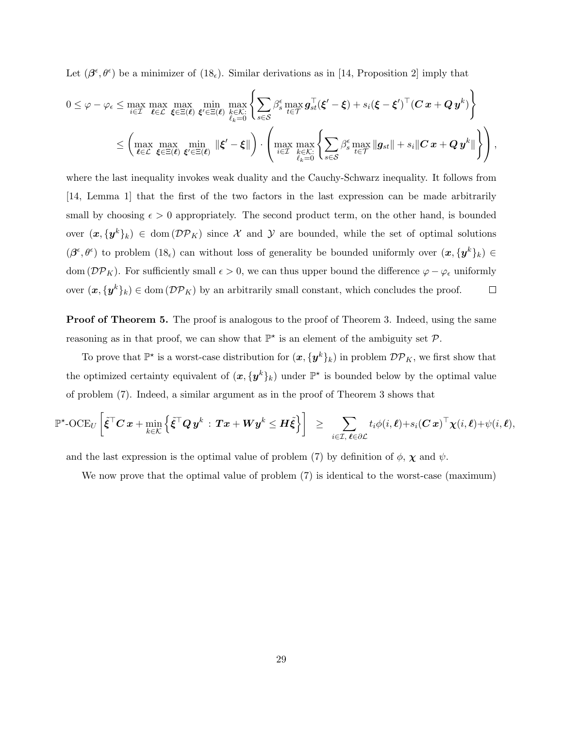Let $(\boldsymbol{\beta}^\epsilon, \theta^\epsilon)$ be a minimizer of $(18_\epsilon)$. Similar derivations as in [14, Proposition 2] imply that

$$
\begin{aligned}
0 \leq \varphi - \varphi_\epsilon &\leq \max_{i \in \mathcal{I}} \max_{\boldsymbol{\ell} \in \mathcal{L}} \max_{\boldsymbol{\xi} \in \Xi(\boldsymbol{\ell})} \min_{\boldsymbol{\xi}' \in \Xi(\boldsymbol{\ell})} \max_{\substack{k \in \mathcal{K}: \\ \ell_k = 0}} \left\{ \sum_{s \in \mathcal{S}} \beta_s^\epsilon \max_{t \in \mathcal{T}} \boldsymbol{g}_{st}^\top (\boldsymbol{\xi}' - \boldsymbol{\xi}) + s_i (\boldsymbol{\xi} - \boldsymbol{\xi}')^\top (\boldsymbol{C}\,\boldsymbol{x} + \boldsymbol{Q}\,\boldsymbol{y}^k) \right\} \\
&\leq \left( \max_{\boldsymbol{\ell} \in \mathcal{L}} \max_{\boldsymbol{\xi} \in \Xi(\boldsymbol{\ell})} \min_{\boldsymbol{\xi}' \in \Xi(\boldsymbol{\ell})} \|\boldsymbol{\xi}' - \boldsymbol{\xi}\| \right) \cdot \left( \max_{i \in \mathcal{I}} \max_{\substack{k \in \mathcal{K}: \\ \ell_k = 0}} \left\{ \sum_{s \in \mathcal{S}} \beta_s^\epsilon \max_{t \in \mathcal{T}} \|\boldsymbol{g}_{st}\| + s_i \|\boldsymbol{C}\,\boldsymbol{x} + \boldsymbol{Q}\,\boldsymbol{y}^k\| \right\} \right),
\end{aligned}
$$

where the last inequality invokes weak duality and the Cauchy-Schwarz inequality. It follows from [14, Lemma 1] that the first of the two factors in the last expression can be made arbitrarily small by choosing $\epsilon > 0$ appropriately. The second product term, on the other hand, is bounded over $(\boldsymbol{x}, \{\boldsymbol{y}^k\}_k) \in \operatorname{dom}(\mathcal{DP}_K)$ since $\mathcal{X}$ and $\mathcal{Y}$ are bounded, while the set of optimal solutions $(\boldsymbol{\beta}^\epsilon, \theta^\epsilon)$ to problem $(18_\epsilon)$ can without loss of generality be bounded uniformly over $(\boldsymbol{x}, \{\boldsymbol{y}^k\}_k) \in \operatorname{dom}(\mathcal{DP}_K)$. For sufficiently small $\epsilon > 0$, we can thus upper bound the difference $\varphi - \varphi_\epsilon$ uniformly over $(\boldsymbol{x}, \{\boldsymbol{y}^k\}_k) \in \operatorname{dom}(\mathcal{DP}_K)$ by an arbitrarily small constant, which concludes the proof. $\square$

**Proof of Theorem 5.** The proof is analogous to the proof of Theorem 3. Indeed, using the same reasoning as in that proof, we can show that $\mathbb{P}^\star$ is an element of the ambiguity set $\mathcal{P}$.

To prove that $\mathbb{P}^\star$ is a worst-case distribution for $(\boldsymbol{x}, \{\boldsymbol{y}^k\}_k)$ in problem $\mathcal{DP}_K$, we first show that the optimized certainty equivalent of $(\boldsymbol{x}, \{\boldsymbol{y}^k\}_k)$ under $\mathbb{P}^\star$ is bounded below by the optimal value of problem (7). Indeed, a similar argument as in the proof of Theorem 3 shows that

$$
\mathbb{P}^\star\text{-OCE}_U \left[ \tilde{\boldsymbol{\xi}}^\top \boldsymbol{C}\,\boldsymbol{x} + \min_{k \in \mathcal{K}} \left\{ \tilde{\boldsymbol{\xi}}^\top \boldsymbol{Q}\,\boldsymbol{y}^k \,:\, \boldsymbol{T}\boldsymbol{x} + \boldsymbol{W}\boldsymbol{y}^k \leq \boldsymbol{H}\tilde{\boldsymbol{\xi}} \right\} \right] \;\; \geq \sum_{i \in \mathcal{I},\, \boldsymbol{\ell} \in \partial\mathcal{L}} t_i \phi(i, \boldsymbol{\ell}) + s_i (\boldsymbol{C}\,\boldsymbol{x})^\top \boldsymbol{\chi}(i, \boldsymbol{\ell}) + \psi(i, \boldsymbol{\ell}),
$$

and the last expression is the optimal value of problem (7) by definition of $\phi$, $\boldsymbol{\chi}$ and $\psi$.

We now prove that the optimal value of problem (7) is identical to the worst-case (maximum)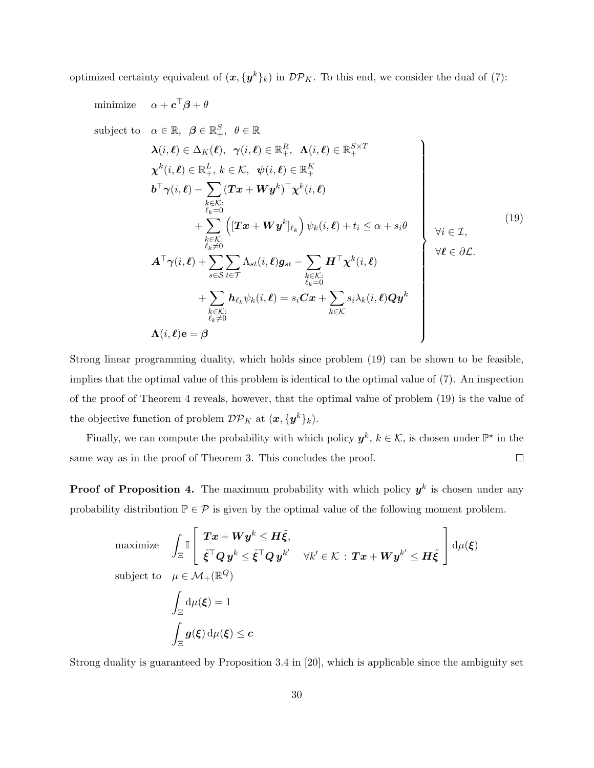optimized certainty equivalent of $(\boldsymbol{x}, \{\boldsymbol{y}^k\}_k)$ in $\mathcal{DP}_K$. To this end, we consider the dual of (7):

$$
\begin{array}{ll}
\text{minimize} & \alpha + \boldsymbol{c}^\top \boldsymbol{\beta} + \theta \\
\text{subject to} & \alpha \in \mathbb{R}, \;\; \boldsymbol{\beta} \in \mathbb{R}^S_+, \;\; \theta \in \mathbb{R} \\
& \left.\begin{array}{l}
\boldsymbol{\lambda}(i, \boldsymbol{\ell}) \in \Delta_K(\boldsymbol{\ell}), \;\; \boldsymbol{\gamma}(i, \boldsymbol{\ell}) \in \mathbb{R}^R_+, \;\; \boldsymbol{\Lambda}(i, \boldsymbol{\ell}) \in \mathbb{R}^{S \times T}_+ \\
\boldsymbol{\chi}^k(i, \boldsymbol{\ell}) \in \mathbb{R}^L_+, \; k \in \mathcal{K}, \;\; \boldsymbol{\psi}(i, \boldsymbol{\ell}) \in \mathbb{R}^K_+ \\
\boldsymbol{b}^\top \boldsymbol{\gamma}(i, \boldsymbol{\ell}) - \displaystyle\sum_{\substack{k \in \mathcal{K}: \\ \ell_k = 0}} (\boldsymbol{T}\boldsymbol{x} + \boldsymbol{W}\boldsymbol{y}^k)^\top \boldsymbol{\chi}^k(i, \boldsymbol{\ell}) \\
\qquad\qquad + \displaystyle\sum_{\substack{k \in \mathcal{K}: \\ \ell_k \neq 0}} \left( [\boldsymbol{T}\boldsymbol{x} + \boldsymbol{W}\boldsymbol{y}^k]_{\ell_k} \right) \psi_k(i, \boldsymbol{\ell}) + t_i \leq \alpha + s_i \theta \\
\boldsymbol{A}^\top \boldsymbol{\gamma}(i, \boldsymbol{\ell}) + \displaystyle\sum_{s \in \mathcal{S}} \sum_{t \in \mathcal{T}} \Lambda_{st}(i, \boldsymbol{\ell}) \boldsymbol{g}_{st} - \sum_{\substack{k \in \mathcal{K}: \\ \ell_k = 0}} \boldsymbol{H}^\top \boldsymbol{\chi}^k(i, \boldsymbol{\ell}) \\
\qquad\qquad + \displaystyle\sum_{\substack{k \in \mathcal{K}: \\ \ell_k \neq 0}} \boldsymbol{h}_{\ell_k} \psi_k(i, \boldsymbol{\ell}) = s_i \boldsymbol{C}\boldsymbol{x} + \sum_{k \in \mathcal{K}} s_i \lambda_k(i, \boldsymbol{\ell}) \boldsymbol{Q}\boldsymbol{y}^k \\
\boldsymbol{\Lambda}(i, \boldsymbol{\ell}) \mathbf{e} = \boldsymbol{\beta}
\end{array}\right\} \;\; \begin{array}{l} \forall i \in \mathcal{I}, \\ \forall \boldsymbol{\ell} \in \partial \mathcal{L}. \end{array}
\end{array}
\tag{19}
$$

Strong linear programming duality, which holds since problem (19) can be shown to be feasible, implies that the optimal value of this problem is identical to the optimal value of (7). An inspection of the proof of Theorem 4 reveals, however, that the optimal value of problem (19) is the value of the objective function of problem $\mathcal{DP}_K$ at $(\boldsymbol{x}, \{\boldsymbol{y}^k\}_k)$.

Finally, we can compute the probability with which policy $\boldsymbol{y}^k$, $k \in \mathcal{K}$, is chosen under $\mathbb{P}^\star$ in the same way as in the proof of Theorem 3. This concludes the proof. $\square$

**Proof of Proposition 4.** The maximum probability with which policy $\boldsymbol{y}^k$ is chosen under any probability distribution $\mathbb{P} \in \mathcal{P}$ is given by the optimal value of the following moment problem.

$$
\begin{array}{ll}
\text{maximize} & \displaystyle\int_\Xi \mathbb{I} \left[ \begin{array}{l} \boldsymbol{T}\boldsymbol{x} + \boldsymbol{W}\boldsymbol{y}^k \leq \boldsymbol{H}\tilde{\boldsymbol{\xi}}, \\ \tilde{\boldsymbol{\xi}}^\top \boldsymbol{Q}\, \boldsymbol{y}^k \leq \tilde{\boldsymbol{\xi}}^\top \boldsymbol{Q}\, \boldsymbol{y}^{k'} \quad \forall k' \in \mathcal{K} \, : \, \boldsymbol{T}\boldsymbol{x} + \boldsymbol{W}\boldsymbol{y}^{k'} \leq \boldsymbol{H}\tilde{\boldsymbol{\xi}} \end{array} \right] \mathrm{d}\mu(\boldsymbol{\xi}) \\
\text{subject to} & \mu \in \mathcal{M}_+(\mathbb{R}^Q) \\
& \displaystyle\int_\Xi \mathrm{d}\mu(\boldsymbol{\xi}) = 1 \\
& \displaystyle\int_\Xi \boldsymbol{g}(\boldsymbol{\xi}) \, \mathrm{d}\mu(\boldsymbol{\xi}) \leq \boldsymbol{c}
\end{array}
$$

Strong duality is guaranteed by Proposition 3.4 in [20], which is applicable since the ambiguity set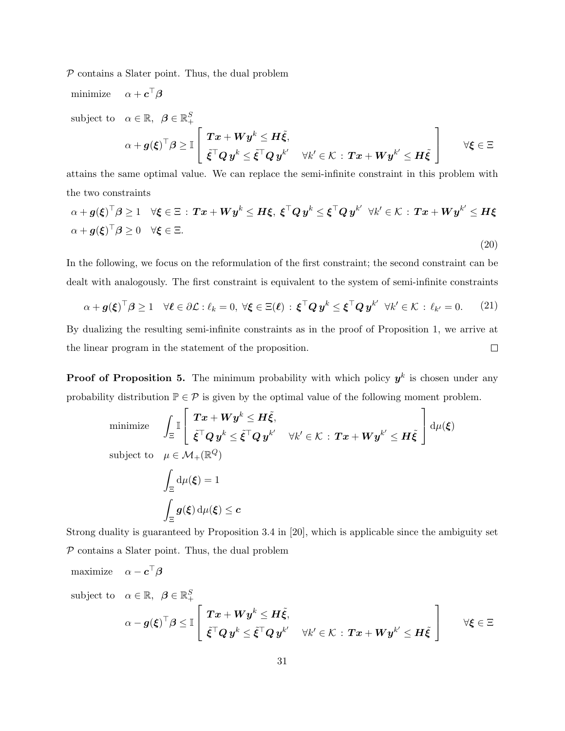$\mathcal{P}$ contains a Slater point. Thus, the dual problem

$$
\begin{aligned}
\text{minimize} \quad & \alpha + \boldsymbol{c}^\top \boldsymbol{\beta} \\
\text{subject to} \quad & \alpha \in \mathbb{R}, \;\; \boldsymbol{\beta} \in \mathbb{R}^S_+ \\
& \alpha + \boldsymbol{g}(\boldsymbol{\xi})^\top \boldsymbol{\beta} \geq \mathbb{I} \left[ \begin{array}{l} \boldsymbol{T}\boldsymbol{x} + \boldsymbol{W}\boldsymbol{y}^k \leq \boldsymbol{H}\tilde{\boldsymbol{\xi}}, \\ \tilde{\boldsymbol{\xi}}^\top \boldsymbol{Q}\, \boldsymbol{y}^k \leq \tilde{\boldsymbol{\xi}}^\top \boldsymbol{Q}\, \boldsymbol{y}^{k'} \quad \forall k' \in \mathcal{K} \, : \, \boldsymbol{T}\boldsymbol{x} + \boldsymbol{W}\boldsymbol{y}^{k'} \leq \boldsymbol{H}\tilde{\boldsymbol{\xi}} \end{array} \right] \qquad \forall \boldsymbol{\xi} \in \Xi
\end{aligned}
$$

attains the same optimal value. We can replace the semi-infinite constraint in this problem with the two constraints

$$
\begin{aligned}
& \alpha + \boldsymbol{g}(\boldsymbol{\xi})^\top \boldsymbol{\beta} \geq 1 \quad \forall \boldsymbol{\xi} \in \Xi \, : \, \boldsymbol{T}\boldsymbol{x} + \boldsymbol{W}\boldsymbol{y}^k \leq \boldsymbol{H}\boldsymbol{\xi}, \; \boldsymbol{\xi}^\top \boldsymbol{Q}\, \boldsymbol{y}^k \leq \boldsymbol{\xi}^\top \boldsymbol{Q}\, \boldsymbol{y}^{k'} \;\; \forall k' \in \mathcal{K} \, : \, \boldsymbol{T}\boldsymbol{x} + \boldsymbol{W}\boldsymbol{y}^{k'} \leq \boldsymbol{H}\boldsymbol{\xi} \\
& \alpha + \boldsymbol{g}(\boldsymbol{\xi})^\top \boldsymbol{\beta} \geq 0 \quad \forall \boldsymbol{\xi} \in \Xi.
\end{aligned} \tag{20}
$$

In the following, we focus on the reformulation of the first constraint; the second constraint can be dealt with analogously. The first constraint is equivalent to the system of semi-infinite constraints

$$
\alpha + \boldsymbol{g}(\boldsymbol{\xi})^\top \boldsymbol{\beta} \geq 1 \quad \forall \boldsymbol{\ell} \in \partial \mathcal{L} : \ell_k = 0, \; \forall \boldsymbol{\xi} \in \Xi(\boldsymbol{\ell}) \, : \, \boldsymbol{\xi}^\top \boldsymbol{Q}\, \boldsymbol{y}^k \leq \boldsymbol{\xi}^\top \boldsymbol{Q}\, \boldsymbol{y}^{k'} \;\; \forall k' \in \mathcal{K} \, : \, \ell_{k'} = 0. \tag{21}
$$

By dualizing the resulting semi-infinite constraints as in the proof of Proposition 1, we arrive at the linear program in the statement of the proposition. $\square$

**Proof of Proposition 5.** The minimum probability with which policy $\boldsymbol{y}^k$ is chosen under any probability distribution $\mathbb{P} \in \mathcal{P}$ is given by the optimal value of the following moment problem.

$$
\begin{aligned}
\text{minimize} \quad & \int_\Xi \mathbb{I} \left[ \begin{array}{l} \boldsymbol{T}\boldsymbol{x} + \boldsymbol{W}\boldsymbol{y}^k \leq \boldsymbol{H}\tilde{\boldsymbol{\xi}}, \\ \tilde{\boldsymbol{\xi}}^\top \boldsymbol{Q}\, \boldsymbol{y}^k \leq \tilde{\boldsymbol{\xi}}^\top \boldsymbol{Q}\, \boldsymbol{y}^{k'} \quad \forall k' \in \mathcal{K} \, : \, \boldsymbol{T}\boldsymbol{x} + \boldsymbol{W}\boldsymbol{y}^{k'} \leq \boldsymbol{H}\tilde{\boldsymbol{\xi}} \end{array} \right] \mathrm{d}\mu(\boldsymbol{\xi}) \\
\text{subject to} \quad & \mu \in \mathcal{M}_+(\mathbb{R}^Q) \\
& \int_\Xi \mathrm{d}\mu(\boldsymbol{\xi}) = 1 \\
& \int_\Xi \boldsymbol{g}(\boldsymbol{\xi}) \, \mathrm{d}\mu(\boldsymbol{\xi}) \leq \boldsymbol{c}
\end{aligned}
$$

Strong duality is guaranteed by Proposition 3.4 in [20], which is applicable since the ambiguity set $\mathcal{P}$ contains a Slater point. Thus, the dual problem

$$
\begin{aligned}
\text{maximize} \quad & \alpha - \boldsymbol{c}^\top \boldsymbol{\beta} \\
\text{subject to} \quad & \alpha \in \mathbb{R}, \;\; \boldsymbol{\beta} \in \mathbb{R}^S_+ \\
& \alpha - \boldsymbol{g}(\boldsymbol{\xi})^\top \boldsymbol{\beta} \leq \mathbb{I} \left[ \begin{array}{l} \boldsymbol{T}\boldsymbol{x} + \boldsymbol{W}\boldsymbol{y}^k \leq \boldsymbol{H}\tilde{\boldsymbol{\xi}}, \\ \tilde{\boldsymbol{\xi}}^\top \boldsymbol{Q}\, \boldsymbol{y}^k \leq \tilde{\boldsymbol{\xi}}^\top \boldsymbol{Q}\, \boldsymbol{y}^{k'} \quad \forall k' \in \mathcal{K} \, : \, \boldsymbol{T}\boldsymbol{x} + \boldsymbol{W}\boldsymbol{y}^{k'} \leq \boldsymbol{H}\tilde{\boldsymbol{\xi}} \end{array} \right] \qquad \forall \boldsymbol{\xi} \in \Xi
\end{aligned}
$$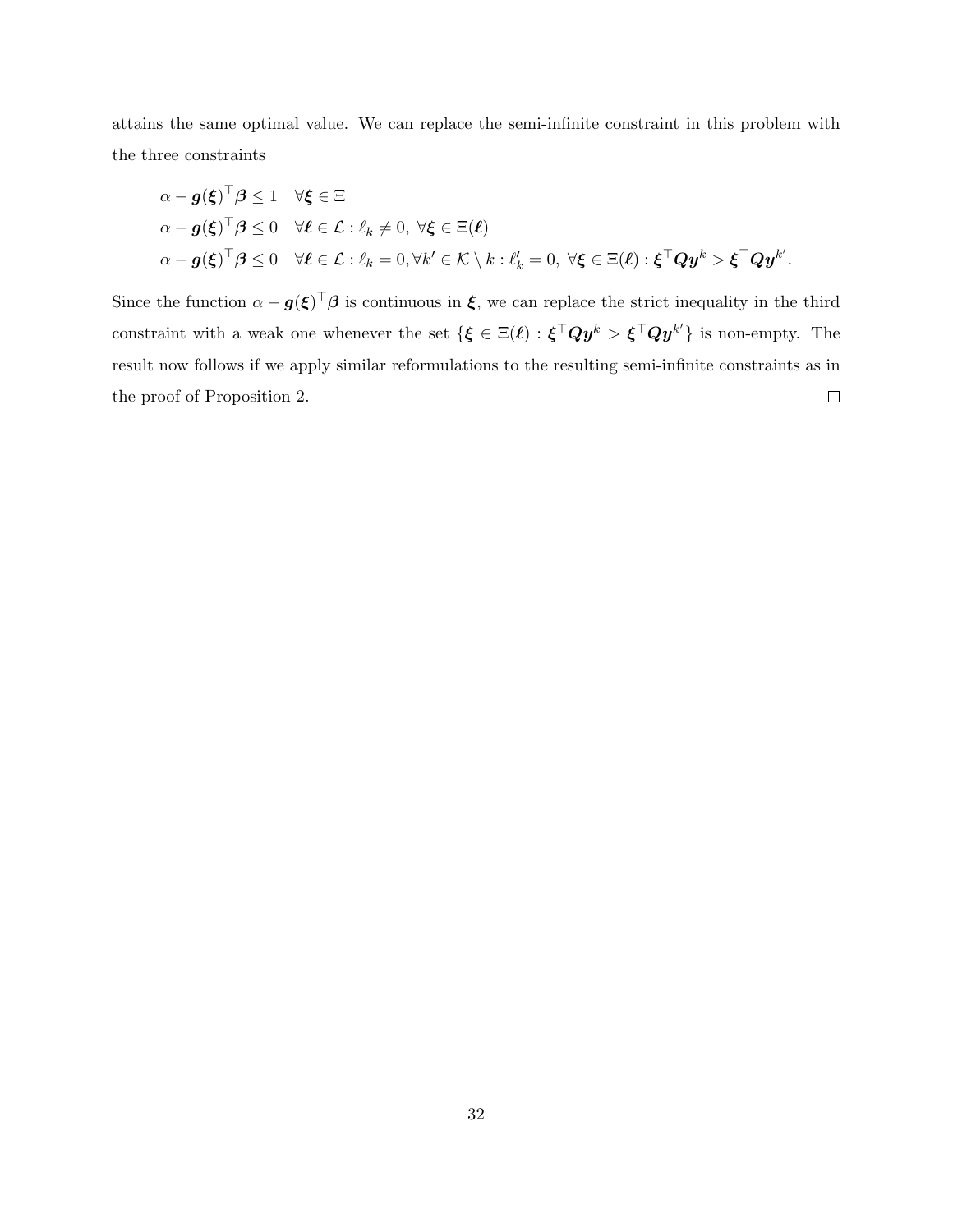attains the same optimal value. We can replace the semi-infinite constraint in this problem with the three constraints

$$
\begin{aligned}
&\alpha - \boldsymbol{g}(\boldsymbol{\xi})^\top \boldsymbol{\beta} \leq 1 \quad \forall \boldsymbol{\xi} \in \Xi \\
&\alpha - \boldsymbol{g}(\boldsymbol{\xi})^\top \boldsymbol{\beta} \leq 0 \quad \forall \boldsymbol{\ell} \in \mathcal{L} : \ell_k \neq 0, \ \forall \boldsymbol{\xi} \in \Xi(\boldsymbol{\ell}) \\
&\alpha - \boldsymbol{g}(\boldsymbol{\xi})^\top \boldsymbol{\beta} \leq 0 \quad \forall \boldsymbol{\ell} \in \mathcal{L} : \ell_k = 0, \forall k' \in \mathcal{K} \setminus k : \ell'_k = 0, \ \forall \boldsymbol{\xi} \in \Xi(\boldsymbol{\ell}) : \boldsymbol{\xi}^\top \boldsymbol{Q} \boldsymbol{y}^k > \boldsymbol{\xi}^\top \boldsymbol{Q} \boldsymbol{y}^{k'}.
\end{aligned}
$$

Since the function $\alpha - \boldsymbol{g}(\boldsymbol{\xi})^\top \boldsymbol{\beta}$ is continuous in $\boldsymbol{\xi}$, we can replace the strict inequality in the third constraint with a weak one whenever the set $\{\boldsymbol{\xi} \in \Xi(\boldsymbol{\ell}) : \boldsymbol{\xi}^\top \boldsymbol{Q} \boldsymbol{y}^k > \boldsymbol{\xi}^\top \boldsymbol{Q} \boldsymbol{y}^{k'}\}$ is non-empty. The result now follows if we apply similar reformulations to the resulting semi-infinite constraints as in the proof of Proposition 2. □